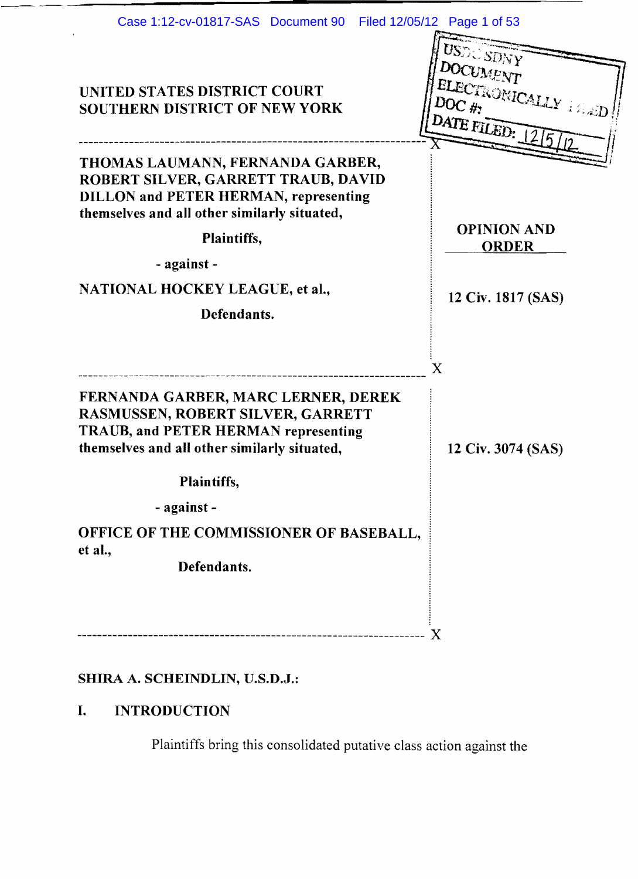UNITED STATES DISTRICT COURT
SOUTHERN DISTRICT OF NEW YORK

USDC SDNY
DOCUMENT
ELECTRONICALLY FILED
DOC #:
DATE FILED: 12/5/12

---

THOMAS LAUMANN, FERNANDA GARBER, ROBERT SILVER, GARRETT TRAUB, DAVID DILLON and PETER HERMAN, representing themselves and all other similarly situated,

Plaintiffs,

- against -

NATIONAL HOCKEY LEAGUE, et al.,

Defendants.

**OPINION AND ORDER**

12 Civ. 1817 (SAS)

---

FERNANDA GARBER, MARC LERNER, DEREK RASMUSSEN, ROBERT SILVER, GARRETT TRAUB, and PETER HERMAN representing themselves and all other similarly situated,

Plaintiffs,

- against -

OFFICE OF THE COMMISSIONER OF BASEBALL, et al.,

Defendants.

12 Civ. 3074 (SAS)

---

SHIRA A. SCHEINDLIN, U.S.D.J.:

## I. INTRODUCTION

Plaintiffs bring this consolidated putative class action against the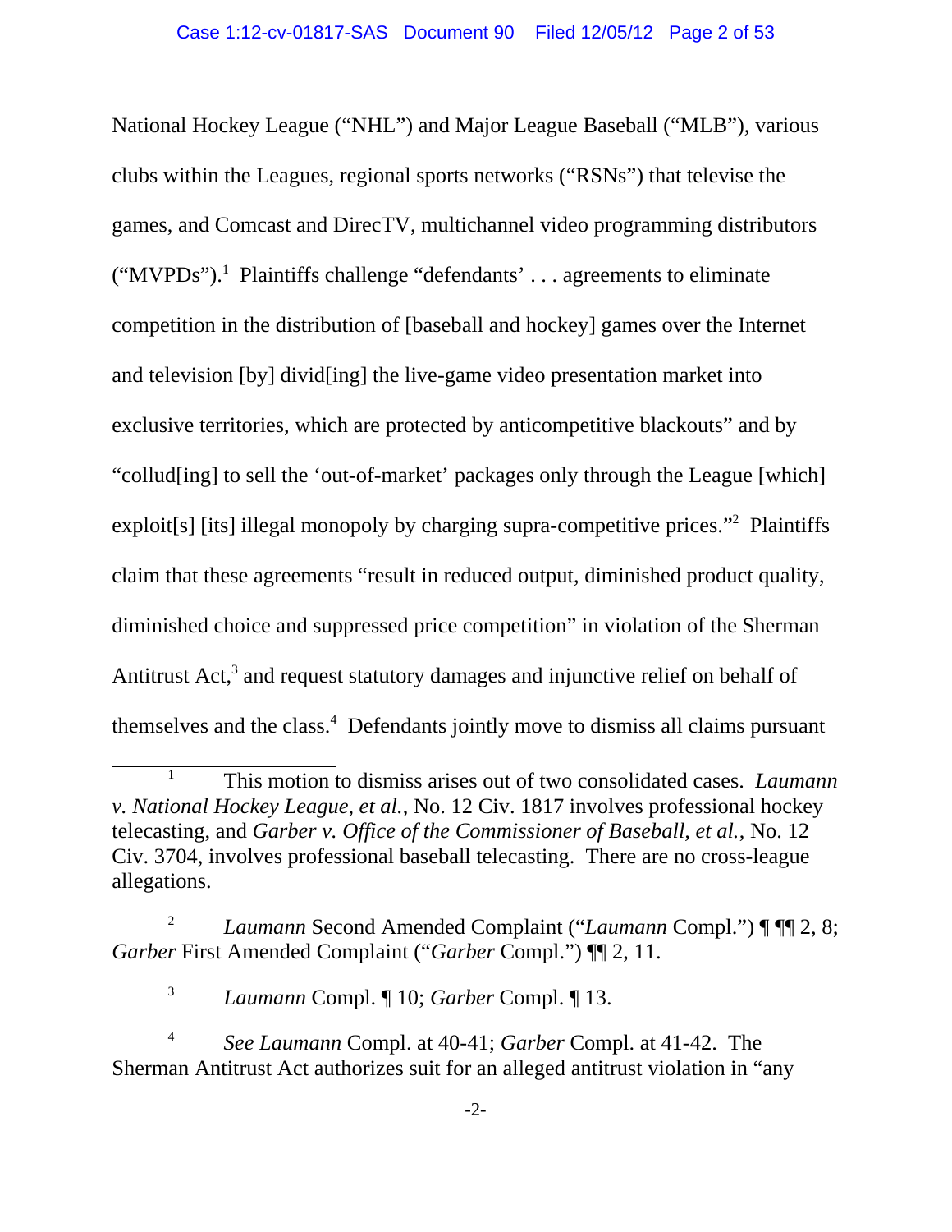National Hockey League ("NHL") and Major League Baseball ("MLB"), various clubs within the Leagues, regional sports networks ("RSNs") that televise the games, and Comcast and DirecTV, multichannel video programming distributors ("MVPDs").[1] Plaintiffs challenge "defendants' . . . agreements to eliminate competition in the distribution of [baseball and hockey] games over the Internet and television [by] divid[ing] the live-game video presentation market into exclusive territories, which are protected by anticompetitive blackouts" and by "collud[ing] to sell the 'out-of-market' packages only through the League [which] exploit[s] [its] illegal monopoly by charging supra-competitive prices."[2] Plaintiffs claim that these agreements "result in reduced output, diminished product quality, diminished choice and suppressed price competition" in violation of the Sherman Antitrust Act,[3] and request statutory damages and injunctive relief on behalf of themselves and the class.[4] Defendants jointly move to dismiss all claims pursuant

---

[1] This motion to dismiss arises out of two consolidated cases. *Laumann v. National Hockey League, et al.*, No. 12 Civ. 1817 involves professional hockey telecasting, and *Garber v. Office of the Commissioner of Baseball, et al.*, No. 12 Civ. 3704, involves professional baseball telecasting. There are no cross-league allegations.

[2] *Laumann* Second Amended Complaint ("*Laumann* Compl.") ¶ ¶¶ 2, 8; *Garber* First Amended Complaint ("*Garber* Compl.") ¶¶ 2, 11.

[3] *Laumann* Compl. ¶ 10; *Garber* Compl. ¶ 13.

[4] *See Laumann* Compl. at 40-41; *Garber* Compl. at 41-42. The Sherman Antitrust Act authorizes suit for an alleged antitrust violation in "any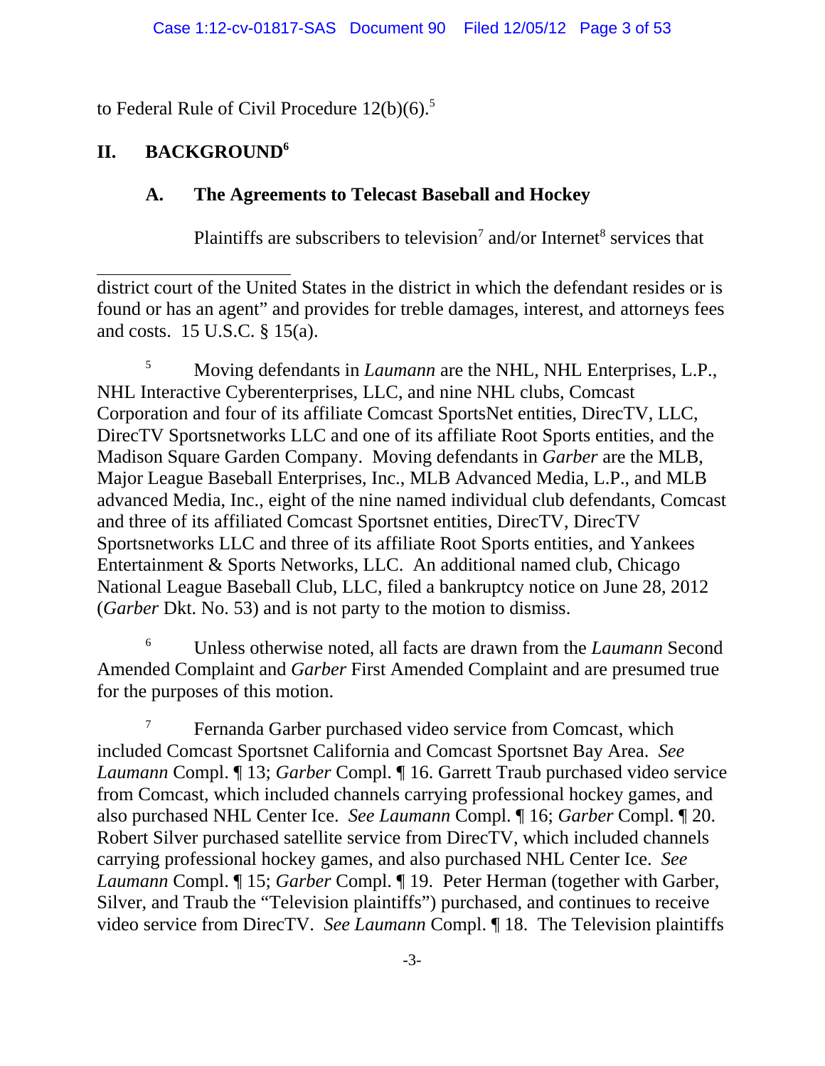to Federal Rule of Civil Procedure 12(b)(6).[5]

## II. BACKGROUND[6]

### A. The Agreements to Telecast Baseball and Hockey

Plaintiffs are subscribers to television[7] and/or Internet[8] services that

---

district court of the United States in the district in which the defendant resides or is found or has an agent" and provides for treble damages, interest, and attorneys fees and costs. 15 U.S.C. § 15(a).

[5] Moving defendants in *Laumann* are the NHL, NHL Enterprises, L.P., NHL Interactive Cyberenterprises, LLC, and nine NHL clubs, Comcast Corporation and four of its affiliate Comcast SportsNet entities, DirecTV, LLC, DirecTV Sportsnetworks LLC and one of its affiliate Root Sports entities, and the Madison Square Garden Company. Moving defendants in *Garber* are the MLB, Major League Baseball Enterprises, Inc., MLB Advanced Media, L.P., and MLB advanced Media, Inc., eight of the nine named individual club defendants, Comcast and three of its affiliated Comcast Sportsnet entities, DirecTV, DirecTV Sportsnetworks LLC and three of its affiliate Root Sports entities, and Yankees Entertainment & Sports Networks, LLC. An additional named club, Chicago National League Baseball Club, LLC, filed a bankruptcy notice on June 28, 2012 (*Garber* Dkt. No. 53) and is not party to the motion to dismiss.

[6] Unless otherwise noted, all facts are drawn from the *Laumann* Second Amended Complaint and *Garber* First Amended Complaint and are presumed true for the purposes of this motion.

[7] Fernanda Garber purchased video service from Comcast, which included Comcast Sportsnet California and Comcast Sportsnet Bay Area. *See Laumann* Compl. ¶ 13; *Garber* Compl. ¶ 16. Garrett Traub purchased video service from Comcast, which included channels carrying professional hockey games, and also purchased NHL Center Ice. *See Laumann* Compl. ¶ 16; *Garber* Compl. ¶ 20. Robert Silver purchased satellite service from DirecTV, which included channels carrying professional hockey games, and also purchased NHL Center Ice. *See Laumann* Compl. ¶ 15; *Garber* Compl. ¶ 19. Peter Herman (together with Garber, Silver, and Traub the "Television plaintiffs") purchased, and continues to receive video service from DirecTV. *See Laumann* Compl. ¶ 18. The Television plaintiffs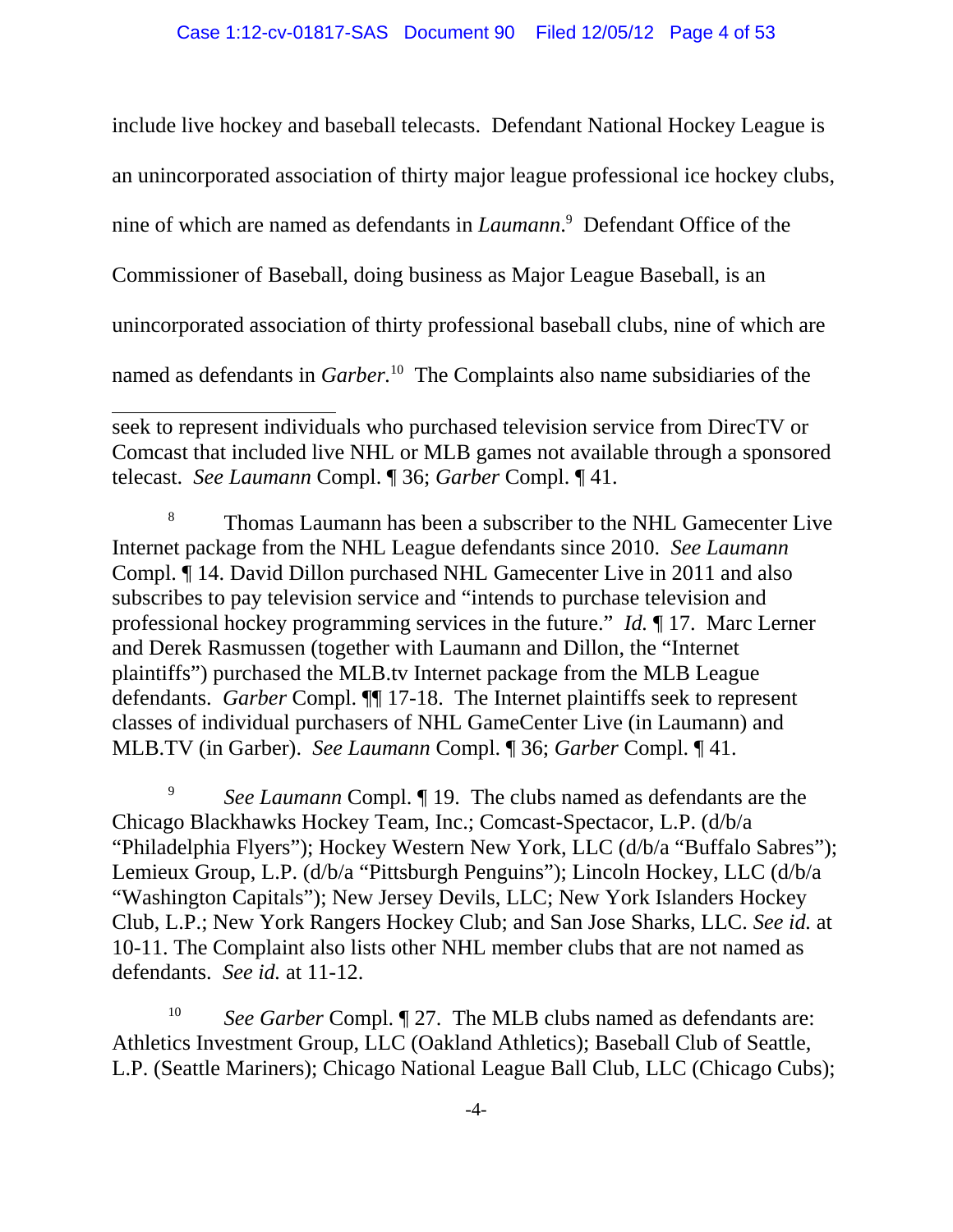include live hockey and baseball telecasts. Defendant National Hockey League is an unincorporated association of thirty major league professional ice hockey clubs, nine of which are named as defendants in *Laumann*.[9] Defendant Office of the Commissioner of Baseball, doing business as Major League Baseball, is an unincorporated association of thirty professional baseball clubs, nine of which are named as defendants in *Garber.*[10] The Complaints also name subsidiaries of the

---

seek to represent individuals who purchased television service from DirecTV or Comcast that included live NHL or MLB games not available through a sponsored telecast. *See Laumann* Compl. ¶ 36; *Garber* Compl. ¶ 41.

[8] Thomas Laumann has been a subscriber to the NHL Gamecenter Live Internet package from the NHL League defendants since 2010. *See Laumann* Compl. ¶ 14. David Dillon purchased NHL Gamecenter Live in 2011 and also subscribes to pay television service and "intends to purchase television and professional hockey programming services in the future." *Id.* ¶ 17. Marc Lerner and Derek Rasmussen (together with Laumann and Dillon, the "Internet plaintiffs") purchased the MLB.tv Internet package from the MLB League defendants. *Garber* Compl. ¶¶ 17-18. The Internet plaintiffs seek to represent classes of individual purchasers of NHL GameCenter Live (in Laumann) and MLB.TV (in Garber). *See Laumann* Compl. ¶ 36; *Garber* Compl. ¶ 41.

[9] *See Laumann* Compl. ¶ 19. The clubs named as defendants are the Chicago Blackhawks Hockey Team, Inc.; Comcast-Spectacor, L.P. (d/b/a "Philadelphia Flyers"); Hockey Western New York, LLC (d/b/a "Buffalo Sabres"); Lemieux Group, L.P. (d/b/a "Pittsburgh Penguins"); Lincoln Hockey, LLC (d/b/a "Washington Capitals"); New Jersey Devils, LLC; New York Islanders Hockey Club, L.P.; New York Rangers Hockey Club; and San Jose Sharks, LLC. *See id.* at 10-11. The Complaint also lists other NHL member clubs that are not named as defendants. *See id.* at 11-12.

[10] *See Garber* Compl. ¶ 27. The MLB clubs named as defendants are: Athletics Investment Group, LLC (Oakland Athletics); Baseball Club of Seattle, L.P. (Seattle Mariners); Chicago National League Ball Club, LLC (Chicago Cubs);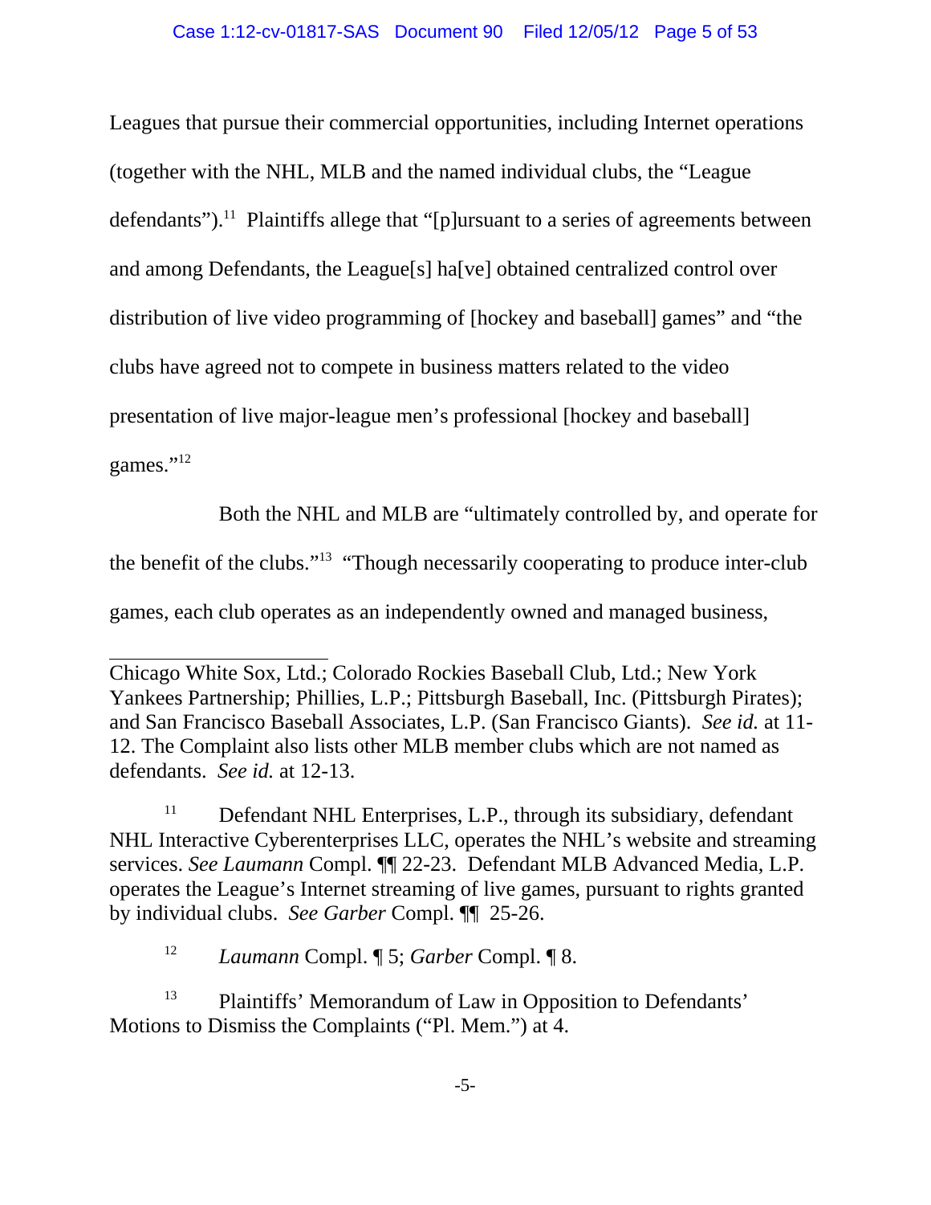Leagues that pursue their commercial opportunities, including Internet operations (together with the NHL, MLB and the named individual clubs, the "League defendants").[11] Plaintiffs allege that "[p]ursuant to a series of agreements between and among Defendants, the League[s] ha[ve] obtained centralized control over distribution of live video programming of [hockey and baseball] games" and "the clubs have agreed not to compete in business matters related to the video presentation of live major-league men's professional [hockey and baseball] games."[12]

Both the NHL and MLB are "ultimately controlled by, and operate for the benefit of the clubs."[13] "Though necessarily cooperating to produce inter-club games, each club operates as an independently owned and managed business,

---

Chicago White Sox, Ltd.; Colorado Rockies Baseball Club, Ltd.; New York Yankees Partnership; Phillies, L.P.; Pittsburgh Baseball, Inc. (Pittsburgh Pirates); and San Francisco Baseball Associates, L.P. (San Francisco Giants). *See id.* at 11-12. The Complaint also lists other MLB member clubs which are not named as defendants. *See id.* at 12-13.

[11] Defendant NHL Enterprises, L.P., through its subsidiary, defendant NHL Interactive Cyberenterprises LLC, operates the NHL's website and streaming services. *See Laumann* Compl. ¶¶ 22-23. Defendant MLB Advanced Media, L.P. operates the League's Internet streaming of live games, pursuant to rights granted by individual clubs. *See Garber* Compl. ¶¶ 25-26.

[12] *Laumann* Compl. ¶ 5; *Garber* Compl. ¶ 8.

[13] Plaintiffs' Memorandum of Law in Opposition to Defendants' Motions to Dismiss the Complaints ("Pl. Mem.") at 4.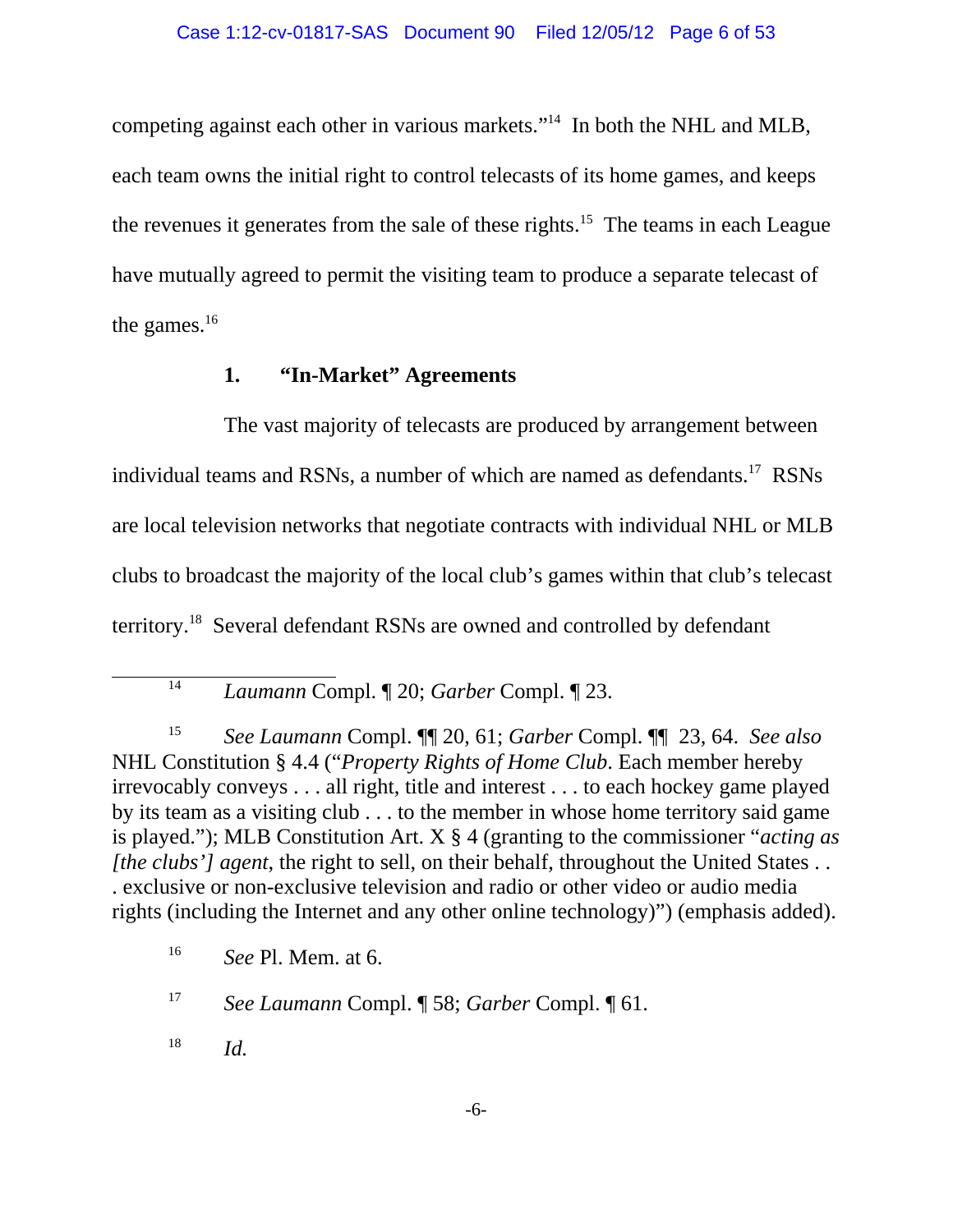competing against each other in various markets."[14] In both the NHL and MLB, each team owns the initial right to control telecasts of its home games, and keeps the revenues it generates from the sale of these rights.[15] The teams in each League have mutually agreed to permit the visiting team to produce a separate telecast of the games.[16]

### 1. "In-Market" Agreements

The vast majority of telecasts are produced by arrangement between individual teams and RSNs, a number of which are named as defendants.[17] RSNs are local television networks that negotiate contracts with individual NHL or MLB clubs to broadcast the majority of the local club's games within that club's telecast territory.[18] Several defendant RSNs are owned and controlled by defendant

---

[14] *Laumann* Compl. ¶ 20; *Garber* Compl. ¶ 23.

[15] *See Laumann* Compl. ¶¶ 20, 61; *Garber* Compl. ¶¶ 23, 64. *See also* NHL Constitution § 4.4 ("*Property Rights of Home Club*. Each member hereby irrevocably conveys . . . all right, title and interest . . . to each hockey game played by its team as a visiting club . . . to the member in whose home territory said game is played."); MLB Constitution Art. X § 4 (granting to the commissioner "*acting as [the clubs'] agent*, the right to sell, on their behalf, throughout the United States . . . exclusive or non-exclusive television and radio or other video or audio media rights (including the Internet and any other online technology)") (emphasis added).

[16] *See* Pl. Mem. at 6.

[17] *See Laumann* Compl. ¶ 58; *Garber* Compl. ¶ 61.

[18] *Id.*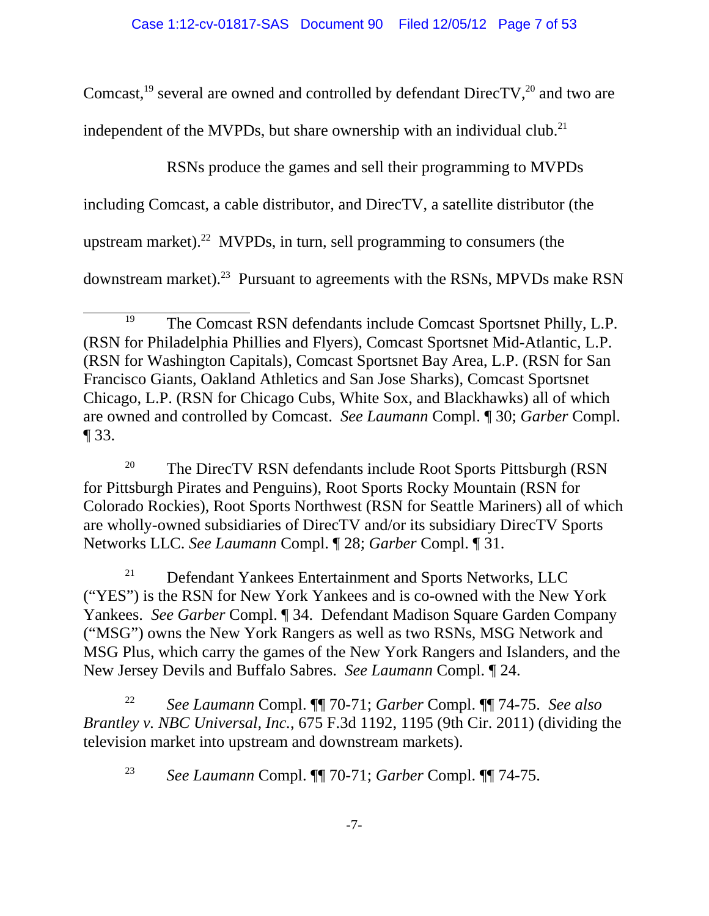Comcast,[19] several are owned and controlled by defendant DirecTV,[20] and two are independent of the MVPDs, but share ownership with an individual club.[21]

RSNs produce the games and sell their programming to MVPDs including Comcast, a cable distributor, and DirecTV, a satellite distributor (the upstream market).[22] MVPDs, in turn, sell programming to consumers (the downstream market).[23] Pursuant to agreements with the RSNs, MPVDs make RSN

---

[19] The Comcast RSN defendants include Comcast Sportsnet Philly, L.P. (RSN for Philadelphia Phillies and Flyers), Comcast Sportsnet Mid-Atlantic, L.P. (RSN for Washington Capitals), Comcast Sportsnet Bay Area, L.P. (RSN for San Francisco Giants, Oakland Athletics and San Jose Sharks), Comcast Sportsnet Chicago, L.P. (RSN for Chicago Cubs, White Sox, and Blackhawks) all of which are owned and controlled by Comcast. *See Laumann* Compl. ¶ 30; *Garber* Compl. ¶ 33.

[20] The DirecTV RSN defendants include Root Sports Pittsburgh (RSN for Pittsburgh Pirates and Penguins), Root Sports Rocky Mountain (RSN for Colorado Rockies), Root Sports Northwest (RSN for Seattle Mariners) all of which are wholly-owned subsidiaries of DirecTV and/or its subsidiary DirecTV Sports Networks LLC. *See Laumann* Compl. ¶ 28; *Garber* Compl. ¶ 31.

[21] Defendant Yankees Entertainment and Sports Networks, LLC ("YES") is the RSN for New York Yankees and is co-owned with the New York Yankees. *See Garber* Compl. ¶ 34. Defendant Madison Square Garden Company ("MSG") owns the New York Rangers as well as two RSNs, MSG Network and MSG Plus, which carry the games of the New York Rangers and Islanders, and the New Jersey Devils and Buffalo Sabres. *See Laumann* Compl. ¶ 24.

[22] *See Laumann* Compl. ¶¶ 70-71; *Garber* Compl. ¶¶ 74-75. *See also Brantley v. NBC Universal, Inc.*, 675 F.3d 1192, 1195 (9th Cir. 2011) (dividing the television market into upstream and downstream markets).

[23] *See Laumann* Compl. ¶¶ 70-71; *Garber* Compl. ¶¶ 74-75.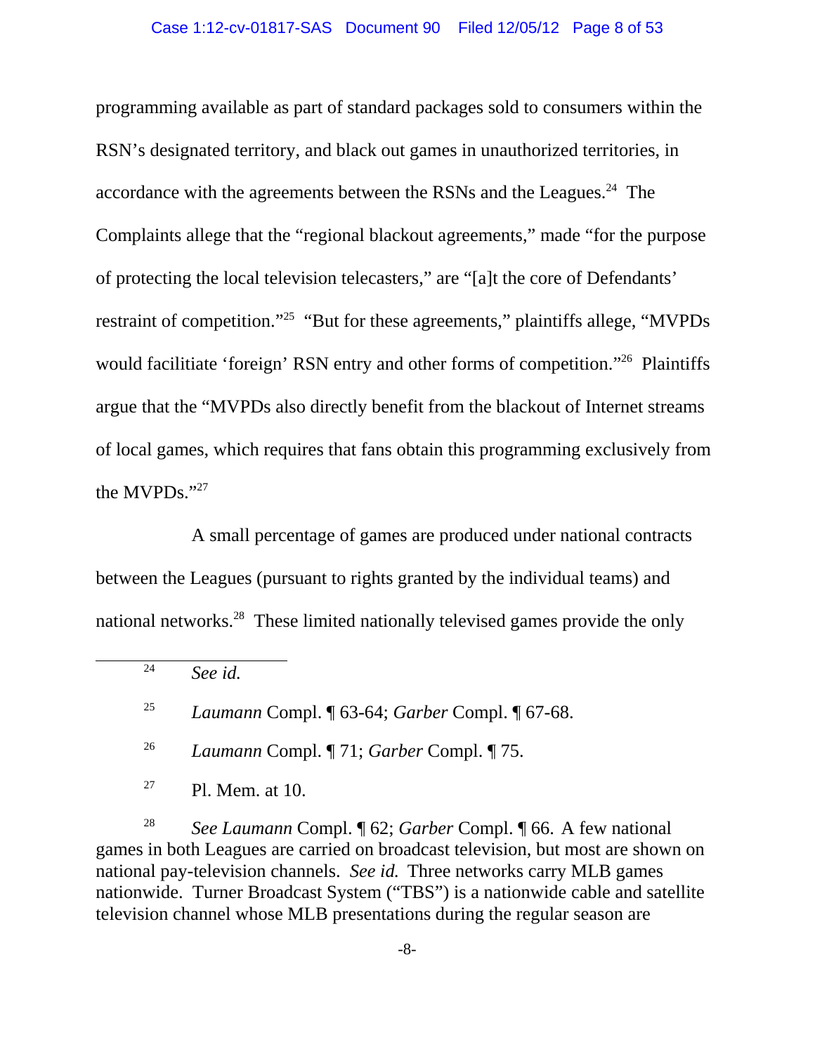programming available as part of standard packages sold to consumers within the RSN's designated territory, and black out games in unauthorized territories, in accordance with the agreements between the RSNs and the Leagues.[24] The Complaints allege that the "regional blackout agreements," made "for the purpose of protecting the local television telecasters," are "[a]t the core of Defendants' restraint of competition."[25] "But for these agreements," plaintiffs allege, "MVPDs would facilitiate 'foreign' RSN entry and other forms of competition."[26] Plaintiffs argue that the "MVPDs also directly benefit from the blackout of Internet streams of local games, which requires that fans obtain this programming exclusively from the MVPDs."[27]

A small percentage of games are produced under national contracts between the Leagues (pursuant to rights granted by the individual teams) and national networks.[28] These limited nationally televised games provide the only

---

[24] *See id.*

[25] *Laumann* Compl. ¶ 63-64; *Garber* Compl. ¶ 67-68.

[26] *Laumann* Compl. ¶ 71; *Garber* Compl. ¶ 75.

[27] Pl. Mem. at 10.

[28] *See Laumann* Compl. ¶ 62; *Garber* Compl. ¶ 66. A few national games in both Leagues are carried on broadcast television, but most are shown on national pay-television channels. *See id.* Three networks carry MLB games nationwide. Turner Broadcast System ("TBS") is a nationwide cable and satellite television channel whose MLB presentations during the regular season are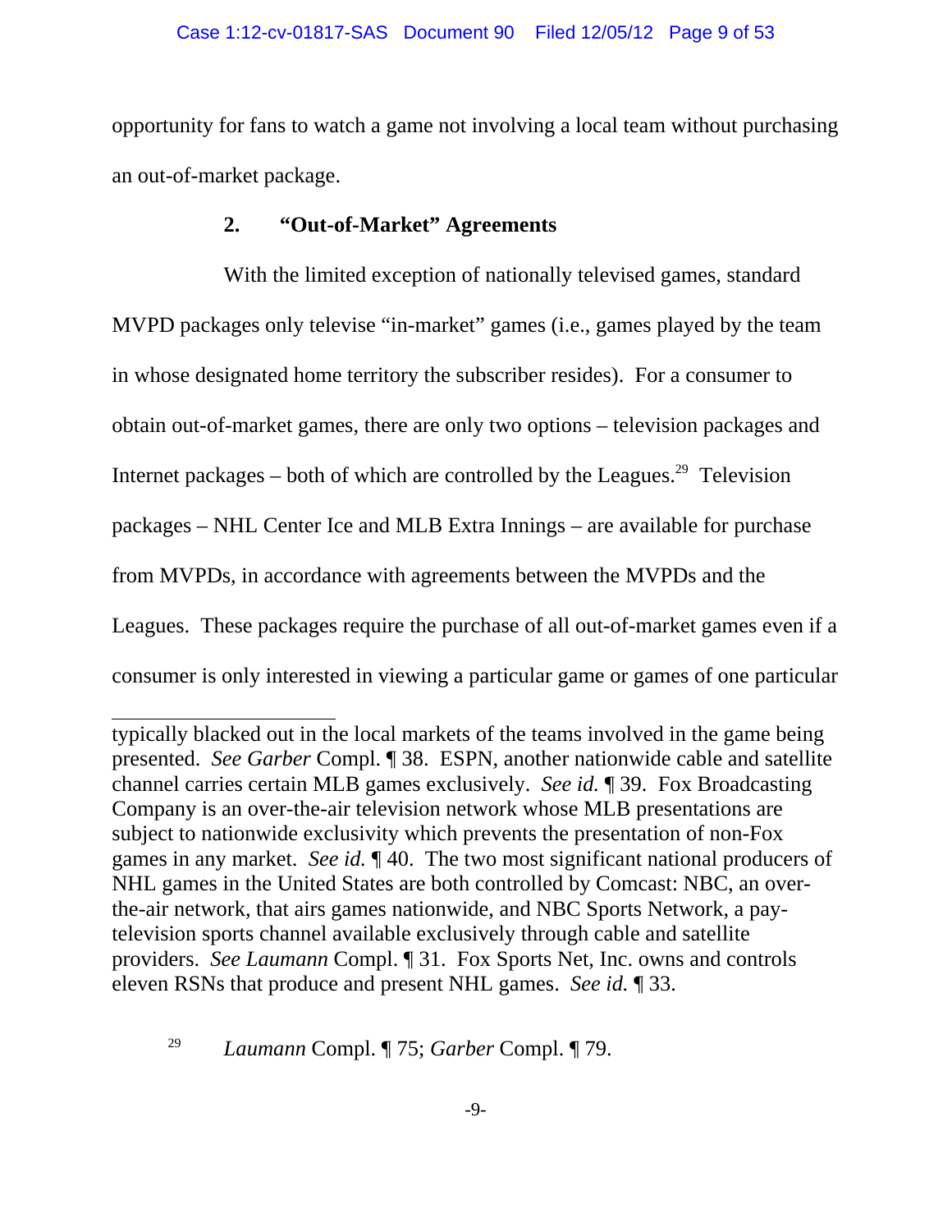opportunity for fans to watch a game not involving a local team without purchasing an out-of-market package.

### 2. "Out-of-Market" Agreements

With the limited exception of nationally televised games, standard MVPD packages only televise "in-market" games (i.e., games played by the team in whose designated home territory the subscriber resides). For a consumer to obtain out-of-market games, there are only two options – television packages and Internet packages – both of which are controlled by the Leagues.[29] Television packages – NHL Center Ice and MLB Extra Innings – are available for purchase from MVPDs, in accordance with agreements between the MVPDs and the Leagues. These packages require the purchase of all out-of-market games even if a consumer is only interested in viewing a particular game or games of one particular

---

typically blacked out in the local markets of the teams involved in the game being presented. *See Garber* Compl. ¶ 38. ESPN, another nationwide cable and satellite channel carries certain MLB games exclusively. *See id.* ¶ 39. Fox Broadcasting Company is an over-the-air television network whose MLB presentations are subject to nationwide exclusivity which prevents the presentation of non-Fox games in any market. *See id.* ¶ 40. The two most significant national producers of NHL games in the United States are both controlled by Comcast: NBC, an over-the-air network, that airs games nationwide, and NBC Sports Network, a pay-television sports channel available exclusively through cable and satellite providers. *See Laumann* Compl. ¶ 31. Fox Sports Net, Inc. owns and controls eleven RSNs that produce and present NHL games. *See id.* ¶ 33.

[29] *Laumann* Compl. ¶ 75; *Garber* Compl. ¶ 79.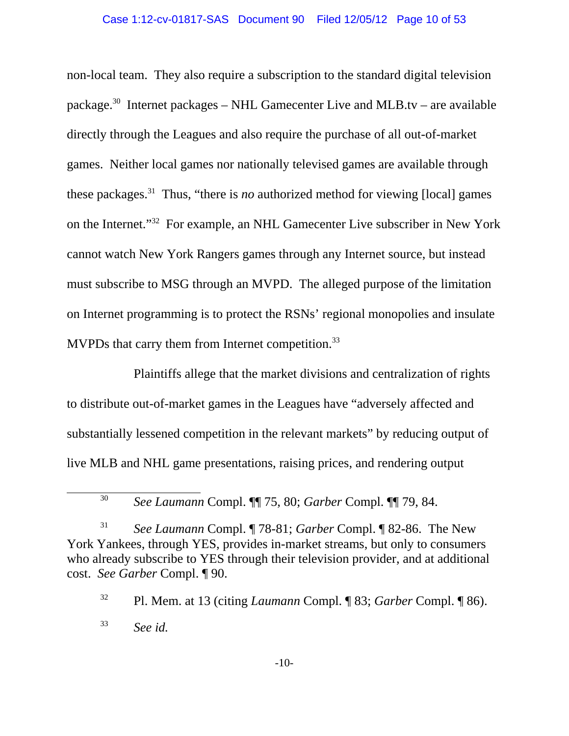non-local team. They also require a subscription to the standard digital television package.[30] Internet packages – NHL Gamecenter Live and MLB.tv – are available directly through the Leagues and also require the purchase of all out-of-market games. Neither local games nor nationally televised games are available through these packages.[31] Thus, "there is *no* authorized method for viewing [local] games on the Internet."[32] For example, an NHL Gamecenter Live subscriber in New York cannot watch New York Rangers games through any Internet source, but instead must subscribe to MSG through an MVPD. The alleged purpose of the limitation on Internet programming is to protect the RSNs' regional monopolies and insulate MVPDs that carry them from Internet competition.[33]

Plaintiffs allege that the market divisions and centralization of rights to distribute out-of-market games in the Leagues have "adversely affected and substantially lessened competition in the relevant markets" by reducing output of live MLB and NHL game presentations, raising prices, and rendering output

---

[30] *See Laumann* Compl. ¶¶ 75, 80; *Garber* Compl. ¶¶ 79, 84.

[31] *See Laumann* Compl. ¶ 78-81; *Garber* Compl. ¶ 82-86. The New York Yankees, through YES, provides in-market streams, but only to consumers who already subscribe to YES through their television provider, and at additional cost. *See Garber* Compl. ¶ 90.

[32] Pl. Mem. at 13 (citing *Laumann* Compl. ¶ 83; *Garber* Compl. ¶ 86).

[33] *See id.*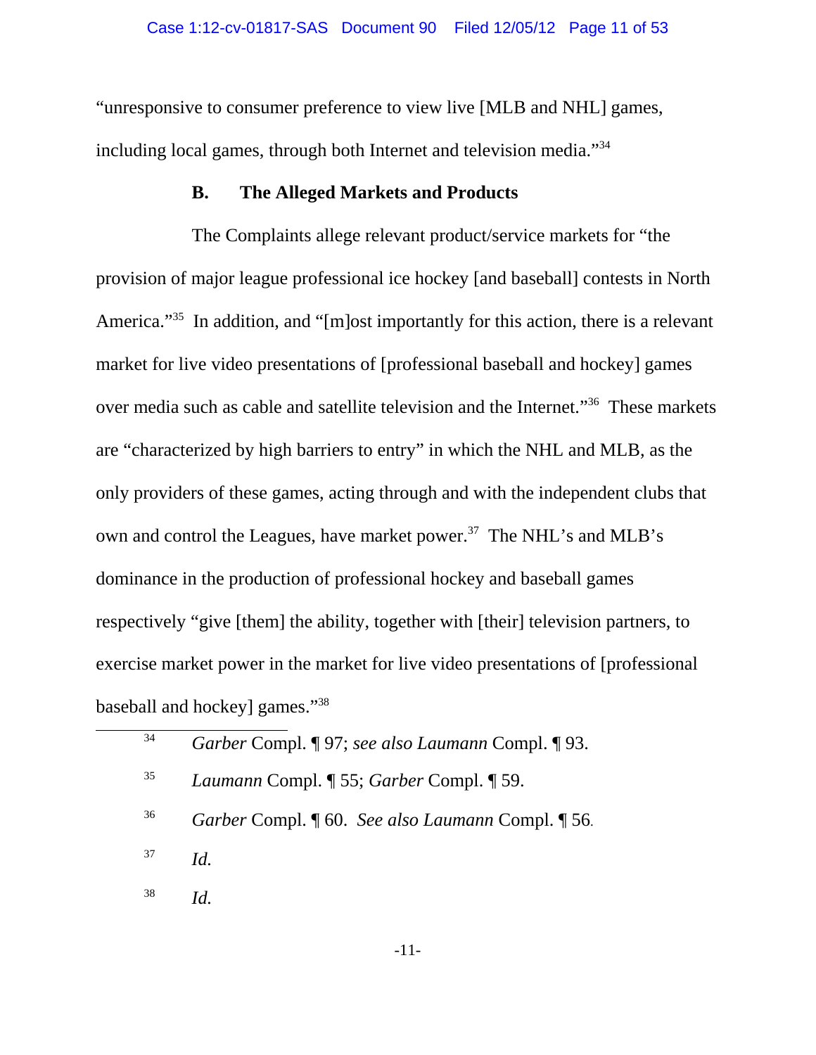"unresponsive to consumer preference to view live [MLB and NHL] games, including local games, through both Internet and television media."[34]

### B. The Alleged Markets and Products

The Complaints allege relevant product/service markets for "the provision of major league professional ice hockey [and baseball] contests in North America."[35] In addition, and "[m]ost importantly for this action, there is a relevant market for live video presentations of [professional baseball and hockey] games over media such as cable and satellite television and the Internet."[36] These markets are "characterized by high barriers to entry" in which the NHL and MLB, as the only providers of these games, acting through and with the independent clubs that own and control the Leagues, have market power.[37] The NHL's and MLB's dominance in the production of professional hockey and baseball games respectively "give [them] the ability, together with [their] television partners, to exercise market power in the market for live video presentations of [professional baseball and hockey] games."[38]

---

[34] *Garber* Compl. ¶ 97; *see also Laumann* Compl. ¶ 93.

[35] *Laumann* Compl. ¶ 55; *Garber* Compl. ¶ 59.

[36] *Garber* Compl. ¶ 60. *See also Laumann* Compl. ¶ 56.

[37] *Id.*

[38] *Id.*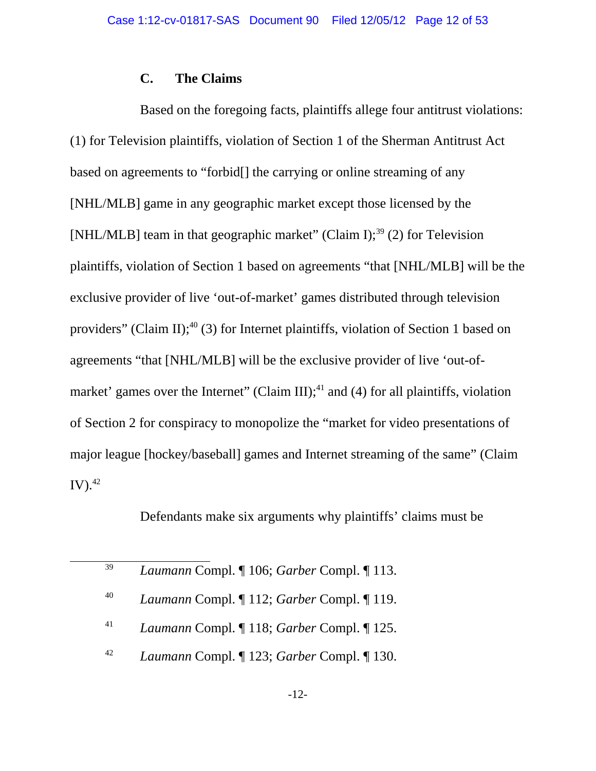### C. The Claims

Based on the foregoing facts, plaintiffs allege four antitrust violations: (1) for Television plaintiffs, violation of Section 1 of the Sherman Antitrust Act based on agreements to "forbid[] the carrying or online streaming of any [NHL/MLB] game in any geographic market except those licensed by the [NHL/MLB] team in that geographic market" (Claim I);[39] (2) for Television plaintiffs, violation of Section 1 based on agreements "that [NHL/MLB] will be the exclusive provider of live 'out-of-market' games distributed through television providers" (Claim II);[40] (3) for Internet plaintiffs, violation of Section 1 based on agreements "that [NHL/MLB] will be the exclusive provider of live 'out-of-market' games over the Internet" (Claim III);[41] and (4) for all plaintiffs, violation of Section 2 for conspiracy to monopolize the "market for video presentations of major league [hockey/baseball] games and Internet streaming of the same" (Claim IV).[42]

Defendants make six arguments why plaintiffs' claims must be

---

[39] *Laumann* Compl. ¶ 106; *Garber* Compl. ¶ 113.

[40] *Laumann* Compl. ¶ 112; *Garber* Compl. ¶ 119.

[41] *Laumann* Compl. ¶ 118; *Garber* Compl. ¶ 125.

[42] *Laumann* Compl. ¶ 123; *Garber* Compl. ¶ 130.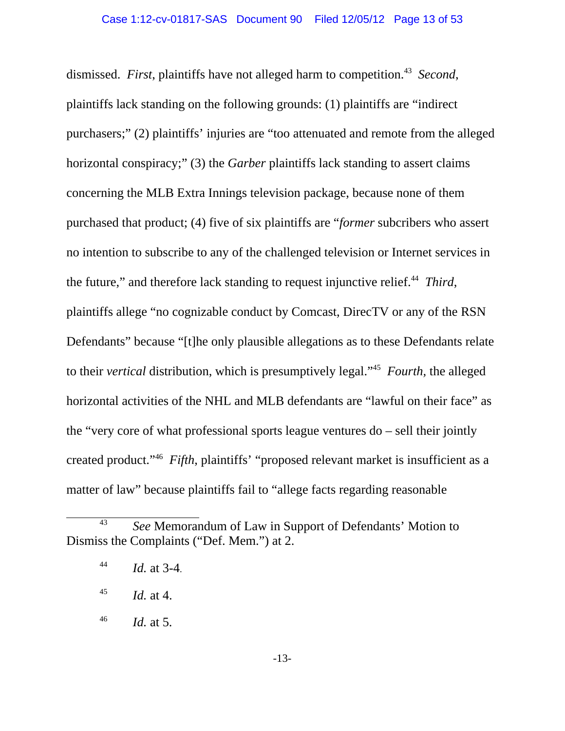dismissed. *First*, plaintiffs have not alleged harm to competition.[43] *Second*, plaintiffs lack standing on the following grounds: (1) plaintiffs are "indirect purchasers;" (2) plaintiffs' injuries are "too attenuated and remote from the alleged horizontal conspiracy;" (3) the *Garber* plaintiffs lack standing to assert claims concerning the MLB Extra Innings television package, because none of them purchased that product; (4) five of six plaintiffs are "*former* subcribers who assert no intention to subscribe to any of the challenged television or Internet services in the future," and therefore lack standing to request injunctive relief.[44] *Third*, plaintiffs allege "no cognizable conduct by Comcast, DirecTV or any of the RSN Defendants" because "[t]he only plausible allegations as to these Defendants relate to their *vertical* distribution, which is presumptively legal."[45] *Fourth*, the alleged horizontal activities of the NHL and MLB defendants are "lawful on their face" as the "very core of what professional sports league ventures do – sell their jointly created product."[46] *Fifth*, plaintiffs' "proposed relevant market is insufficient as a matter of law" because plaintiffs fail to "allege facts regarding reasonable

---

[43] *See* Memorandum of Law in Support of Defendants' Motion to Dismiss the Complaints ("Def. Mem.") at 2.

[44] *Id.* at 3-4.

[45] *Id.* at 4.

[46] *Id.* at 5.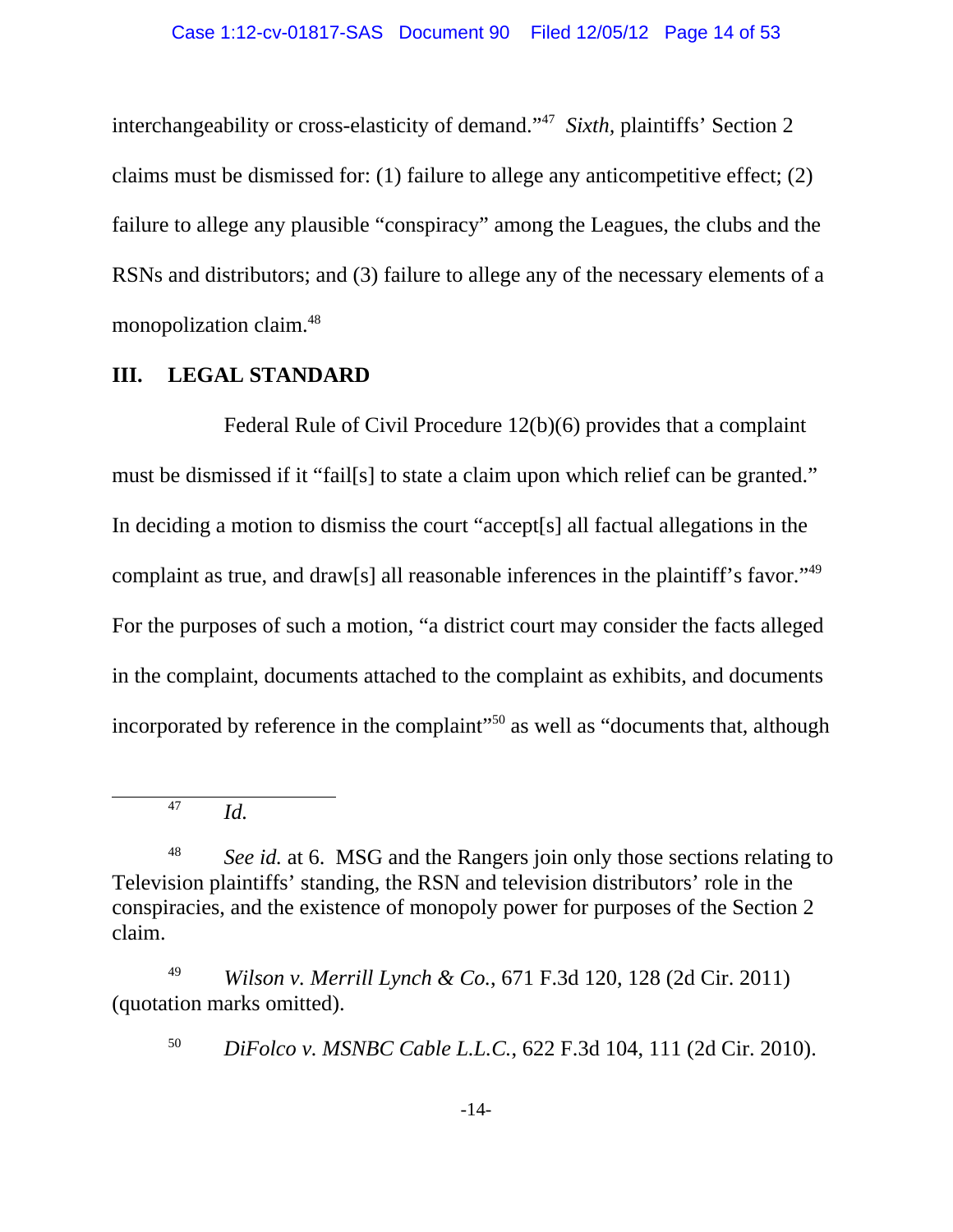interchangeability or cross-elasticity of demand."[47] *Sixth*, plaintiffs' Section 2 claims must be dismissed for: (1) failure to allege any anticompetitive effect; (2) failure to allege any plausible "conspiracy" among the Leagues, the clubs and the RSNs and distributors; and (3) failure to allege any of the necessary elements of a monopolization claim.[48]

## III. LEGAL STANDARD

Federal Rule of Civil Procedure 12(b)(6) provides that a complaint must be dismissed if it "fail[s] to state a claim upon which relief can be granted." In deciding a motion to dismiss the court "accept[s] all factual allegations in the complaint as true, and draw[s] all reasonable inferences in the plaintiff's favor."[49] For the purposes of such a motion, "a district court may consider the facts alleged in the complaint, documents attached to the complaint as exhibits, and documents incorporated by reference in the complaint"[50] as well as "documents that, although

---

[47] *Id.*

[48] *See id.* at 6. MSG and the Rangers join only those sections relating to Television plaintiffs' standing, the RSN and television distributors' role in the conspiracies, and the existence of monopoly power for purposes of the Section 2 claim.

[49] *Wilson v. Merrill Lynch & Co.*, 671 F.3d 120, 128 (2d Cir. 2011) (quotation marks omitted).

[50] *DiFolco v. MSNBC Cable L.L.C.*, 622 F.3d 104, 111 (2d Cir. 2010).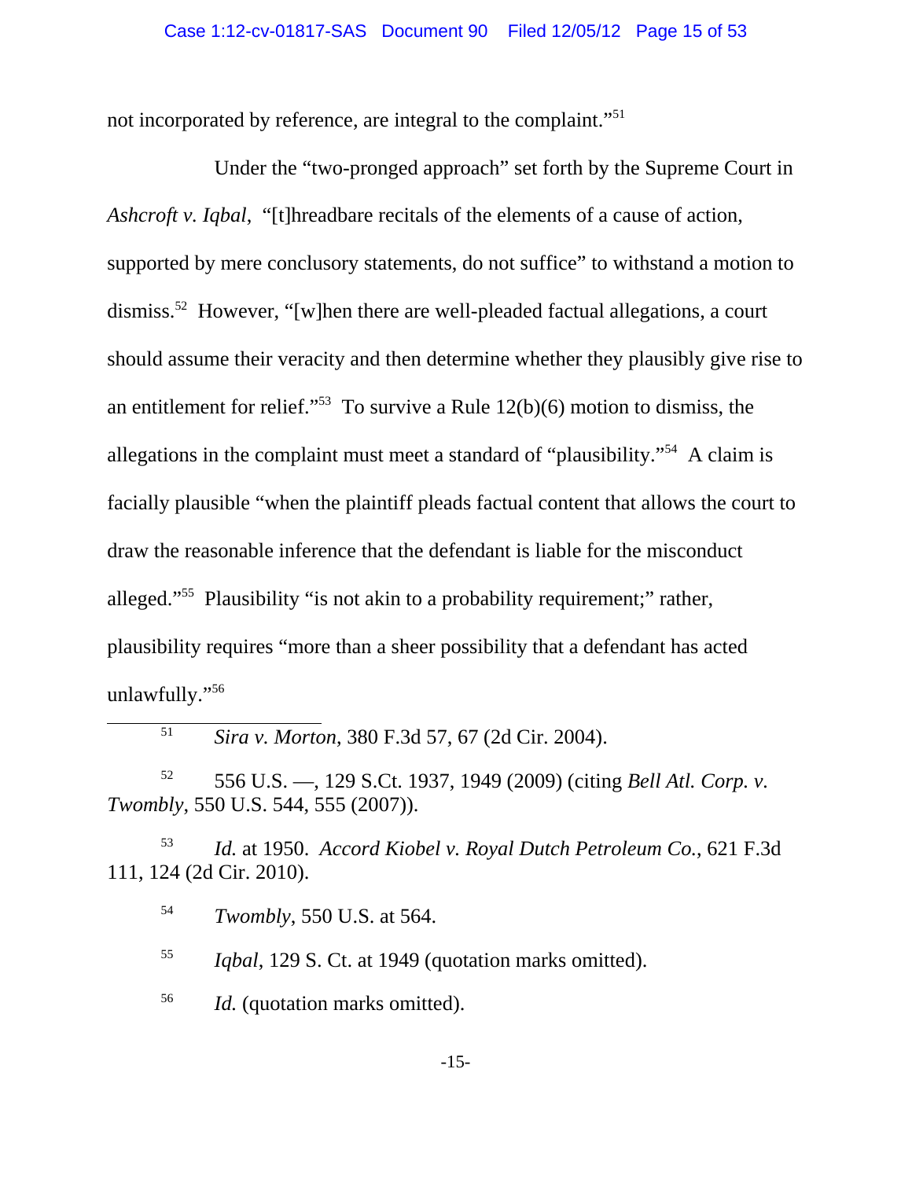not incorporated by reference, are integral to the complaint."[51]

Under the "two-pronged approach" set forth by the Supreme Court in *Ashcroft v. Iqbal*, "[t]hreadbare recitals of the elements of a cause of action, supported by mere conclusory statements, do not suffice" to withstand a motion to dismiss.[52] However, "[w]hen there are well-pleaded factual allegations, a court should assume their veracity and then determine whether they plausibly give rise to an entitlement for relief."[53] To survive a Rule 12(b)(6) motion to dismiss, the allegations in the complaint must meet a standard of "plausibility."[54] A claim is facially plausible "when the plaintiff pleads factual content that allows the court to draw the reasonable inference that the defendant is liable for the misconduct alleged."[55] Plausibility "is not akin to a probability requirement;" rather, plausibility requires "more than a sheer possibility that a defendant has acted unlawfully."[56]

---

[51] *Sira v. Morton*, 380 F.3d 57, 67 (2d Cir. 2004).

[52] 556 U.S. —, 129 S.Ct. 1937, 1949 (2009) (citing *Bell Atl. Corp. v. Twombly*, 550 U.S. 544, 555 (2007)).

[53] *Id.* at 1950. *Accord Kiobel v. Royal Dutch Petroleum Co.*, 621 F.3d 111, 124 (2d Cir. 2010).

[54] *Twombly*, 550 U.S. at 564.

[55] *Iqbal*, 129 S. Ct. at 1949 (quotation marks omitted).

[56] *Id.* (quotation marks omitted).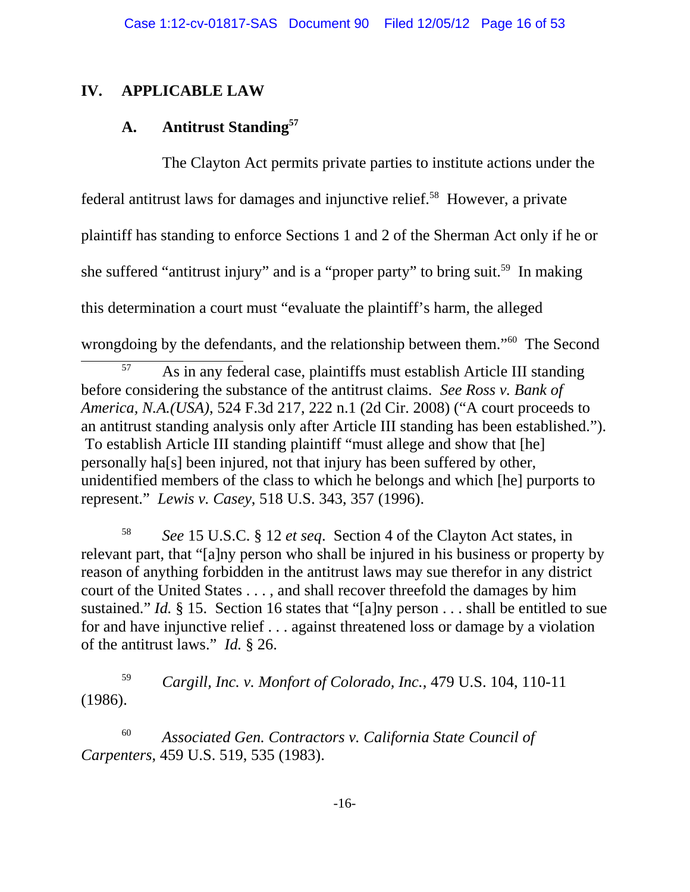## IV. APPLICABLE LAW

### A. Antitrust Standing[57]

The Clayton Act permits private parties to institute actions under the federal antitrust laws for damages and injunctive relief.[58] However, a private plaintiff has standing to enforce Sections 1 and 2 of the Sherman Act only if he or she suffered "antitrust injury" and is a "proper party" to bring suit.[59] In making this determination a court must "evaluate the plaintiff's harm, the alleged wrongdoing by the defendants, and the relationship between them."[60] The Second

---

[57] As in any federal case, plaintiffs must establish Article III standing before considering the substance of the antitrust claims. *See Ross v. Bank of America, N.A.(USA)*, 524 F.3d 217, 222 n.1 (2d Cir. 2008) ("A court proceeds to an antitrust standing analysis only after Article III standing has been established."). To establish Article III standing plaintiff "must allege and show that [he] personally ha[s] been injured, not that injury has been suffered by other, unidentified members of the class to which he belongs and which [he] purports to represent." *Lewis v. Casey*, 518 U.S. 343, 357 (1996).

[58] *See* 15 U.S.C. § 12 *et seq*. Section 4 of the Clayton Act states, in relevant part, that "[a]ny person who shall be injured in his business or property by reason of anything forbidden in the antitrust laws may sue therefor in any district court of the United States . . . , and shall recover threefold the damages by him sustained." *Id.* § 15. Section 16 states that "[a]ny person . . . shall be entitled to sue for and have injunctive relief . . . against threatened loss or damage by a violation of the antitrust laws." *Id.* § 26.

[59] *Cargill, Inc. v. Monfort of Colorado, Inc.*, 479 U.S. 104, 110-11 (1986).

[60] *Associated Gen. Contractors v. California State Council of Carpenters*, 459 U.S. 519, 535 (1983).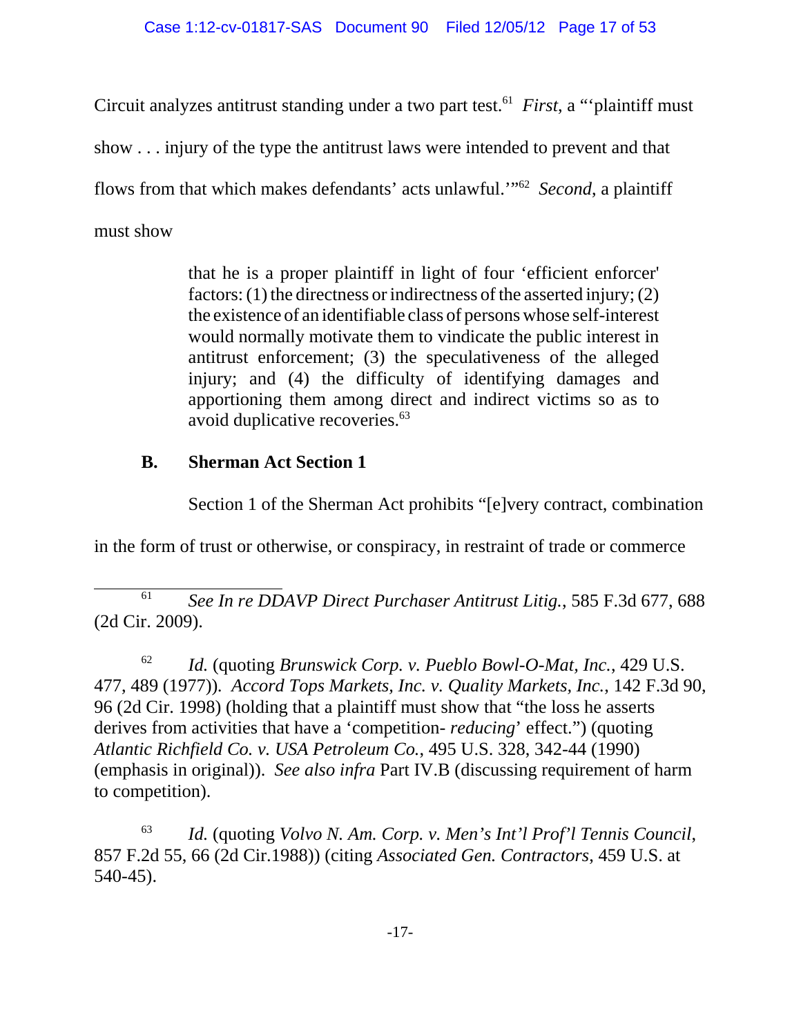Circuit analyzes antitrust standing under a two part test.[61] *First*, a "'plaintiff must show . . . injury of the type the antitrust laws were intended to prevent and that flows from that which makes defendants' acts unlawful.'"[62] *Second*, a plaintiff must show

> that he is a proper plaintiff in light of four 'efficient enforcer' factors: (1) the directness or indirectness of the asserted injury; (2) the existence of an identifiable class of persons whose self-interest would normally motivate them to vindicate the public interest in antitrust enforcement; (3) the speculativeness of the alleged injury; and (4) the difficulty of identifying damages and apportioning them among direct and indirect victims so as to avoid duplicative recoveries.[63]

### B. Sherman Act Section 1

Section 1 of the Sherman Act prohibits "[e]very contract, combination in the form of trust or otherwise, or conspiracy, in restraint of trade or commerce

---

[61] *See In re DDAVP Direct Purchaser Antitrust Litig.*, 585 F.3d 677, 688 (2d Cir. 2009).

[62] *Id.* (quoting *Brunswick Corp. v. Pueblo Bowl-O-Mat, Inc.*, 429 U.S. 477, 489 (1977)). *Accord Tops Markets, Inc. v. Quality Markets, Inc.*, 142 F.3d 90, 96 (2d Cir. 1998) (holding that a plaintiff must show that "the loss he asserts derives from activities that have a 'competition- *reducing*' effect.") (quoting *Atlantic Richfield Co. v. USA Petroleum Co.*, 495 U.S. 328, 342-44 (1990) (emphasis in original)). *See also infra* Part IV.B (discussing requirement of harm to competition).

[63] *Id.* (quoting *Volvo N. Am. Corp. v. Men's Int'l Prof'l Tennis Council*, 857 F.2d 55, 66 (2d Cir.1988)) (citing *Associated Gen. Contractors*, 459 U.S. at 540-45).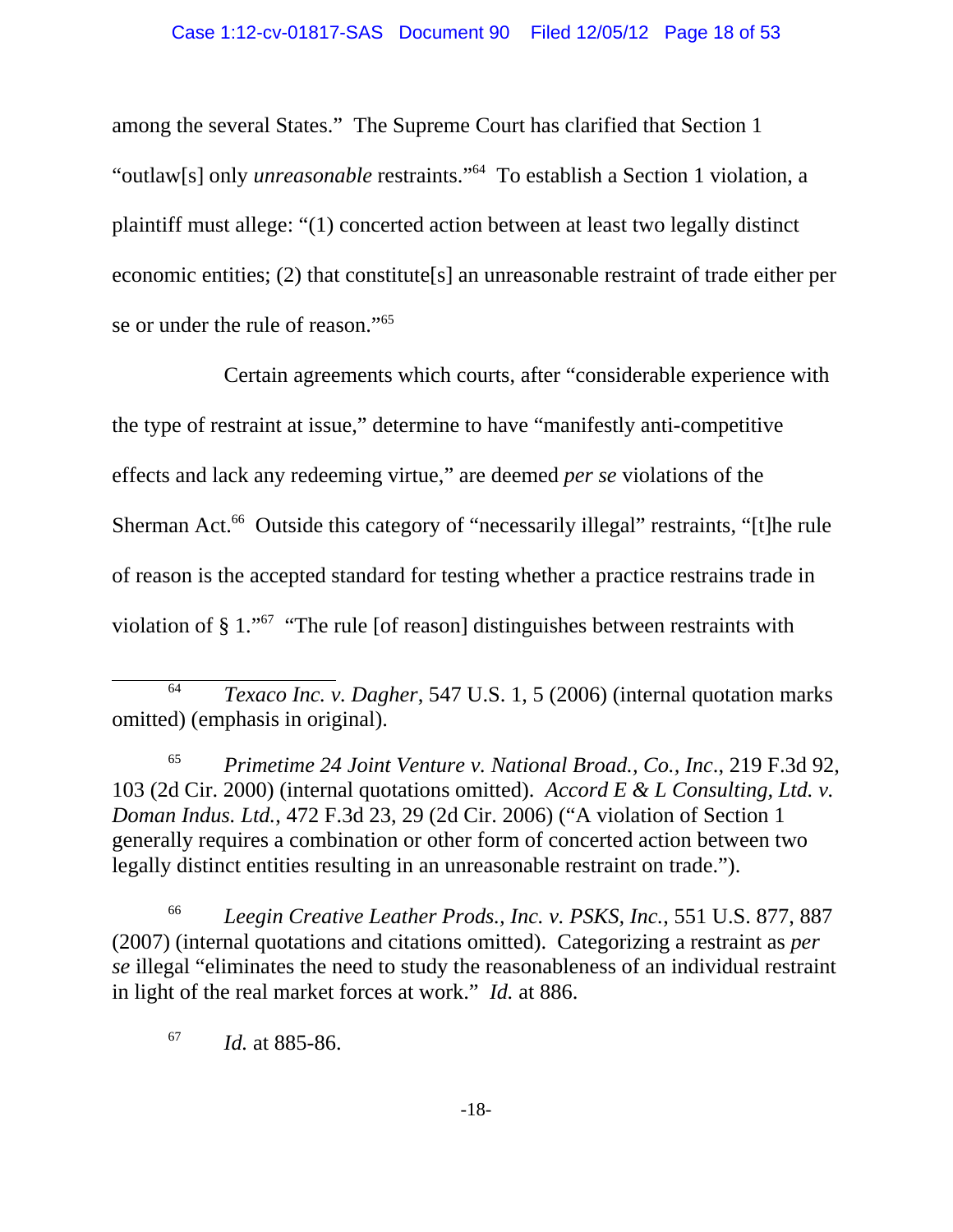among the several States." The Supreme Court has clarified that Section 1 "outlaw[s] only *unreasonable* restraints."[64] To establish a Section 1 violation, a plaintiff must allege: "(1) concerted action between at least two legally distinct economic entities; (2) that constitute[s] an unreasonable restraint of trade either per se or under the rule of reason."[65]

Certain agreements which courts, after "considerable experience with the type of restraint at issue," determine to have "manifestly anti-competitive effects and lack any redeeming virtue," are deemed *per se* violations of the Sherman Act.[66] Outside this category of "necessarily illegal" restraints, "[t]he rule of reason is the accepted standard for testing whether a practice restrains trade in violation of § 1."[67] "The rule [of reason] distinguishes between restraints with

---

[64] *Texaco Inc. v. Dagher*, 547 U.S. 1, 5 (2006) (internal quotation marks omitted) (emphasis in original).

[65] *Primetime 24 Joint Venture v. National Broad., Co., Inc.*, 219 F.3d 92, 103 (2d Cir. 2000) (internal quotations omitted). *Accord E & L Consulting, Ltd. v. Doman Indus. Ltd.*, 472 F.3d 23, 29 (2d Cir. 2006) ("A violation of Section 1 generally requires a combination or other form of concerted action between two legally distinct entities resulting in an unreasonable restraint on trade.").

[66] *Leegin Creative Leather Prods., Inc. v. PSKS, Inc.*, 551 U.S. 877, 887 (2007) (internal quotations and citations omitted). Categorizing a restraint as *per se* illegal "eliminates the need to study the reasonableness of an individual restraint in light of the real market forces at work." *Id.* at 886.

[67] *Id.* at 885-86.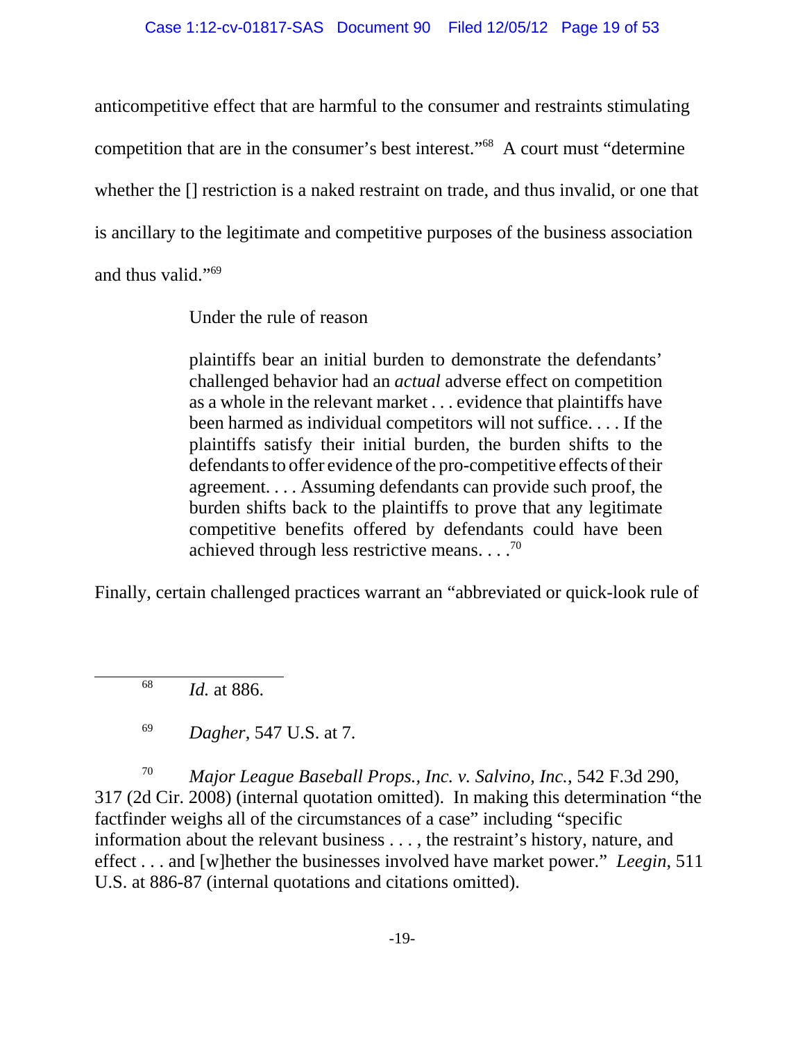anticompetitive effect that are harmful to the consumer and restraints stimulating competition that are in the consumer's best interest."[68] A court must "determine whether the [] restriction is a naked restraint on trade, and thus invalid, or one that is ancillary to the legitimate and competitive purposes of the business association and thus valid."[69]

Under the rule of reason

> plaintiffs bear an initial burden to demonstrate the defendants' challenged behavior had an *actual* adverse effect on competition as a whole in the relevant market . . . evidence that plaintiffs have been harmed as individual competitors will not suffice. . . . If the plaintiffs satisfy their initial burden, the burden shifts to the defendants to offer evidence of the pro-competitive effects of their agreement. . . . Assuming defendants can provide such proof, the burden shifts back to the plaintiffs to prove that any legitimate competitive benefits offered by defendants could have been achieved through less restrictive means. . . .[70]

Finally, certain challenged practices warrant an "abbreviated or quick-look rule of

---

[68] *Id.* at 886.

[69] *Dagher*, 547 U.S. at 7.

[70] *Major League Baseball Props., Inc. v. Salvino, Inc.*, 542 F.3d 290, 317 (2d Cir. 2008) (internal quotation omitted). In making this determination "the factfinder weighs all of the circumstances of a case" including "specific information about the relevant business . . . , the restraint's history, nature, and effect . . . and [w]hether the businesses involved have market power." *Leegin*, 511 U.S. at 886-87 (internal quotations and citations omitted).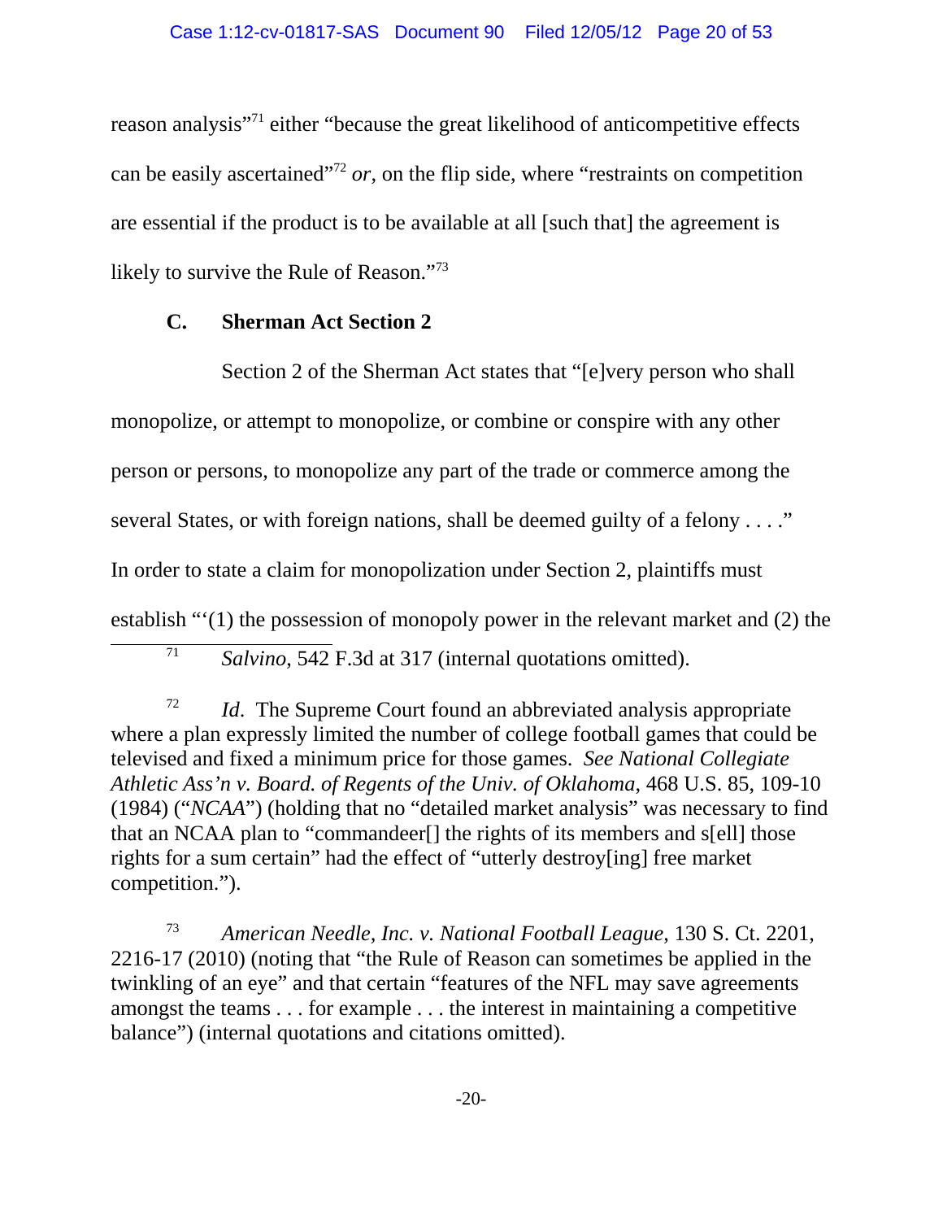reason analysis"[71] either "because the great likelihood of anticompetitive effects can be easily ascertained"[72] *or*, on the flip side, where "restraints on competition are essential if the product is to be available at all [such that] the agreement is likely to survive the Rule of Reason."[73]

### C. Sherman Act Section 2

Section 2 of the Sherman Act states that "[e]very person who shall monopolize, or attempt to monopolize, or combine or conspire with any other person or persons, to monopolize any part of the trade or commerce among the several States, or with foreign nations, shall be deemed guilty of a felony . . . ." In order to state a claim for monopolization under Section 2, plaintiffs must establish "'(1) the possession of monopoly power in the relevant market and (2) the

---

[71] *Salvino*, 542 F.3d at 317 (internal quotations omitted).

[72] *Id.* The Supreme Court found an abbreviated analysis appropriate where a plan expressly limited the number of college football games that could be televised and fixed a minimum price for those games. *See National Collegiate Athletic Ass'n v. Board. of Regents of the Univ. of Oklahoma*, 468 U.S. 85, 109-10 (1984) ("*NCAA*") (holding that no "detailed market analysis" was necessary to find that an NCAA plan to "commandeer[] the rights of its members and s[ell] those rights for a sum certain" had the effect of "utterly destroy[ing] free market competition.").

[73] *American Needle, Inc. v. National Football League*, 130 S. Ct. 2201, 2216-17 (2010) (noting that "the Rule of Reason can sometimes be applied in the twinkling of an eye" and that certain "features of the NFL may save agreements amongst the teams . . . for example . . . the interest in maintaining a competitive balance") (internal quotations and citations omitted).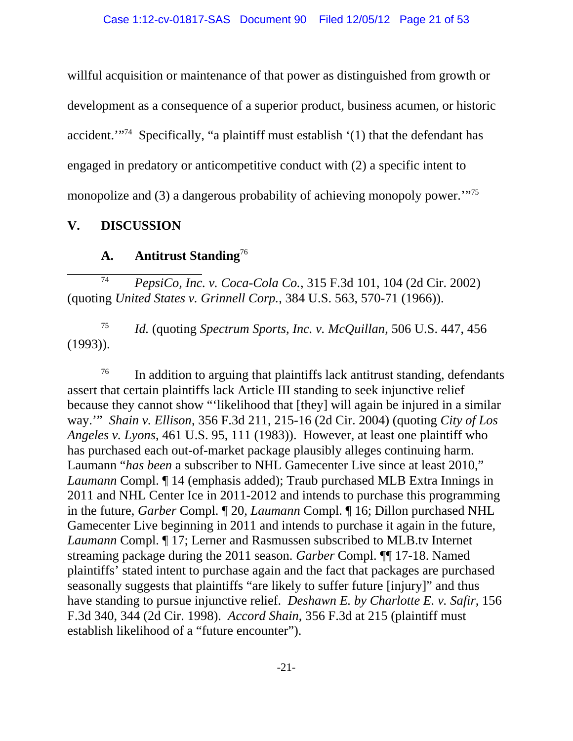willful acquisition or maintenance of that power as distinguished from growth or development as a consequence of a superior product, business acumen, or historic accident.'"[74] Specifically, "a plaintiff must establish '(1) that the defendant has engaged in predatory or anticompetitive conduct with (2) a specific intent to monopolize and (3) a dangerous probability of achieving monopoly power.'"[75]

## V. DISCUSSION

### A. Antitrust Standing[76]

---

[74] *PepsiCo, Inc. v. Coca-Cola Co.*, 315 F.3d 101, 104 (2d Cir. 2002) (quoting *United States v. Grinnell Corp.*, 384 U.S. 563, 570-71 (1966)).

[75] *Id.* (quoting *Spectrum Sports, Inc. v. McQuillan*, 506 U.S. 447, 456 (1993)).

[76] In addition to arguing that plaintiffs lack antitrust standing, defendants assert that certain plaintiffs lack Article III standing to seek injunctive relief because they cannot show "'likelihood that [they] will again be injured in a similar way.'" *Shain v. Ellison*, 356 F.3d 211, 215-16 (2d Cir. 2004) (quoting *City of Los Angeles v. Lyons*, 461 U.S. 95, 111 (1983)). However, at least one plaintiff who has purchased each out-of-market package plausibly alleges continuing harm. Laumann "*has been* a subscriber to NHL Gamecenter Live since at least 2010," *Laumann* Compl. ¶ 14 (emphasis added); Traub purchased MLB Extra Innings in 2011 and NHL Center Ice in 2011-2012 and intends to purchase this programming in the future, *Garber* Compl. ¶ 20, *Laumann* Compl. ¶ 16; Dillon purchased NHL Gamecenter Live beginning in 2011 and intends to purchase it again in the future, *Laumann* Compl. ¶ 17; Lerner and Rasmussen subscribed to MLB.tv Internet streaming package during the 2011 season. *Garber* Compl. ¶¶ 17-18. Named plaintiffs' stated intent to purchase again and the fact that packages are purchased seasonally suggests that plaintiffs "are likely to suffer future [injury]" and thus have standing to pursue injunctive relief. *Deshawn E. by Charlotte E. v. Safir*, 156 F.3d 340, 344 (2d Cir. 1998). *Accord Shain*, 356 F.3d at 215 (plaintiff must establish likelihood of a "future encounter").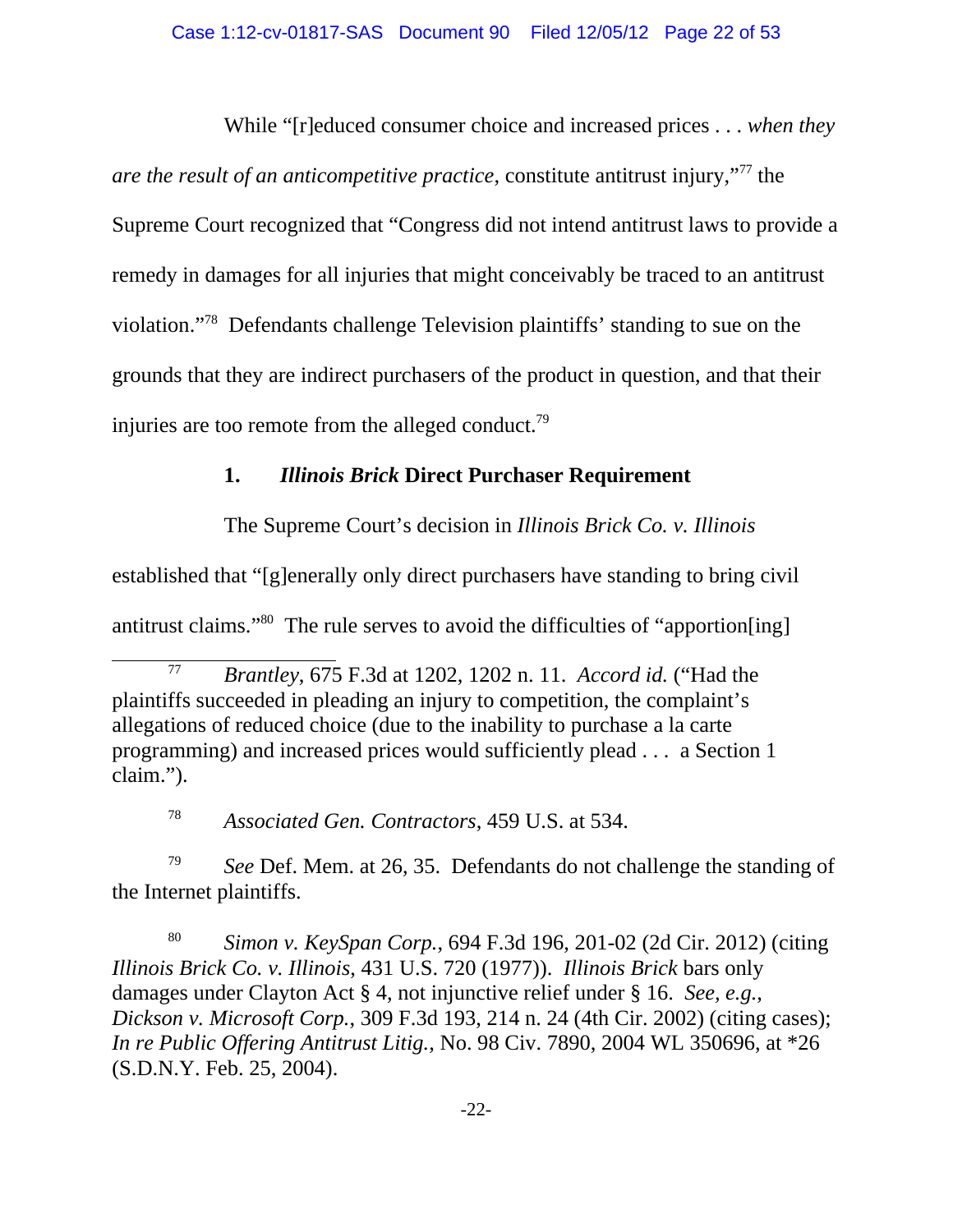While "[r]educed consumer choice and increased prices . . . *when they are the result of an anticompetitive practice*, constitute antitrust injury,"[77] the Supreme Court recognized that "Congress did not intend antitrust laws to provide a remedy in damages for all injuries that might conceivably be traced to an antitrust violation."[78] Defendants challenge Television plaintiffs' standing to sue on the grounds that they are indirect purchasers of the product in question, and that their injuries are too remote from the alleged conduct.[79]

### 1. *Illinois Brick* Direct Purchaser Requirement

The Supreme Court's decision in *Illinois Brick Co. v. Illinois* established that "[g]enerally only direct purchasers have standing to bring civil antitrust claims."[80] The rule serves to avoid the difficulties of "apportion[ing]

---

[77] *Brantley*, 675 F.3d at 1202, 1202 n. 11. *Accord id.* ("Had the plaintiffs succeeded in pleading an injury to competition, the complaint's allegations of reduced choice (due to the inability to purchase a la carte programming) and increased prices would sufficiently plead . . . a Section 1 claim.").

[78] *Associated Gen. Contractors*, 459 U.S. at 534.

[79] *See* Def. Mem. at 26, 35. Defendants do not challenge the standing of the Internet plaintiffs.

[80] *Simon v. KeySpan Corp.*, 694 F.3d 196, 201-02 (2d Cir. 2012) (citing *Illinois Brick Co. v. Illinois*, 431 U.S. 720 (1977)). *Illinois Brick* bars only damages under Clayton Act § 4, not injunctive relief under § 16. *See, e.g.*, *Dickson v. Microsoft Corp.*, 309 F.3d 193, 214 n. 24 (4th Cir. 2002) (citing cases); *In re Public Offering Antitrust Litig.*, No. 98 Civ. 7890, 2004 WL 350696, at *26 (S.D.N.Y. Feb. 25, 2004).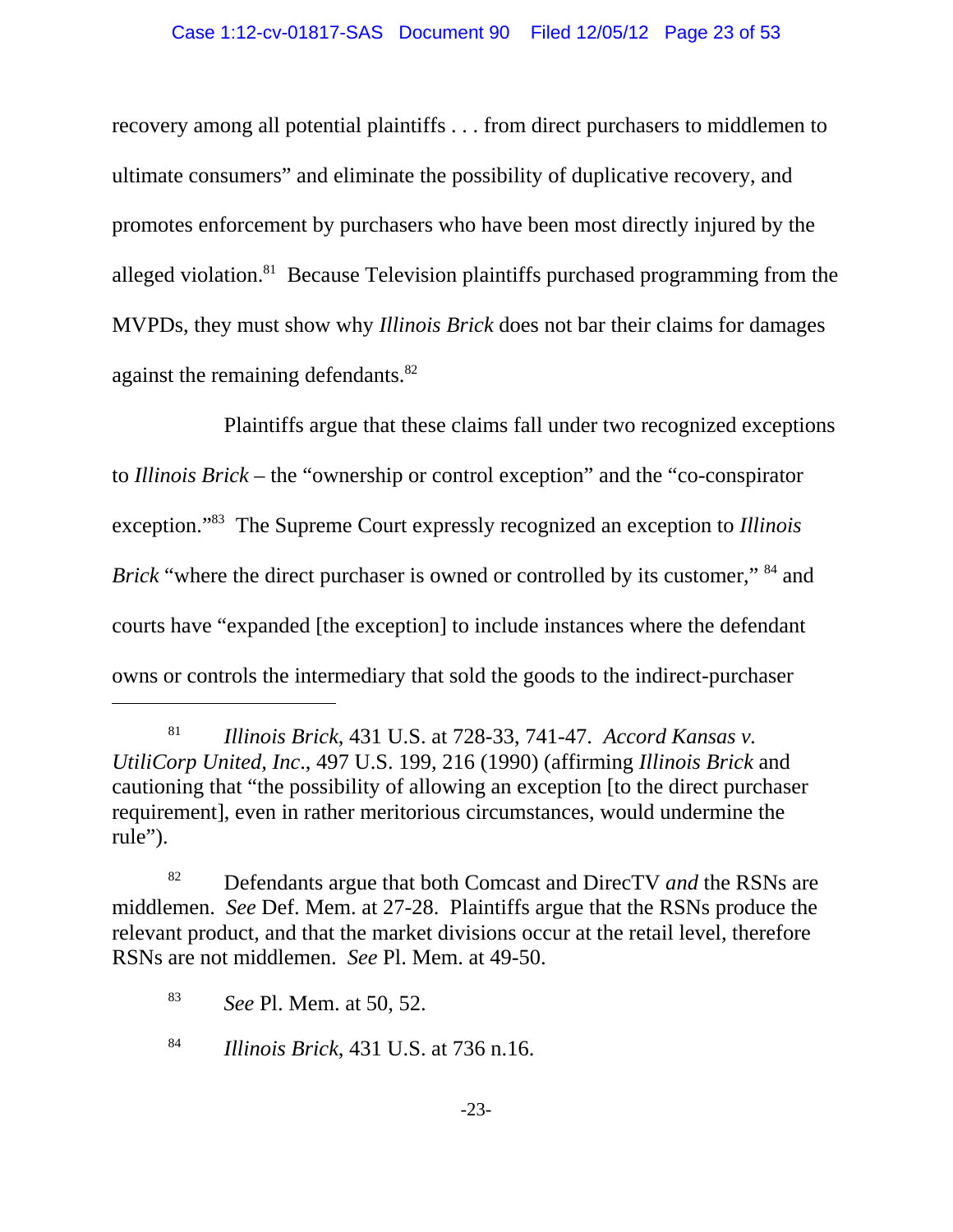recovery among all potential plaintiffs . . . from direct purchasers to middlemen to ultimate consumers" and eliminate the possibility of duplicative recovery, and promotes enforcement by purchasers who have been most directly injured by the alleged violation.[81] Because Television plaintiffs purchased programming from the MVPDs, they must show why *Illinois Brick* does not bar their claims for damages against the remaining defendants.[82]

Plaintiffs argue that these claims fall under two recognized exceptions to *Illinois Brick* – the "ownership or control exception" and the "co-conspirator exception."[83] The Supreme Court expressly recognized an exception to *Illinois Brick* "where the direct purchaser is owned or controlled by its customer,"[84] and courts have "expanded [the exception] to include instances where the defendant owns or controls the intermediary that sold the goods to the indirect-purchaser

---

[81] *Illinois Brick*, 431 U.S. at 728-33, 741-47. *Accord Kansas v. UtiliCorp United, Inc.*, 497 U.S. 199, 216 (1990) (affirming *Illinois Brick* and cautioning that "the possibility of allowing an exception [to the direct purchaser requirement], even in rather meritorious circumstances, would undermine the rule").

[82] Defendants argue that both Comcast and DirecTV *and* the RSNs are middlemen. *See* Def. Mem. at 27-28. Plaintiffs argue that the RSNs produce the relevant product, and that the market divisions occur at the retail level, therefore RSNs are not middlemen. *See* Pl. Mem. at 49-50.

[83] *See* Pl. Mem. at 50, 52.

[84] *Illinois Brick*, 431 U.S. at 736 n.16.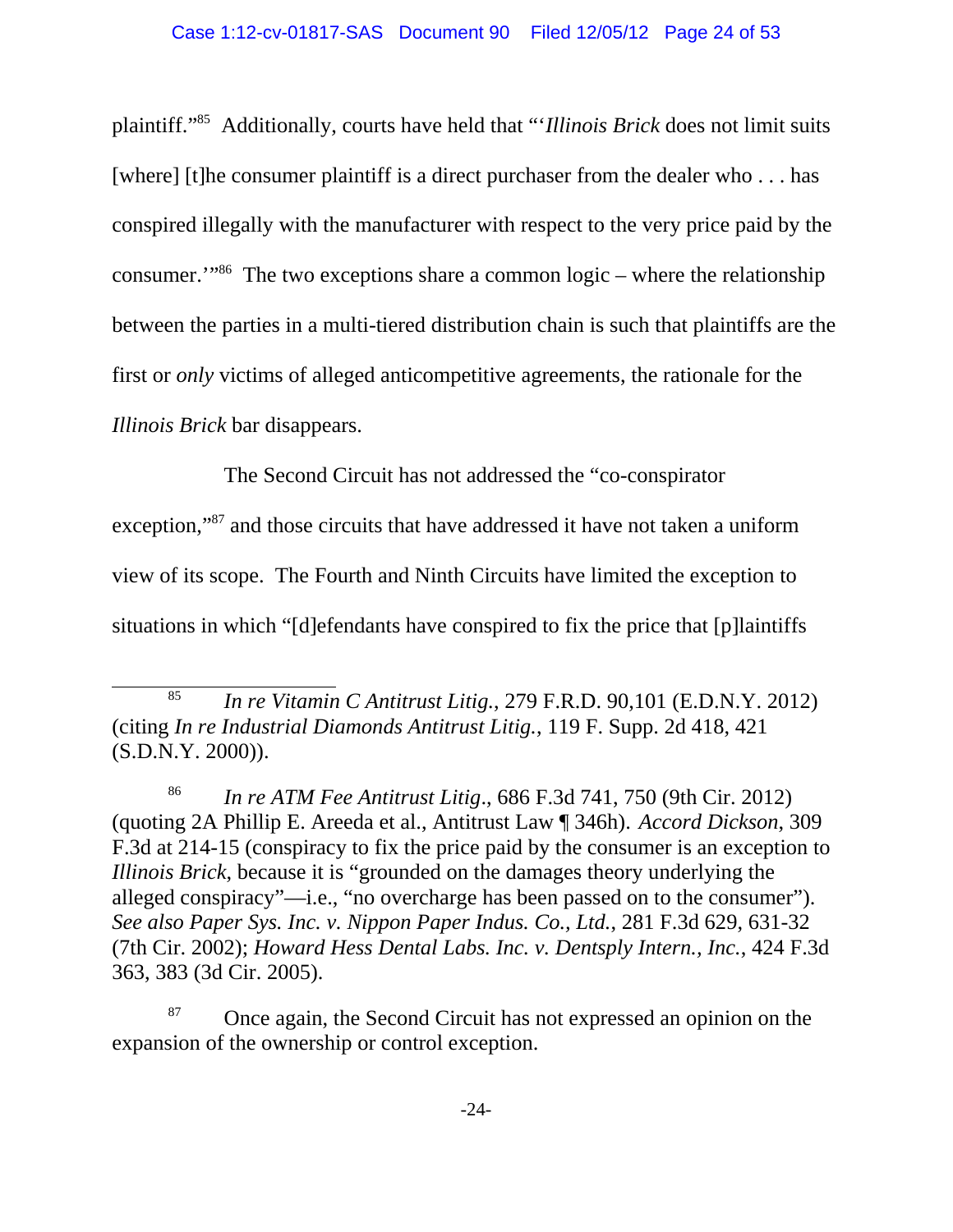plaintiff."[85] Additionally, courts have held that "'*Illinois Brick* does not limit suits [where] [t]he consumer plaintiff is a direct purchaser from the dealer who . . . has conspired illegally with the manufacturer with respect to the very price paid by the consumer.'"[86] The two exceptions share a common logic – where the relationship between the parties in a multi-tiered distribution chain is such that plaintiffs are the first or *only* victims of alleged anticompetitive agreements, the rationale for the *Illinois Brick* bar disappears.

The Second Circuit has not addressed the "co-conspirator exception,"[87] and those circuits that have addressed it have not taken a uniform view of its scope. The Fourth and Ninth Circuits have limited the exception to situations in which "[d]efendants have conspired to fix the price that [p]laintiffs

---

[85] *In re Vitamin C Antitrust Litig.*, 279 F.R.D. 90,101 (E.D.N.Y. 2012) (citing *In re Industrial Diamonds Antitrust Litig.*, 119 F. Supp. 2d 418, 421 (S.D.N.Y. 2000)).

[86] *In re ATM Fee Antitrust Litig*., 686 F.3d 741, 750 (9th Cir. 2012) (quoting 2A Phillip E. Areeda et al., Antitrust Law ¶ 346h). *Accord Dickson*, 309 F.3d at 214-15 (conspiracy to fix the price paid by the consumer is an exception to *Illinois Brick*, because it is "grounded on the damages theory underlying the alleged conspiracy"—i.e., "no overcharge has been passed on to the consumer"). *See also Paper Sys. Inc. v. Nippon Paper Indus. Co., Ltd.*, 281 F.3d 629, 631-32 (7th Cir. 2002); *Howard Hess Dental Labs. Inc. v. Dentsply Intern., Inc.*, 424 F.3d 363, 383 (3d Cir. 2005).

[87] Once again, the Second Circuit has not expressed an opinion on the expansion of the ownership or control exception.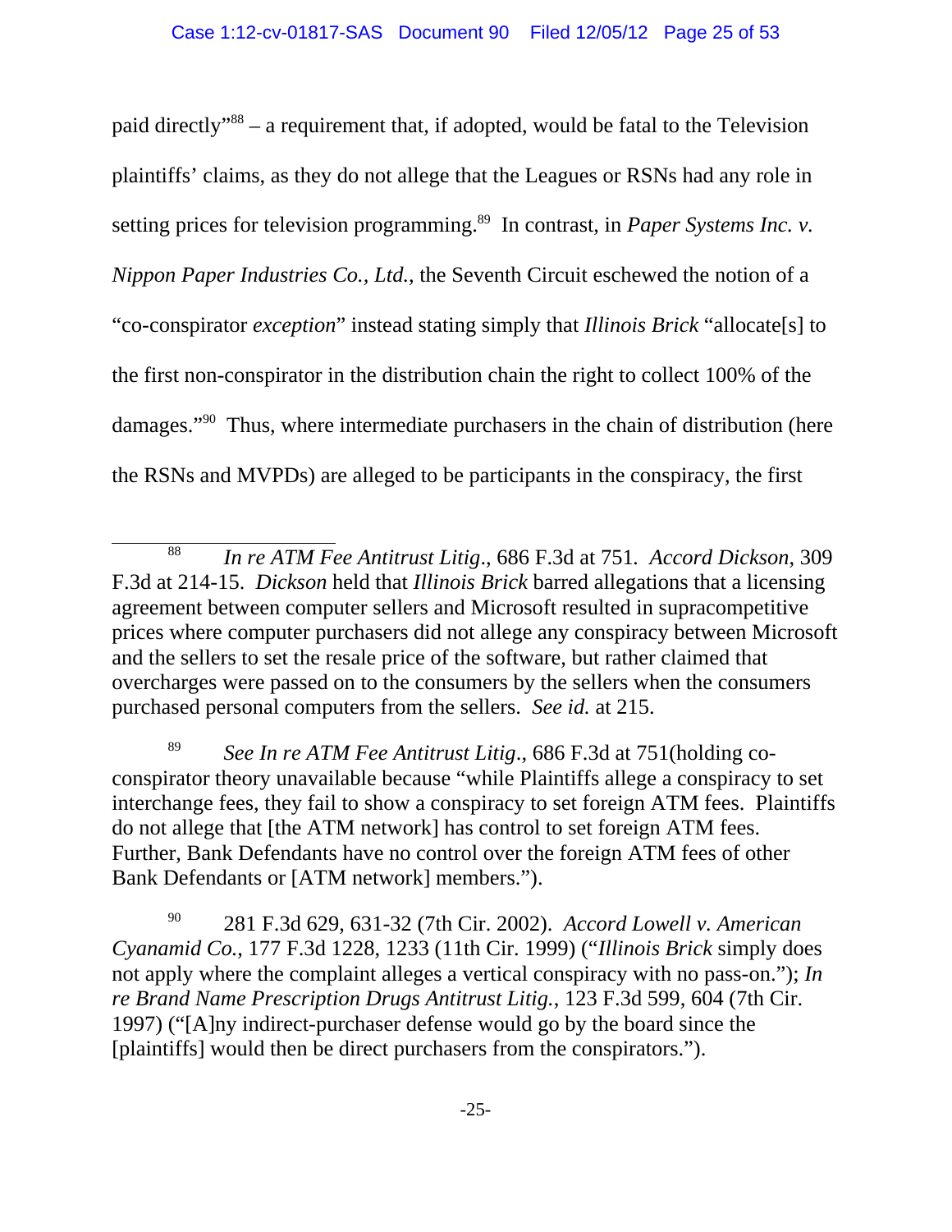paid directly"[88] – a requirement that, if adopted, would be fatal to the Television plaintiffs' claims, as they do not allege that the Leagues or RSNs had any role in setting prices for television programming.[89] In contrast, in *Paper Systems Inc. v. Nippon Paper Industries Co., Ltd.*, the Seventh Circuit eschewed the notion of a "co-conspirator *exception*" instead stating simply that *Illinois Brick* "allocate[s] to the first non-conspirator in the distribution chain the right to collect 100% of the damages."[90] Thus, where intermediate purchasers in the chain of distribution (here the RSNs and MVPDs) are alleged to be participants in the conspiracy, the first

---

[88] *In re ATM Fee Antitrust Litig*., 686 F.3d at 751. *Accord Dickson*, 309 F.3d at 214-15. *Dickson* held that *Illinois Brick* barred allegations that a licensing agreement between computer sellers and Microsoft resulted in supracompetitive prices where computer purchasers did not allege any conspiracy between Microsoft and the sellers to set the resale price of the software, but rather claimed that overcharges were passed on to the consumers by the sellers when the consumers purchased personal computers from the sellers. *See id.* at 215.

[89] *See In re ATM Fee Antitrust Litig*., 686 F.3d at 751(holding co-conspirator theory unavailable because "while Plaintiffs allege a conspiracy to set interchange fees, they fail to show a conspiracy to set foreign ATM fees. Plaintiffs do not allege that [the ATM network] has control to set foreign ATM fees. Further, Bank Defendants have no control over the foreign ATM fees of other Bank Defendants or [ATM network] members.").

[90] 281 F.3d 629, 631-32 (7th Cir. 2002). *Accord Lowell v. American Cyanamid Co.*, 177 F.3d 1228, 1233 (11th Cir. 1999) ("*Illinois Brick* simply does not apply where the complaint alleges a vertical conspiracy with no pass-on."); *In re Brand Name Prescription Drugs Antitrust Litig.*, 123 F.3d 599, 604 (7th Cir. 1997) ("[A]ny indirect-purchaser defense would go by the board since the [plaintiffs] would then be direct purchasers from the conspirators.").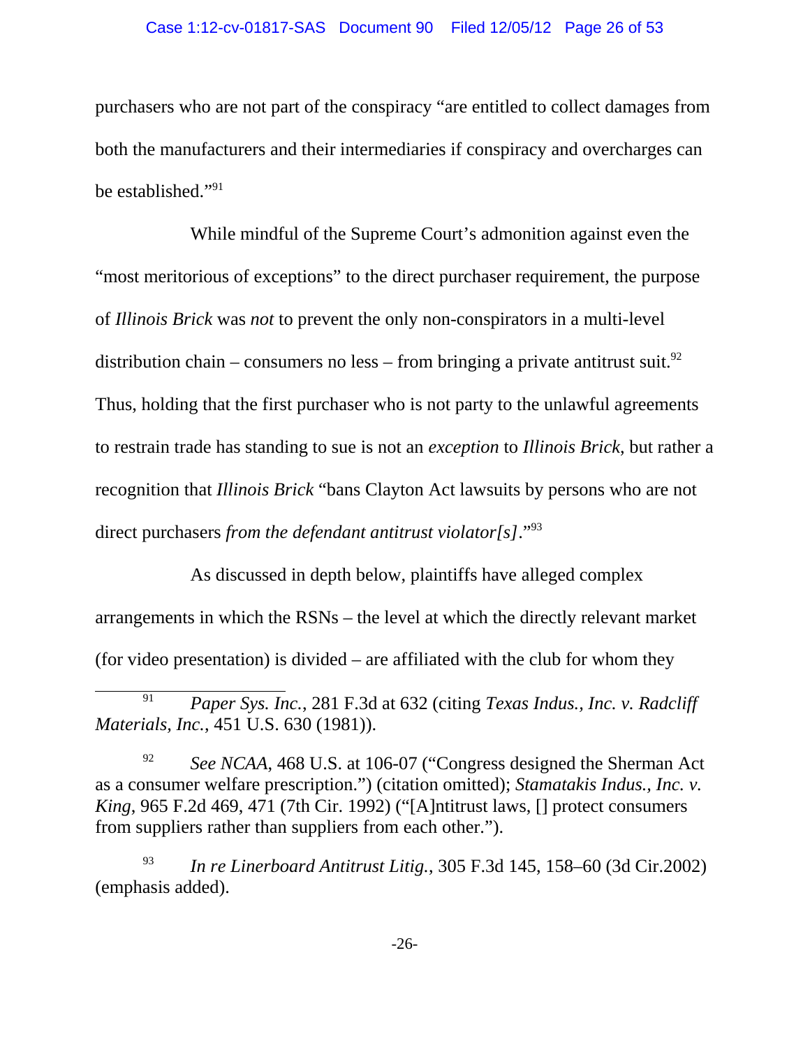purchasers who are not part of the conspiracy "are entitled to collect damages from both the manufacturers and their intermediaries if conspiracy and overcharges can be established."[91]

While mindful of the Supreme Court's admonition against even the "most meritorious of exceptions" to the direct purchaser requirement, the purpose of *Illinois Brick* was *not* to prevent the only non-conspirators in a multi-level distribution chain – consumers no less – from bringing a private antitrust suit.[92] Thus, holding that the first purchaser who is not party to the unlawful agreements to restrain trade has standing to sue is not an *exception* to *Illinois Brick*, but rather a recognition that *Illinois Brick* "bans Clayton Act lawsuits by persons who are not direct purchasers *from the defendant antitrust violator[s]*."[93]

As discussed in depth below, plaintiffs have alleged complex arrangements in which the RSNs – the level at which the directly relevant market (for video presentation) is divided – are affiliated with the club for whom they

---

[91] *Paper Sys. Inc.*, 281 F.3d at 632 (citing *Texas Indus., Inc. v. Radcliff Materials, Inc.*, 451 U.S. 630 (1981)).

[92] *See NCAA*, 468 U.S. at 106-07 ("Congress designed the Sherman Act as a consumer welfare prescription.") (citation omitted); *Stamatakis Indus., Inc. v. King*, 965 F.2d 469, 471 (7th Cir. 1992) ("[A]ntitrust laws, [] protect consumers from suppliers rather than suppliers from each other.").

[93] *In re Linerboard Antitrust Litig.*, 305 F.3d 145, 158–60 (3d Cir.2002) (emphasis added).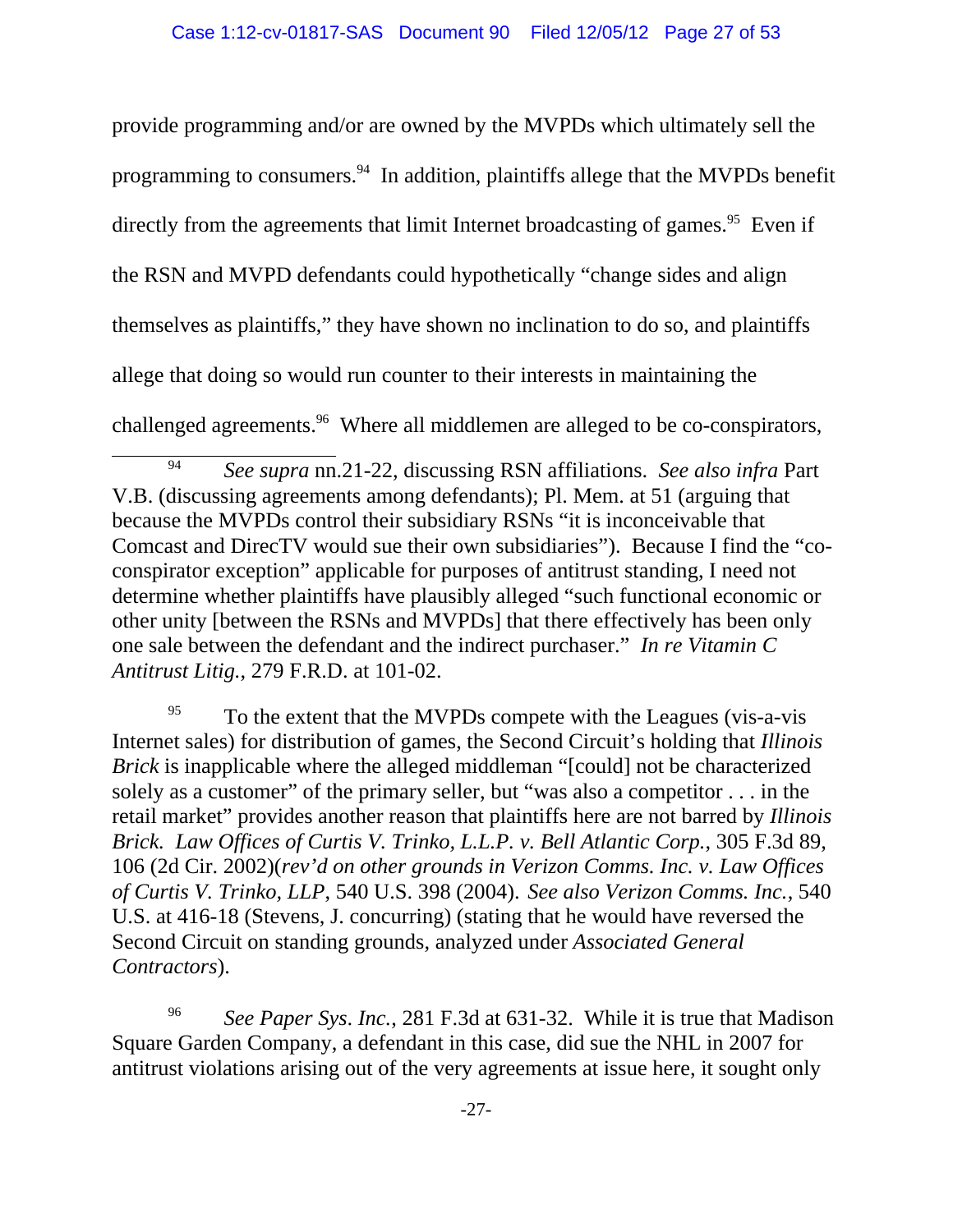provide programming and/or are owned by the MVPDs which ultimately sell the programming to consumers.[94] In addition, plaintiffs allege that the MVPDs benefit directly from the agreements that limit Internet broadcasting of games.[95] Even if the RSN and MVPD defendants could hypothetically "change sides and align themselves as plaintiffs," they have shown no inclination to do so, and plaintiffs allege that doing so would run counter to their interests in maintaining the challenged agreements.[96] Where all middlemen are alleged to be co-conspirators,

---

[94] *See supra* nn.21-22, discussing RSN affiliations. *See also infra* Part V.B. (discussing agreements among defendants); Pl. Mem. at 51 (arguing that because the MVPDs control their subsidiary RSNs "it is inconceivable that Comcast and DirecTV would sue their own subsidiaries"). Because I find the "co-conspirator exception" applicable for purposes of antitrust standing, I need not determine whether plaintiffs have plausibly alleged "such functional economic or other unity [between the RSNs and MVPDs] that there effectively has been only one sale between the defendant and the indirect purchaser." *In re Vitamin C Antitrust Litig.*, 279 F.R.D. at 101-02.

[95] To the extent that the MVPDs compete with the Leagues (vis-a-vis Internet sales) for distribution of games, the Second Circuit's holding that *Illinois Brick* is inapplicable where the alleged middleman "[could] not be characterized solely as a customer" of the primary seller, but "was also a competitor . . . in the retail market" provides another reason that plaintiffs here are not barred by *Illinois Brick. Law Offices of Curtis V. Trinko, L.L.P. v. Bell Atlantic Corp.*, 305 F.3d 89, 106 (2d Cir. 2002)(*rev'd on other grounds in Verizon Comms. Inc. v. Law Offices of Curtis V. Trinko, LLP*, 540 U.S. 398 (2004). *See also Verizon Comms. Inc.*, 540 U.S. at 416-18 (Stevens, J. concurring) (stating that he would have reversed the Second Circuit on standing grounds, analyzed under *Associated General Contractors*).

[96] *See Paper Sys. Inc.*, 281 F.3d at 631-32. While it is true that Madison Square Garden Company, a defendant in this case, did sue the NHL in 2007 for antitrust violations arising out of the very agreements at issue here, it sought only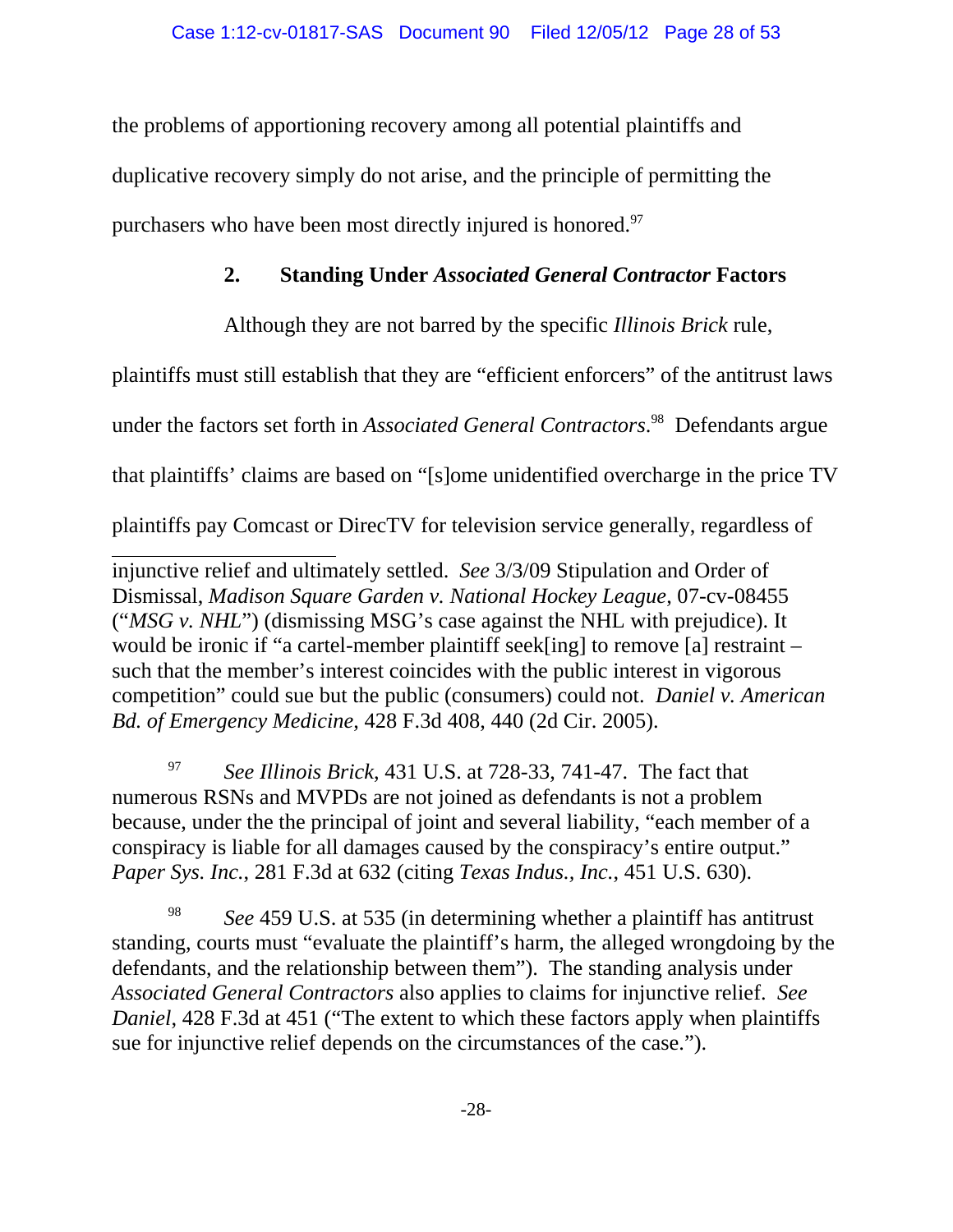the problems of apportioning recovery among all potential plaintiffs and duplicative recovery simply do not arise, and the principle of permitting the purchasers who have been most directly injured is honored.[97]

### 2. Standing Under *Associated General Contractor* Factors

Although they are not barred by the specific *Illinois Brick* rule, plaintiffs must still establish that they are "efficient enforcers" of the antitrust laws under the factors set forth in *Associated General Contractors*.[98] Defendants argue that plaintiffs' claims are based on "[s]ome unidentified overcharge in the price TV plaintiffs pay Comcast or DirecTV for television service generally, regardless of

---

injunctive relief and ultimately settled. *See* 3/3/09 Stipulation and Order of Dismissal, *Madison Square Garden v. National Hockey League*, 07-cv-08455 ("*MSG v. NHL*") (dismissing MSG's case against the NHL with prejudice). It would be ironic if "a cartel-member plaintiff seek[ing] to remove [a] restraint – such that the member's interest coincides with the public interest in vigorous competition" could sue but the public (consumers) could not. *Daniel v. American Bd. of Emergency Medicine*, 428 F.3d 408, 440 (2d Cir. 2005).

[97] *See Illinois Brick*, 431 U.S. at 728-33, 741-47. The fact that numerous RSNs and MVPDs are not joined as defendants is not a problem because, under the the principal of joint and several liability, "each member of a conspiracy is liable for all damages caused by the conspiracy's entire output." *Paper Sys. Inc.*, 281 F.3d at 632 (citing *Texas Indus., Inc.*, 451 U.S. 630).

[98] *See* 459 U.S. at 535 (in determining whether a plaintiff has antitrust standing, courts must "evaluate the plaintiff's harm, the alleged wrongdoing by the defendants, and the relationship between them"). The standing analysis under *Associated General Contractors* also applies to claims for injunctive relief. *See Daniel*, 428 F.3d at 451 ("The extent to which these factors apply when plaintiffs sue for injunctive relief depends on the circumstances of the case.").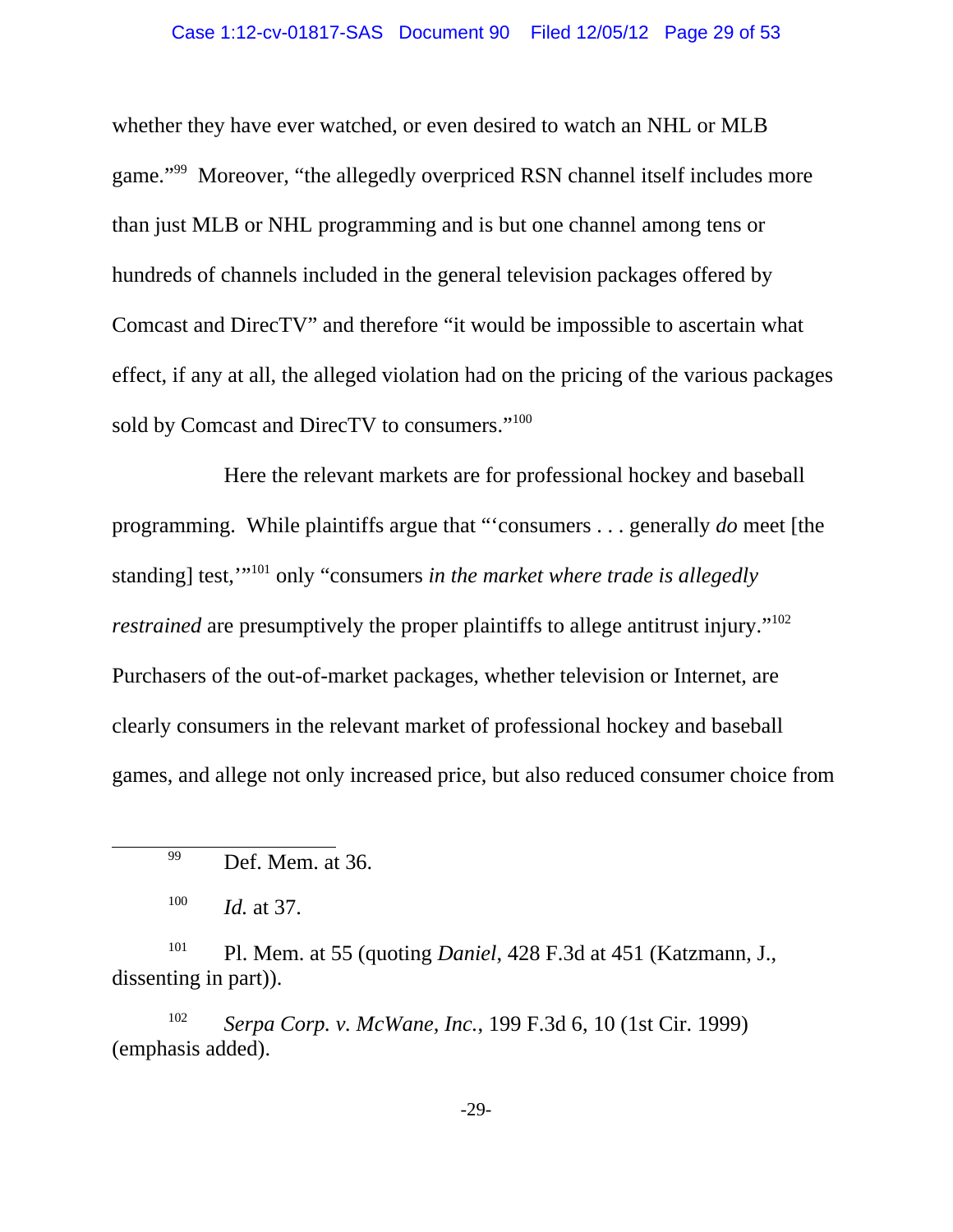whether they have ever watched, or even desired to watch an NHL or MLB game."[99] Moreover, "the allegedly overpriced RSN channel itself includes more than just MLB or NHL programming and is but one channel among tens or hundreds of channels included in the general television packages offered by Comcast and DirecTV" and therefore "it would be impossible to ascertain what effect, if any at all, the alleged violation had on the pricing of the various packages sold by Comcast and DirecTV to consumers."[100]

Here the relevant markets are for professional hockey and baseball programming. While plaintiffs argue that "'consumers . . . generally *do* meet [the standing] test,'"[101] only "consumers *in the market where trade is allegedly restrained* are presumptively the proper plaintiffs to allege antitrust injury."[102] Purchasers of the out-of-market packages, whether television or Internet, are clearly consumers in the relevant market of professional hockey and baseball games, and allege not only increased price, but also reduced consumer choice from

---

[99] Def. Mem. at 36.

[100] *Id.* at 37.

[101] Pl. Mem. at 55 (quoting *Daniel*, 428 F.3d at 451 (Katzmann, J., dissenting in part)).

[102] *Serpa Corp. v. McWane, Inc.*, 199 F.3d 6, 10 (1st Cir. 1999) (emphasis added).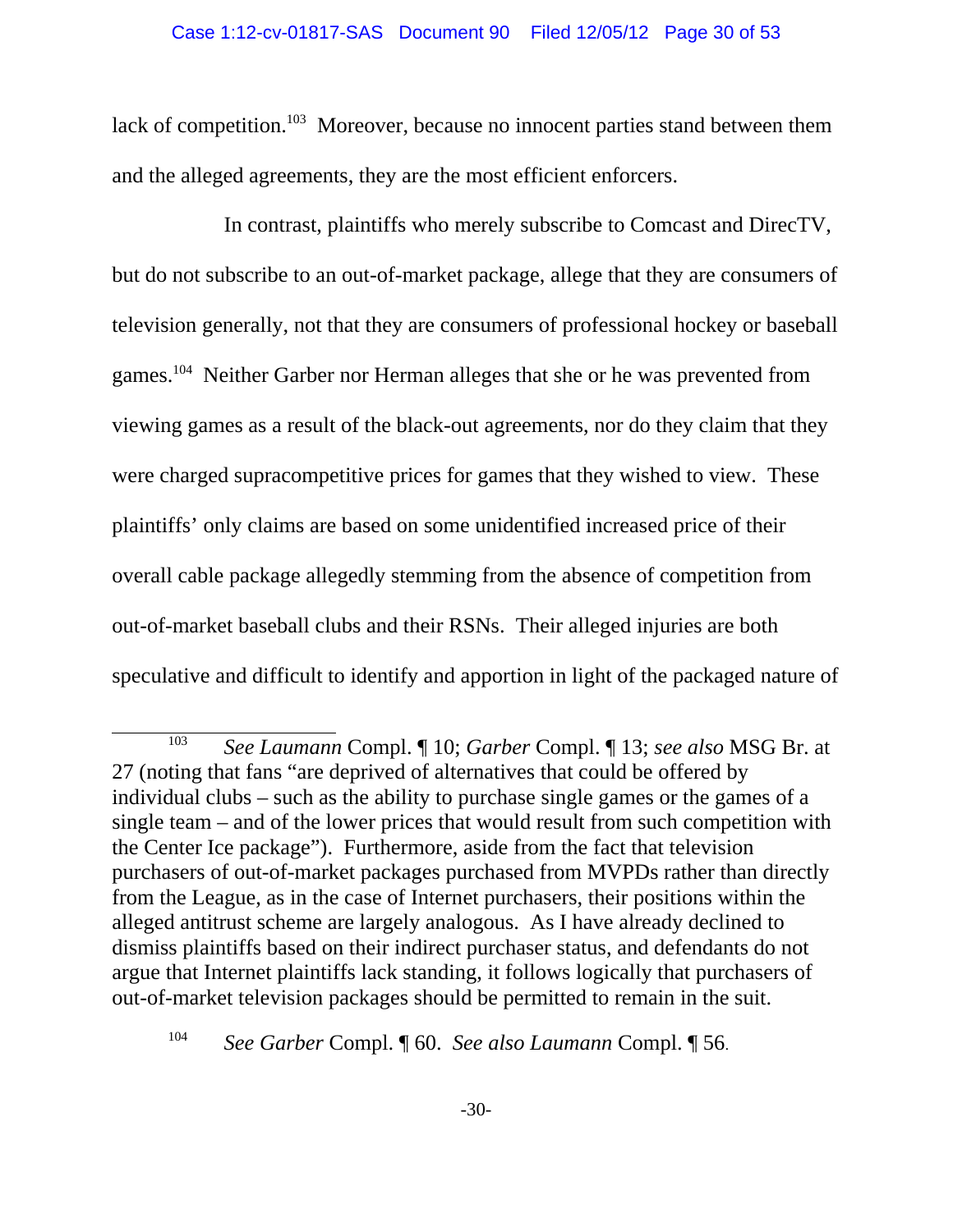lack of competition.[103] Moreover, because no innocent parties stand between them and the alleged agreements, they are the most efficient enforcers.

In contrast, plaintiffs who merely subscribe to Comcast and DirecTV, but do not subscribe to an out-of-market package, allege that they are consumers of television generally, not that they are consumers of professional hockey or baseball games.[104] Neither Garber nor Herman alleges that she or he was prevented from viewing games as a result of the black-out agreements, nor do they claim that they were charged supracompetitive prices for games that they wished to view. These plaintiffs' only claims are based on some unidentified increased price of their overall cable package allegedly stemming from the absence of competition from out-of-market baseball clubs and their RSNs. Their alleged injuries are both speculative and difficult to identify and apportion in light of the packaged nature of

---

[103] *See Laumann* Compl. ¶ 10; *Garber* Compl. ¶ 13; *see also* MSG Br. at 27 (noting that fans "are deprived of alternatives that could be offered by individual clubs – such as the ability to purchase single games or the games of a single team – and of the lower prices that would result from such competition with the Center Ice package"). Furthermore, aside from the fact that television purchasers of out-of-market packages purchased from MVPDs rather than directly from the League, as in the case of Internet purchasers, their positions within the alleged antitrust scheme are largely analogous. As I have already declined to dismiss plaintiffs based on their indirect purchaser status, and defendants do not argue that Internet plaintiffs lack standing, it follows logically that purchasers of out-of-market television packages should be permitted to remain in the suit.

[104] *See Garber* Compl. ¶ 60. *See also Laumann* Compl. ¶ 56.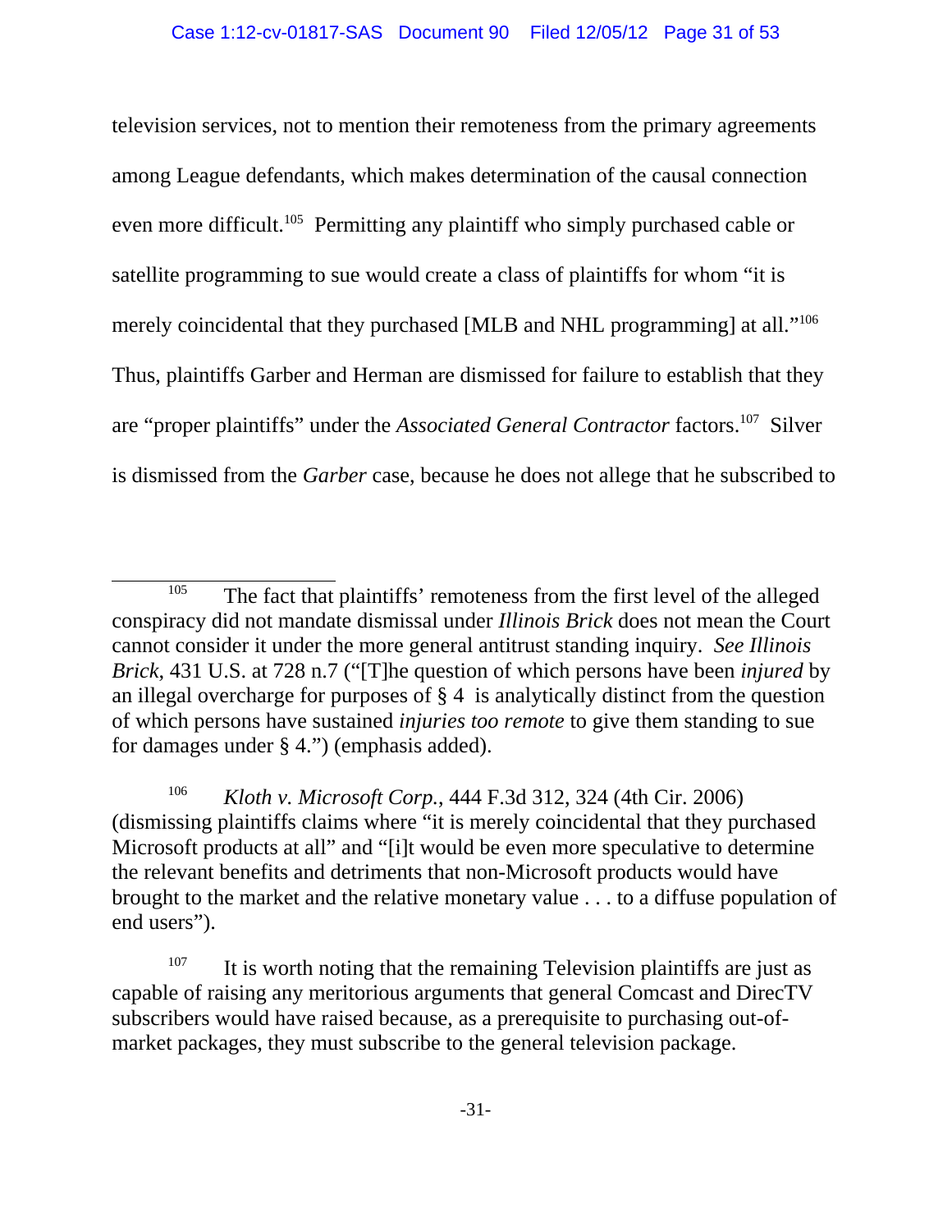television services, not to mention their remoteness from the primary agreements among League defendants, which makes determination of the causal connection even more difficult.[105] Permitting any plaintiff who simply purchased cable or satellite programming to sue would create a class of plaintiffs for whom "it is merely coincidental that they purchased [MLB and NHL programming] at all."[106] Thus, plaintiffs Garber and Herman are dismissed for failure to establish that they are "proper plaintiffs" under the *Associated General Contractor* factors.[107] Silver is dismissed from the *Garber* case, because he does not allege that he subscribed to

---

[105] The fact that plaintiffs' remoteness from the first level of the alleged conspiracy did not mandate dismissal under *Illinois Brick* does not mean the Court cannot consider it under the more general antitrust standing inquiry. *See Illinois Brick*, 431 U.S. at 728 n.7 ("[T]he question of which persons have been *injured* by an illegal overcharge for purposes of § 4 is analytically distinct from the question of which persons have sustained *injuries too remote* to give them standing to sue for damages under § 4.") (emphasis added).

[106] *Kloth v. Microsoft Corp.*, 444 F.3d 312, 324 (4th Cir. 2006) (dismissing plaintiffs claims where "it is merely coincidental that they purchased Microsoft products at all" and "[i]t would be even more speculative to determine the relevant benefits and detriments that non-Microsoft products would have brought to the market and the relative monetary value . . . to a diffuse population of end users").

[107] It is worth noting that the remaining Television plaintiffs are just as capable of raising any meritorious arguments that general Comcast and DirecTV subscribers would have raised because, as a prerequisite to purchasing out-of-market packages, they must subscribe to the general television package.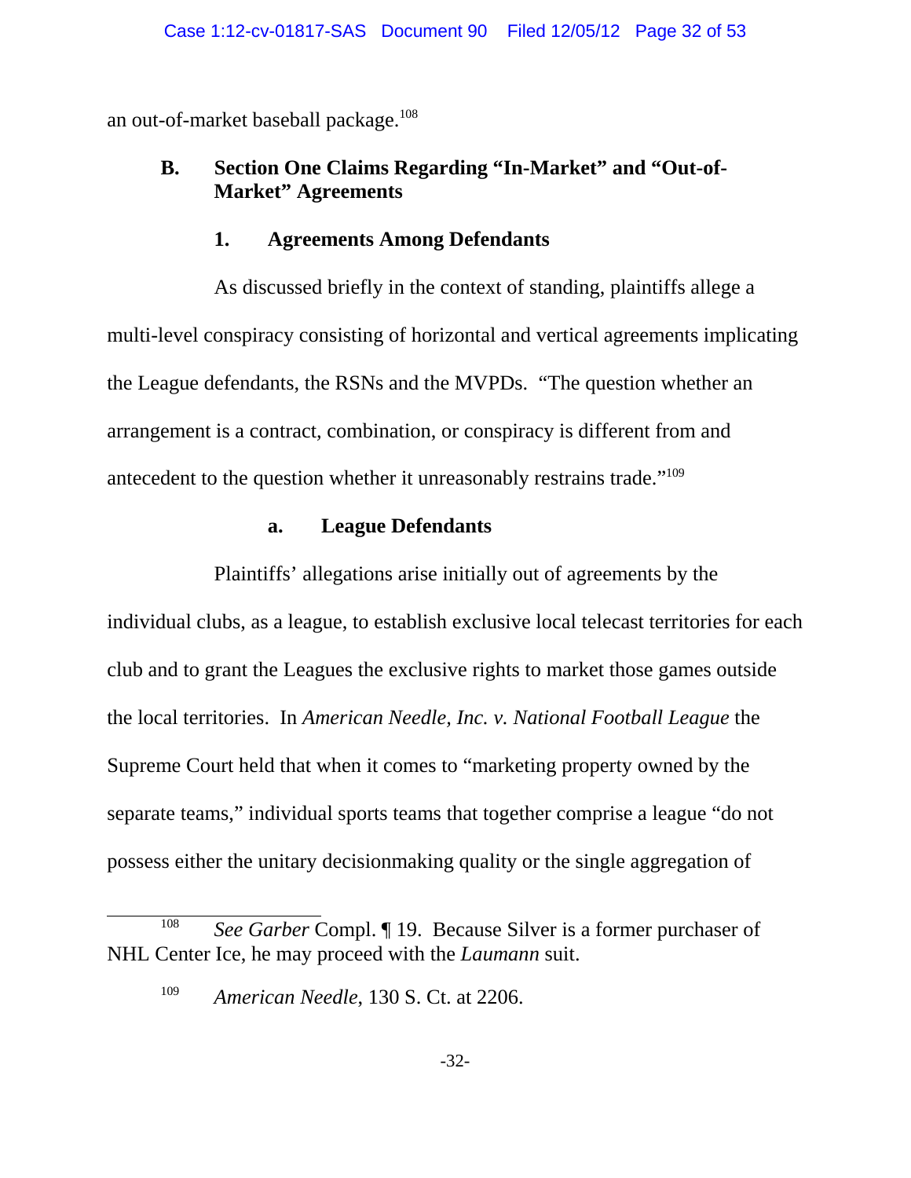an out-of-market baseball package.[108]

### B. Section One Claims Regarding "In-Market" and "Out-of-Market" Agreements

#### 1. Agreements Among Defendants

As discussed briefly in the context of standing, plaintiffs allege a multi-level conspiracy consisting of horizontal and vertical agreements implicating the League defendants, the RSNs and the MVPDs. "The question whether an arrangement is a contract, combination, or conspiracy is different from and antecedent to the question whether it unreasonably restrains trade."[109]

##### a. League Defendants

Plaintiffs' allegations arise initially out of agreements by the individual clubs, as a league, to establish exclusive local telecast territories for each club and to grant the Leagues the exclusive rights to market those games outside the local territories. In *American Needle, Inc. v. National Football League* the Supreme Court held that when it comes to "marketing property owned by the separate teams," individual sports teams that together comprise a league "do not possess either the unitary decisionmaking quality or the single aggregation of

---

[108] *See Garber* Compl. ¶ 19. Because Silver is a former purchaser of NHL Center Ice, he may proceed with the *Laumann* suit.

[109] *American Needle*, 130 S. Ct. at 2206.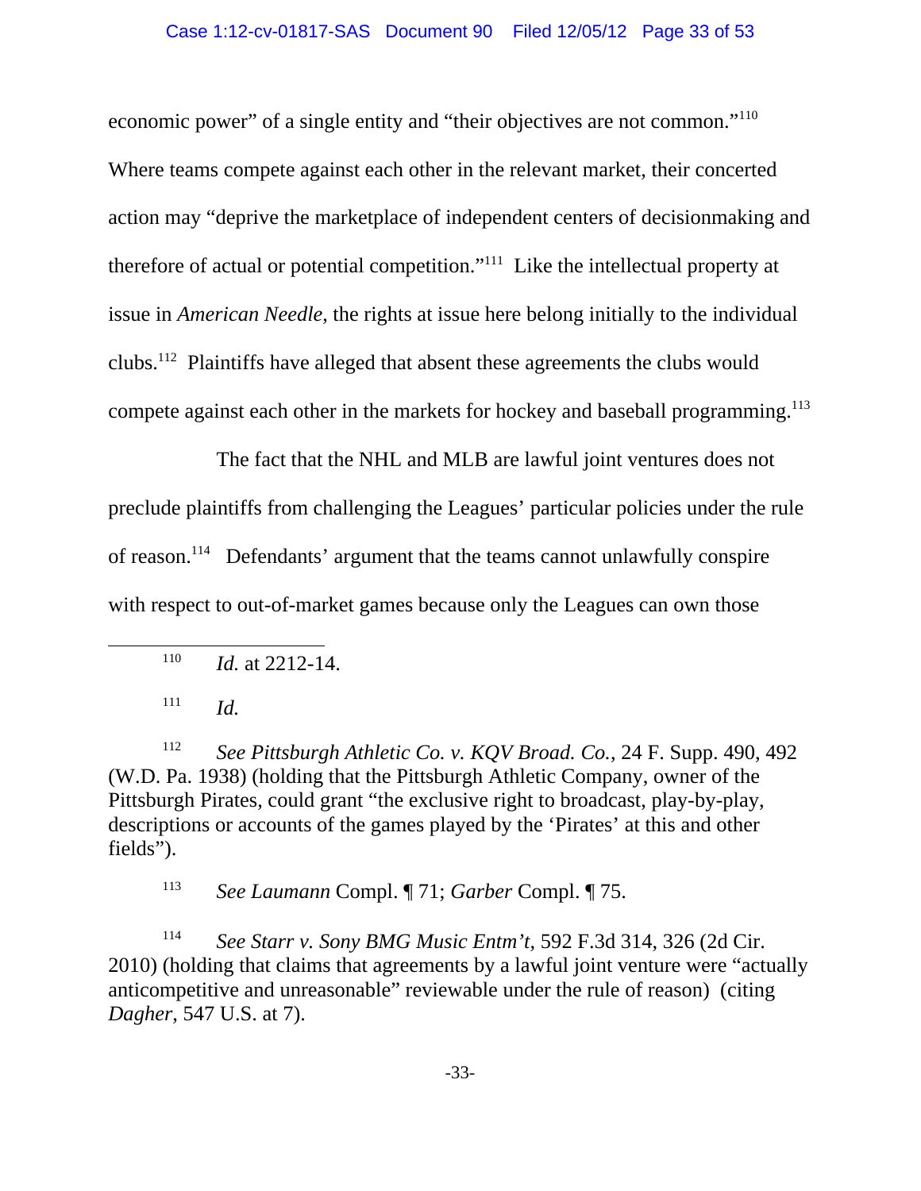economic power" of a single entity and "their objectives are not common."[110] Where teams compete against each other in the relevant market, their concerted action may "deprive the marketplace of independent centers of decisionmaking and therefore of actual or potential competition."[111] Like the intellectual property at issue in *American Needle*, the rights at issue here belong initially to the individual clubs.[112] Plaintiffs have alleged that absent these agreements the clubs would compete against each other in the markets for hockey and baseball programming.[113]

The fact that the NHL and MLB are lawful joint ventures does not preclude plaintiffs from challenging the Leagues' particular policies under the rule of reason.[114] Defendants' argument that the teams cannot unlawfully conspire with respect to out-of-market games because only the Leagues can own those

---

[110] *Id.* at 2212-14.

[111] *Id.*

[112] *See Pittsburgh Athletic Co. v. KQV Broad. Co.*, 24 F. Supp. 490, 492 (W.D. Pa. 1938) (holding that the Pittsburgh Athletic Company, owner of the Pittsburgh Pirates, could grant "the exclusive right to broadcast, play-by-play, descriptions or accounts of the games played by the 'Pirates' at this and other fields").

[113] *See Laumann* Compl. ¶ 71; *Garber* Compl. ¶ 75.

[114] *See Starr v. Sony BMG Music Entm't*, 592 F.3d 314, 326 (2d Cir. 2010) (holding that claims that agreements by a lawful joint venture were "actually anticompetitive and unreasonable" reviewable under the rule of reason) (citing *Dagher*, 547 U.S. at 7).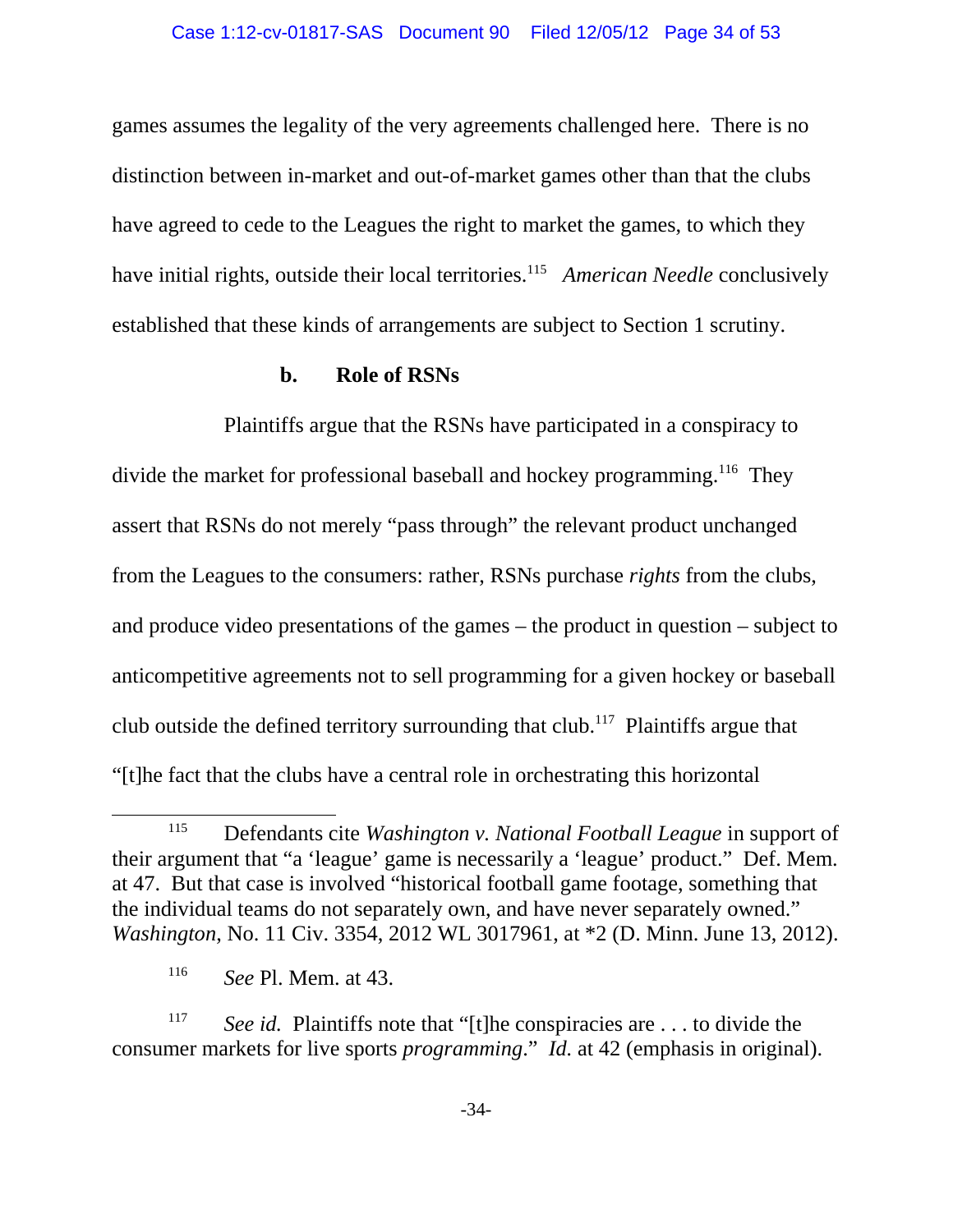games assumes the legality of the very agreements challenged here. There is no distinction between in-market and out-of-market games other than that the clubs have agreed to cede to the Leagues the right to market the games, to which they have initial rights, outside their local territories.[115] *American Needle* conclusively established that these kinds of arrangements are subject to Section 1 scrutiny.

**b. Role of RSNs**

Plaintiffs argue that the RSNs have participated in a conspiracy to divide the market for professional baseball and hockey programming.[116] They assert that RSNs do not merely "pass through" the relevant product unchanged from the Leagues to the consumers: rather, RSNs purchase *rights* from the clubs, and produce video presentations of the games – the product in question – subject to anticompetitive agreements not to sell programming for a given hockey or baseball club outside the defined territory surrounding that club.[117] Plaintiffs argue that "[t]he fact that the clubs have a central role in orchestrating this horizontal

---

[115] Defendants cite *Washington v. National Football League* in support of their argument that "a 'league' game is necessarily a 'league' product." Def. Mem. at 47. But that case is involved "historical football game footage, something that the individual teams do not separately own, and have never separately owned." *Washington*, No. 11 Civ. 3354, 2012 WL 3017961, at *2 (D. Minn. June 13, 2012).

[116] *See* Pl. Mem. at 43.

[117] *See id.* Plaintiffs note that "[t]he conspiracies are . . . to divide the consumer markets for live sports *programming*." *Id.* at 42 (emphasis in original).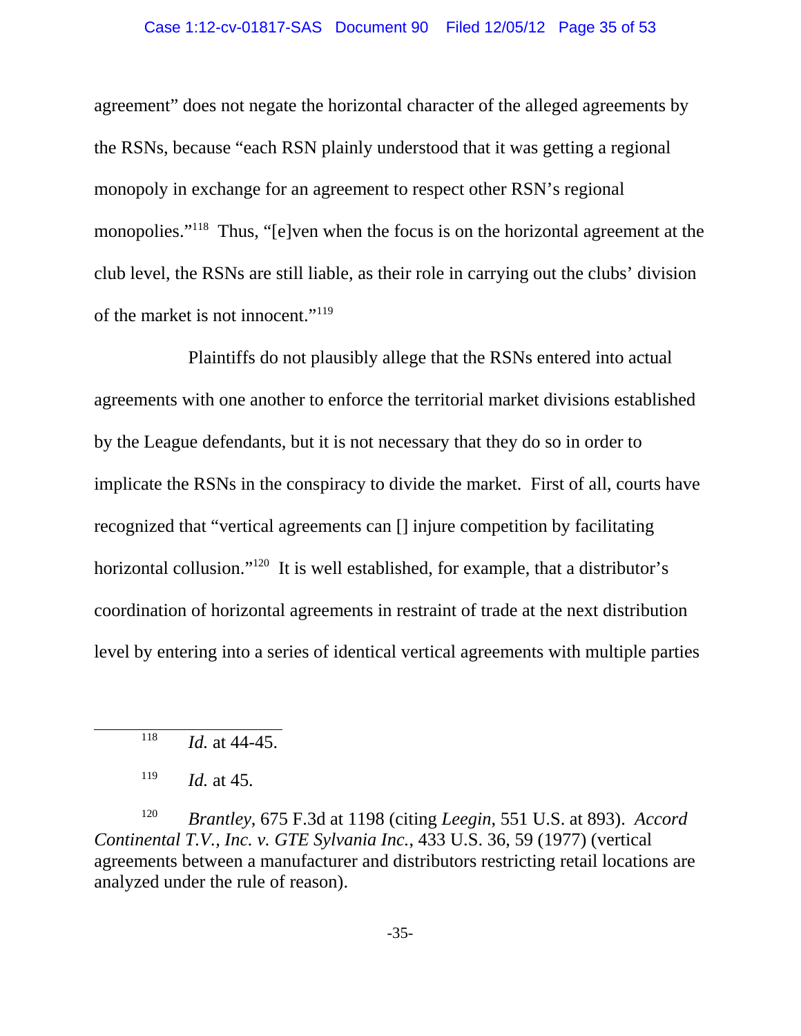agreement" does not negate the horizontal character of the alleged agreements by the RSNs, because "each RSN plainly understood that it was getting a regional monopoly in exchange for an agreement to respect other RSN's regional monopolies."[118] Thus, "[e]ven when the focus is on the horizontal agreement at the club level, the RSNs are still liable, as their role in carrying out the clubs' division of the market is not innocent."[119]

Plaintiffs do not plausibly allege that the RSNs entered into actual agreements with one another to enforce the territorial market divisions established by the League defendants, but it is not necessary that they do so in order to implicate the RSNs in the conspiracy to divide the market. First of all, courts have recognized that "vertical agreements can [] injure competition by facilitating horizontal collusion."[120] It is well established, for example, that a distributor's coordination of horizontal agreements in restraint of trade at the next distribution level by entering into a series of identical vertical agreements with multiple parties

---

[118] *Id.* at 44-45.

[119] *Id.* at 45.

[120] *Brantley*, 675 F.3d at 1198 (citing *Leegin*, 551 U.S. at 893). *Accord Continental T.V., Inc. v. GTE Sylvania Inc.*, 433 U.S. 36, 59 (1977) (vertical agreements between a manufacturer and distributors restricting retail locations are analyzed under the rule of reason).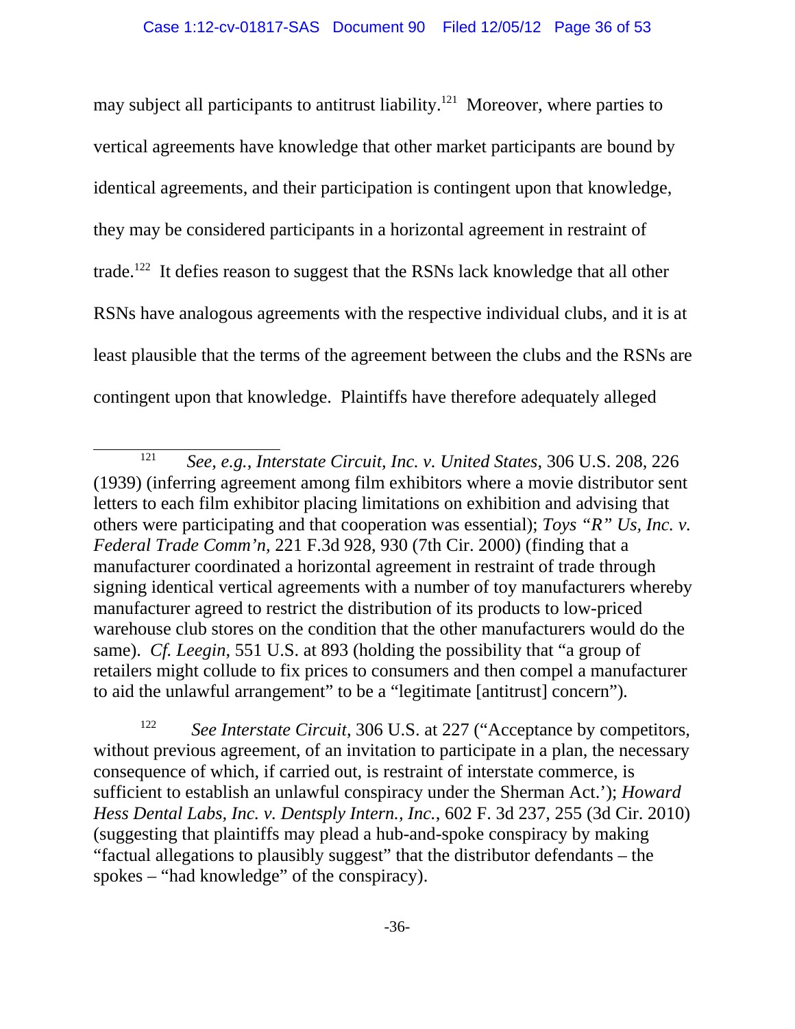may subject all participants to antitrust liability.[121] Moreover, where parties to vertical agreements have knowledge that other market participants are bound by identical agreements, and their participation is contingent upon that knowledge, they may be considered participants in a horizontal agreement in restraint of trade.[122] It defies reason to suggest that the RSNs lack knowledge that all other RSNs have analogous agreements with the respective individual clubs, and it is at least plausible that the terms of the agreement between the clubs and the RSNs are contingent upon that knowledge. Plaintiffs have therefore adequately alleged

---

[121] *See, e.g., Interstate Circuit, Inc. v. United States*, 306 U.S. 208, 226 (1939) (inferring agreement among film exhibitors where a movie distributor sent letters to each film exhibitor placing limitations on exhibition and advising that others were participating and that cooperation was essential); *Toys "R" Us, Inc. v. Federal Trade Comm'n*, 221 F.3d 928, 930 (7th Cir. 2000) (finding that a manufacturer coordinated a horizontal agreement in restraint of trade through signing identical vertical agreements with a number of toy manufacturers whereby manufacturer agreed to restrict the distribution of its products to low-priced warehouse club stores on the condition that the other manufacturers would do the same). *Cf. Leegin*, 551 U.S. at 893 (holding the possibility that "a group of retailers might collude to fix prices to consumers and then compel a manufacturer to aid the unlawful arrangement" to be a "legitimate [antitrust] concern").

[122] *See Interstate Circuit*, 306 U.S. at 227 ("Acceptance by competitors, without previous agreement, of an invitation to participate in a plan, the necessary consequence of which, if carried out, is restraint of interstate commerce, is sufficient to establish an unlawful conspiracy under the Sherman Act.'); *Howard Hess Dental Labs, Inc. v. Dentsply Intern., Inc.*, 602 F. 3d 237, 255 (3d Cir. 2010) (suggesting that plaintiffs may plead a hub-and-spoke conspiracy by making "factual allegations to plausibly suggest" that the distributor defendants – the spokes – "had knowledge" of the conspiracy).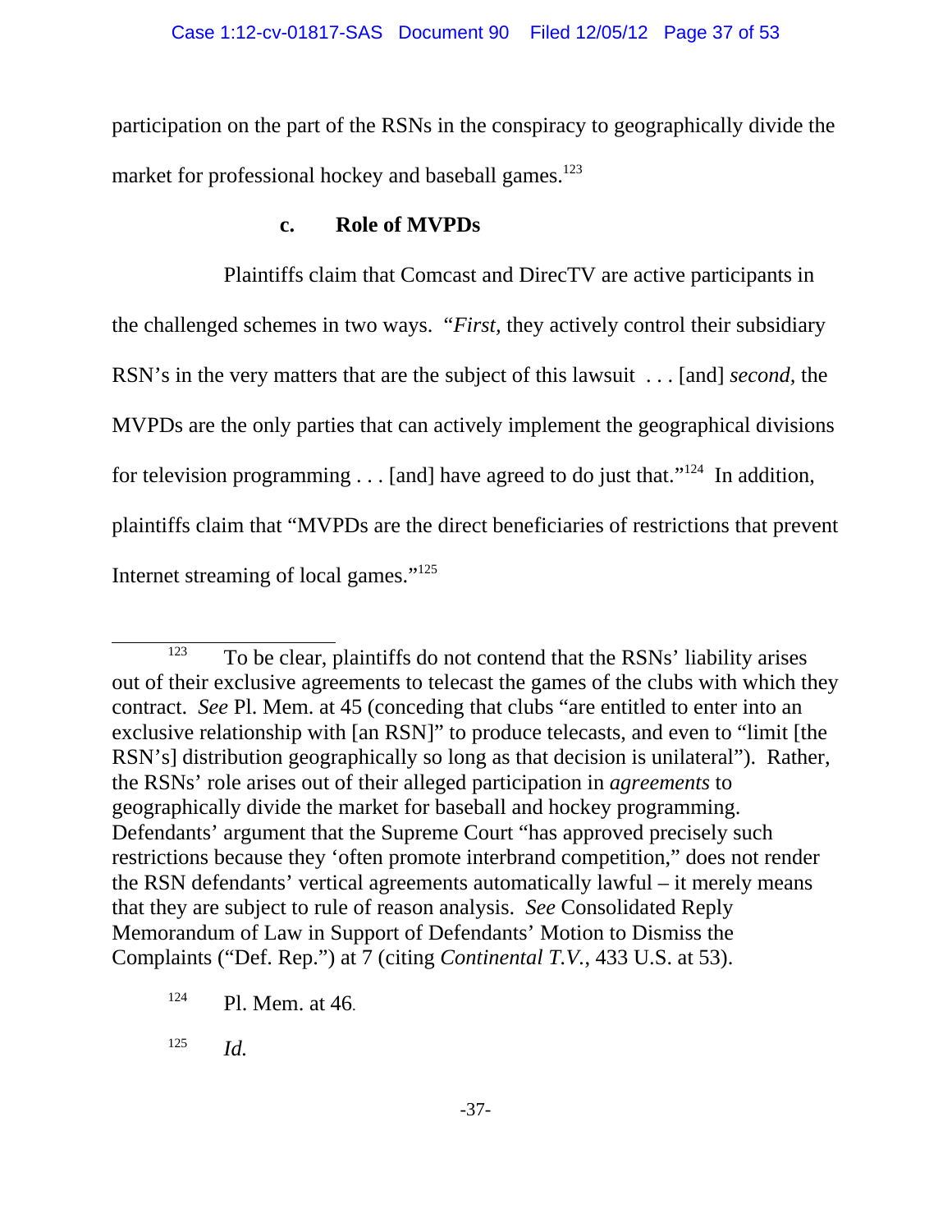participation on the part of the RSNs in the conspiracy to geographically divide the market for professional hockey and baseball games.[123]

### c. Role of MVPDs

Plaintiffs claim that Comcast and DirecTV are active participants in the challenged schemes in two ways. "*First*, they actively control their subsidiary RSN's in the very matters that are the subject of this lawsuit . . . [and] *second*, the MVPDs are the only parties that can actively implement the geographical divisions for television programming . . . [and] have agreed to do just that."[124] In addition, plaintiffs claim that "MVPDs are the direct beneficiaries of restrictions that prevent Internet streaming of local games."[125]

---

[123] To be clear, plaintiffs do not contend that the RSNs' liability arises out of their exclusive agreements to telecast the games of the clubs with which they contract. *See* Pl. Mem. at 45 (conceding that clubs "are entitled to enter into an exclusive relationship with [an RSN]" to produce telecasts, and even to "limit [the RSN's] distribution geographically so long as that decision is unilateral"). Rather, the RSNs' role arises out of their alleged participation in *agreements* to geographically divide the market for baseball and hockey programming. Defendants' argument that the Supreme Court "has approved precisely such restrictions because they 'often promote interbrand competition,'" does not render the RSN defendants' vertical agreements automatically lawful – it merely means that they are subject to rule of reason analysis. *See* Consolidated Reply Memorandum of Law in Support of Defendants' Motion to Dismiss the Complaints ("Def. Rep.") at 7 (citing *Continental T.V.*, 433 U.S. at 53).

[124] Pl. Mem. at 46.

[125] *Id.*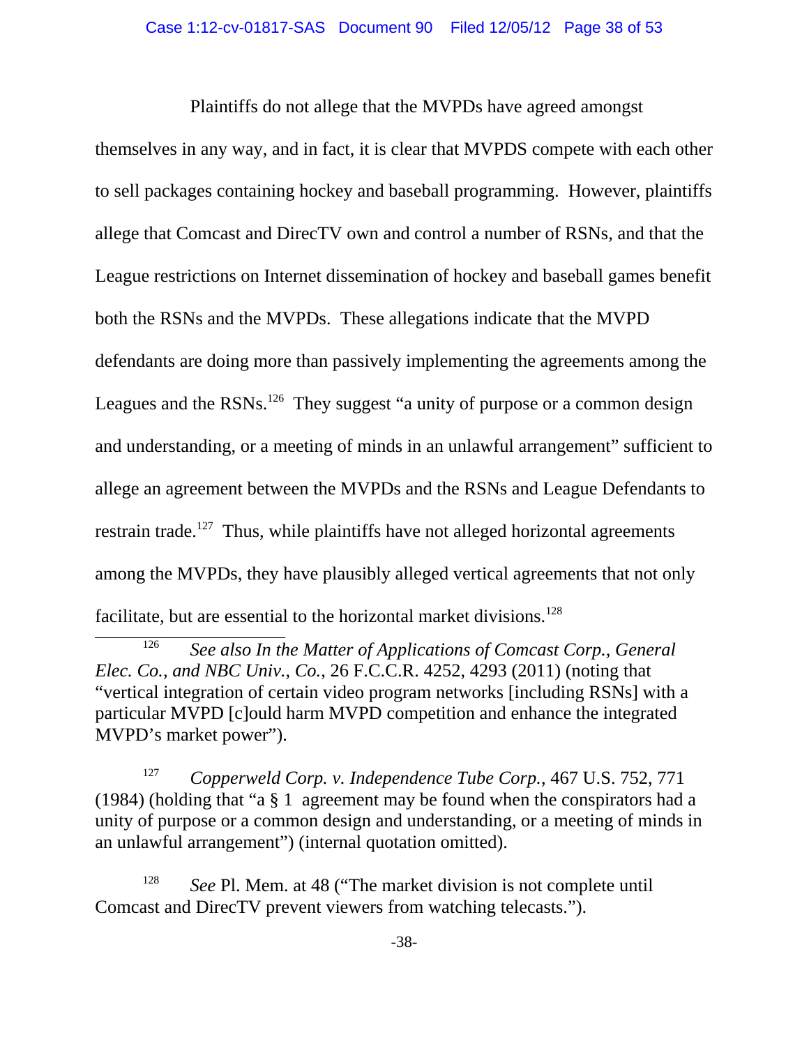Plaintiffs do not allege that the MVPDs have agreed amongst themselves in any way, and in fact, it is clear that MVPDS compete with each other to sell packages containing hockey and baseball programming. However, plaintiffs allege that Comcast and DirecTV own and control a number of RSNs, and that the League restrictions on Internet dissemination of hockey and baseball games benefit both the RSNs and the MVPDs. These allegations indicate that the MVPD defendants are doing more than passively implementing the agreements among the Leagues and the RSNs.[126] They suggest "a unity of purpose or a common design and understanding, or a meeting of minds in an unlawful arrangement" sufficient to allege an agreement between the MVPDs and the RSNs and League Defendants to restrain trade.[127] Thus, while plaintiffs have not alleged horizontal agreements among the MVPDs, they have plausibly alleged vertical agreements that not only facilitate, but are essential to the horizontal market divisions.[128]

---

[126] *See also In the Matter of Applications of Comcast Corp., General Elec. Co., and NBC Univ., Co.*, 26 F.C.C.R. 4252, 4293 (2011) (noting that "vertical integration of certain video program networks [including RSNs] with a particular MVPD [c]ould harm MVPD competition and enhance the integrated MVPD's market power").

[127] *Copperweld Corp. v. Independence Tube Corp.*, 467 U.S. 752, 771 (1984) (holding that "a § 1 agreement may be found when the conspirators had a unity of purpose or a common design and understanding, or a meeting of minds in an unlawful arrangement") (internal quotation omitted).

[128] *See* Pl. Mem. at 48 ("The market division is not complete until Comcast and DirecTV prevent viewers from watching telecasts.").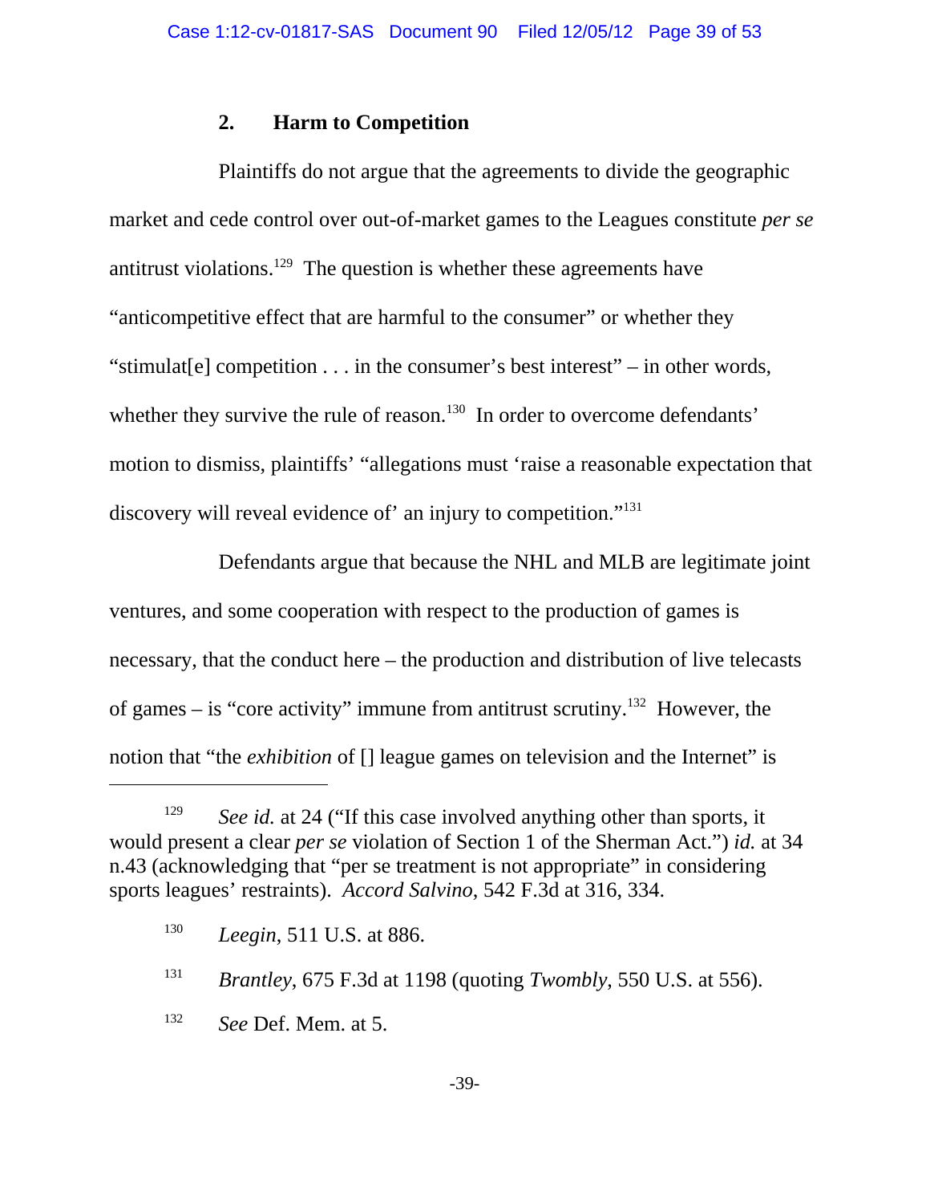### 2. Harm to Competition

Plaintiffs do not argue that the agreements to divide the geographic market and cede control over out-of-market games to the Leagues constitute *per se* antitrust violations.[129] The question is whether these agreements have "anticompetitive effect that are harmful to the consumer" or whether they "stimulat[e] competition . . . in the consumer's best interest" – in other words, whether they survive the rule of reason.[130] In order to overcome defendants' motion to dismiss, plaintiffs' "allegations must 'raise a reasonable expectation that discovery will reveal evidence of' an injury to competition."[131]

Defendants argue that because the NHL and MLB are legitimate joint ventures, and some cooperation with respect to the production of games is necessary, that the conduct here – the production and distribution of live telecasts of games – is "core activity" immune from antitrust scrutiny.[132] However, the notion that "the *exhibition* of [] league games on television and the Internet" is

---

[129] *See id.* at 24 ("If this case involved anything other than sports, it would present a clear *per se* violation of Section 1 of the Sherman Act.") *id.* at 34 n.43 (acknowledging that "per se treatment is not appropriate" in considering sports leagues' restraints). *Accord Salvino*, 542 F.3d at 316, 334.

[130] *Leegin*, 511 U.S. at 886.

[131] *Brantley*, 675 F.3d at 1198 (quoting *Twombly*, 550 U.S. at 556).

[132] *See* Def. Mem. at 5.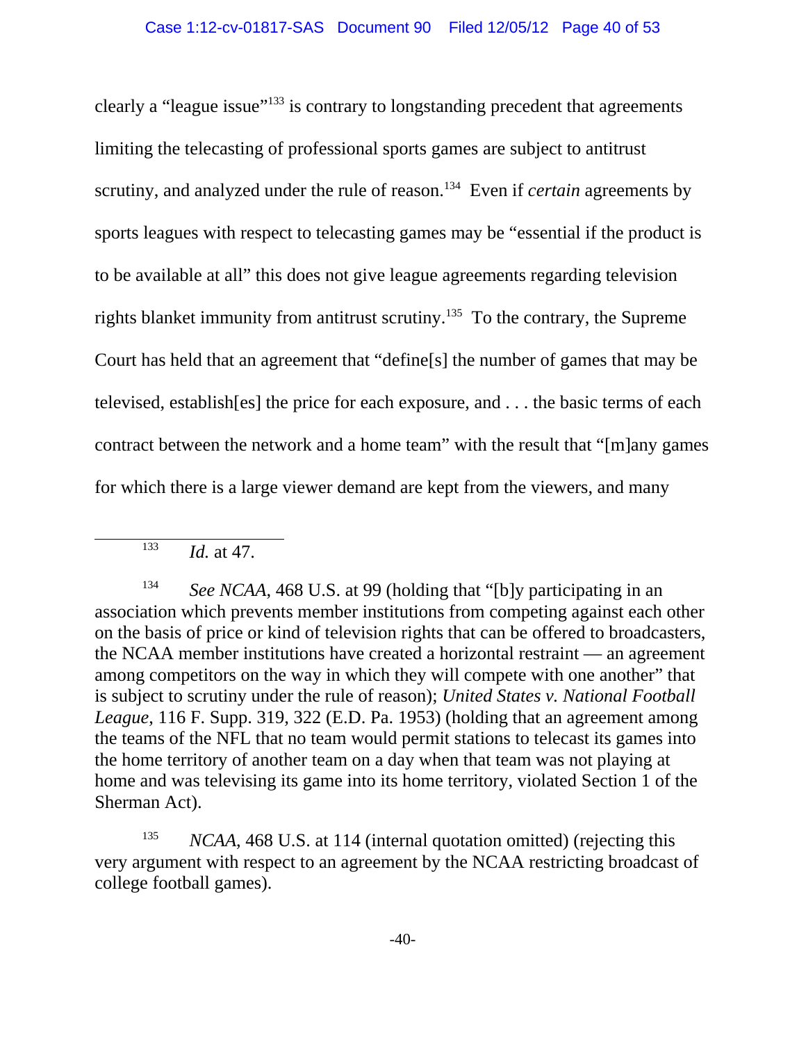clearly a "league issue"[133] is contrary to longstanding precedent that agreements limiting the telecasting of professional sports games are subject to antitrust scrutiny, and analyzed under the rule of reason.[134] Even if *certain* agreements by sports leagues with respect to telecasting games may be "essential if the product is to be available at all" this does not give league agreements regarding television rights blanket immunity from antitrust scrutiny.[135] To the contrary, the Supreme Court has held that an agreement that "define[s] the number of games that may be televised, establish[es] the price for each exposure, and . . . the basic terms of each contract between the network and a home team" with the result that "[m]any games for which there is a large viewer demand are kept from the viewers, and many

---

[133] *Id.* at 47.

[134] *See NCAA*, 468 U.S. at 99 (holding that "[b]y participating in an association which prevents member institutions from competing against each other on the basis of price or kind of television rights that can be offered to broadcasters, the NCAA member institutions have created a horizontal restraint — an agreement among competitors on the way in which they will compete with one another" that is subject to scrutiny under the rule of reason); *United States v. National Football League*, 116 F. Supp. 319, 322 (E.D. Pa. 1953) (holding that an agreement among the teams of the NFL that no team would permit stations to telecast its games into the home territory of another team on a day when that team was not playing at home and was televising its game into its home territory, violated Section 1 of the Sherman Act).

[135] *NCAA*, 468 U.S. at 114 (internal quotation omitted) (rejecting this very argument with respect to an agreement by the NCAA restricting broadcast of college football games).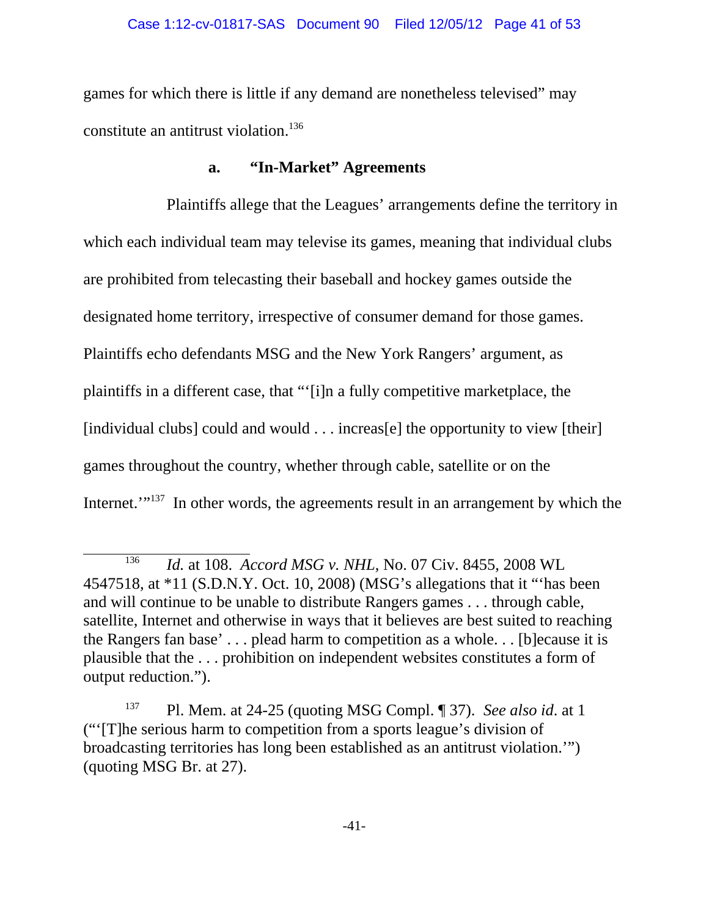games for which there is little if any demand are nonetheless televised" may constitute an antitrust violation.[136]

### a. "In-Market" Agreements

Plaintiffs allege that the Leagues' arrangements define the territory in which each individual team may televise its games, meaning that individual clubs are prohibited from telecasting their baseball and hockey games outside the designated home territory, irrespective of consumer demand for those games. Plaintiffs echo defendants MSG and the New York Rangers' argument, as plaintiffs in a different case, that "'[i]n a fully competitive marketplace, the [individual clubs] could and would . . . increas[e] the opportunity to view [their] games throughout the country, whether through cable, satellite or on the Internet.'"[137] In other words, the agreements result in an arrangement by which the

---

[136] *Id.* at 108. *Accord MSG v. NHL*, No. 07 Civ. 8455, 2008 WL 4547518, at *11 (S.D.N.Y. Oct. 10, 2008) (MSG's allegations that it "'has been and will continue to be unable to distribute Rangers games . . . through cable, satellite, Internet and otherwise in ways that it believes are best suited to reaching the Rangers fan base' . . . plead harm to competition as a whole. . . [b]ecause it is plausible that the . . . prohibition on independent websites constitutes a form of output reduction.").

[137] Pl. Mem. at 24-25 (quoting MSG Compl. ¶ 37). *See also id*. at 1 ("'[T]he serious harm to competition from a sports league's division of broadcasting territories has long been established as an antitrust violation.'") (quoting MSG Br. at 27).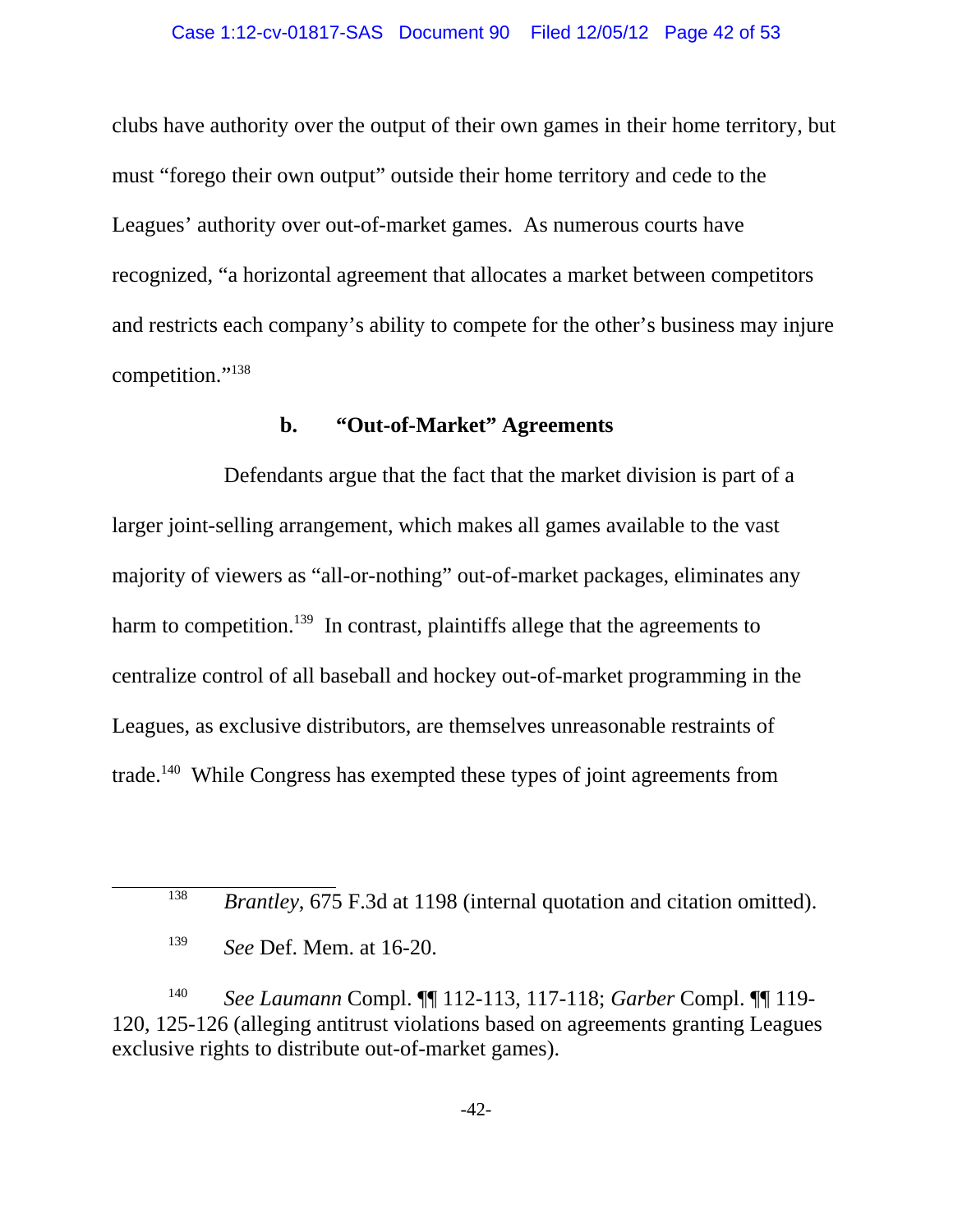clubs have authority over the output of their own games in their home territory, but must "forego their own output" outside their home territory and cede to the Leagues' authority over out-of-market games. As numerous courts have recognized, "a horizontal agreement that allocates a market between competitors and restricts each company's ability to compete for the other's business may injure competition."[138]

**b. "Out-of-Market" Agreements**

Defendants argue that the fact that the market division is part of a larger joint-selling arrangement, which makes all games available to the vast majority of viewers as "all-or-nothing" out-of-market packages, eliminates any harm to competition.[139] In contrast, plaintiffs allege that the agreements to centralize control of all baseball and hockey out-of-market programming in the Leagues, as exclusive distributors, are themselves unreasonable restraints of trade.[140] While Congress has exempted these types of joint agreements from

---

[138] *Brantley*, 675 F.3d at 1198 (internal quotation and citation omitted).

[139] *See* Def. Mem. at 16-20.

[140] *See Laumann* Compl. ¶¶ 112-113, 117-118; *Garber* Compl. ¶¶ 119-120, 125-126 (alleging antitrust violations based on agreements granting Leagues exclusive rights to distribute out-of-market games).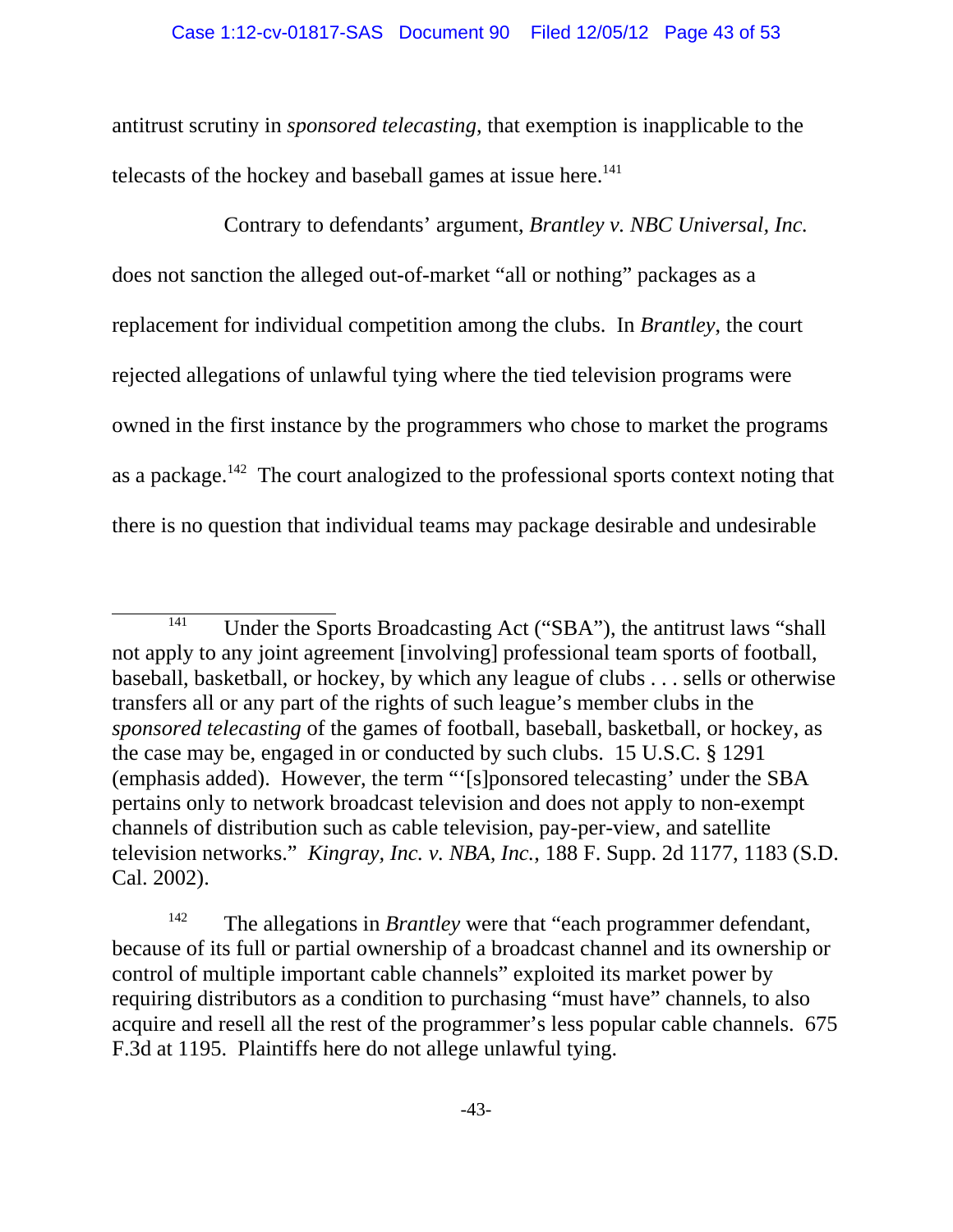antitrust scrutiny in *sponsored telecasting*, that exemption is inapplicable to the telecasts of the hockey and baseball games at issue here.[141]

Contrary to defendants' argument, *Brantley v. NBC Universal, Inc.* does not sanction the alleged out-of-market "all or nothing" packages as a replacement for individual competition among the clubs. In *Brantley*, the court rejected allegations of unlawful tying where the tied television programs were owned in the first instance by the programmers who chose to market the programs as a package.[142] The court analogized to the professional sports context noting that there is no question that individual teams may package desirable and undesirable

---

[141] Under the Sports Broadcasting Act ("SBA"), the antitrust laws "shall not apply to any joint agreement [involving] professional team sports of football, baseball, basketball, or hockey, by which any league of clubs . . . sells or otherwise transfers all or any part of the rights of such league's member clubs in the *sponsored telecasting* of the games of football, baseball, basketball, or hockey, as the case may be, engaged in or conducted by such clubs. 15 U.S.C. § 1291 (emphasis added). However, the term "'[s]ponsored telecasting' under the SBA pertains only to network broadcast television and does not apply to non-exempt channels of distribution such as cable television, pay-per-view, and satellite television networks." *Kingray, Inc. v. NBA, Inc.*, 188 F. Supp. 2d 1177, 1183 (S.D. Cal. 2002).

[142] The allegations in *Brantley* were that "each programmer defendant, because of its full or partial ownership of a broadcast channel and its ownership or control of multiple important cable channels" exploited its market power by requiring distributors as a condition to purchasing "must have" channels, to also acquire and resell all the rest of the programmer's less popular cable channels. 675 F.3d at 1195. Plaintiffs here do not allege unlawful tying.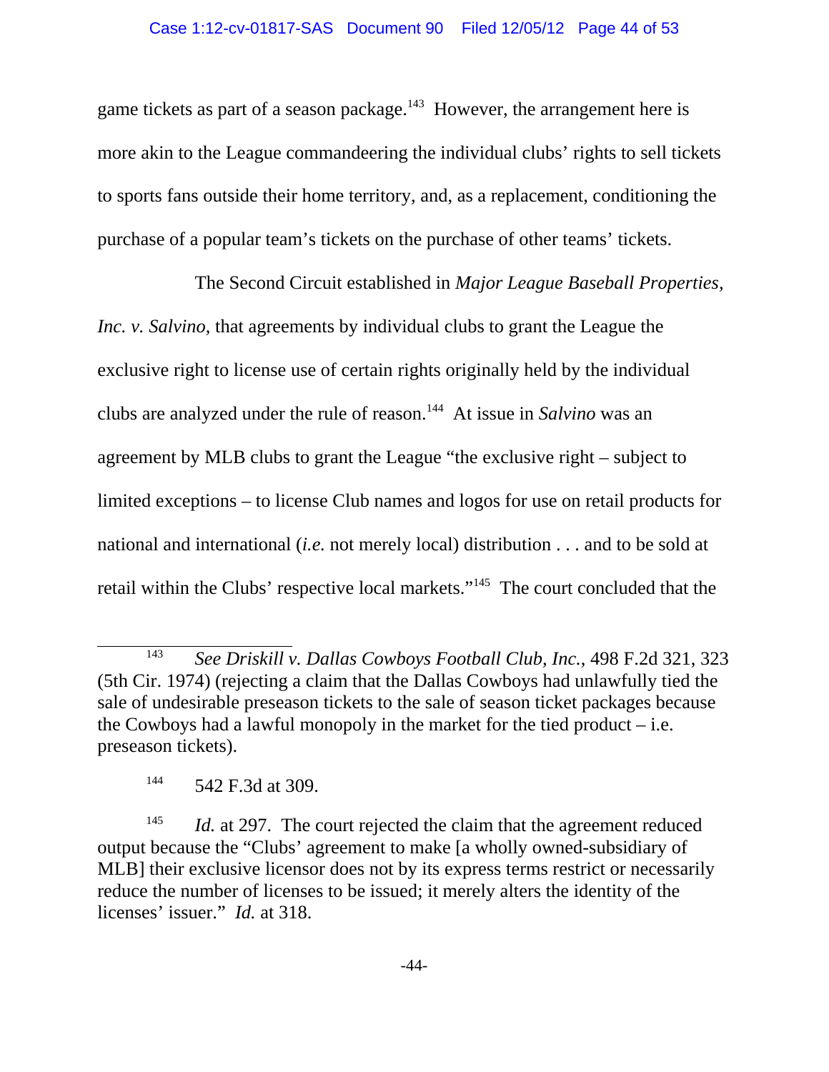game tickets as part of a season package.[143] However, the arrangement here is more akin to the League commandeering the individual clubs' rights to sell tickets to sports fans outside their home territory, and, as a replacement, conditioning the purchase of a popular team's tickets on the purchase of other teams' tickets.

The Second Circuit established in *Major League Baseball Properties, Inc. v. Salvino*, that agreements by individual clubs to grant the League the exclusive right to license use of certain rights originally held by the individual clubs are analyzed under the rule of reason.[144] At issue in *Salvino* was an agreement by MLB clubs to grant the League "the exclusive right – subject to limited exceptions – to license Club names and logos for use on retail products for national and international (*i.e.* not merely local) distribution . . . and to be sold at retail within the Clubs' respective local markets."[145] The court concluded that the

---

[143] *See Driskill v. Dallas Cowboys Football Club, Inc.*, 498 F.2d 321, 323 (5th Cir. 1974) (rejecting a claim that the Dallas Cowboys had unlawfully tied the sale of undesirable preseason tickets to the sale of season ticket packages because the Cowboys had a lawful monopoly in the market for the tied product – i.e. preseason tickets).

[144] 542 F.3d at 309.

[145] *Id.* at 297. The court rejected the claim that the agreement reduced output because the "Clubs' agreement to make [a wholly owned-subsidiary of MLB] their exclusive licensor does not by its express terms restrict or necessarily reduce the number of licenses to be issued; it merely alters the identity of the licenses' issuer." *Id.* at 318.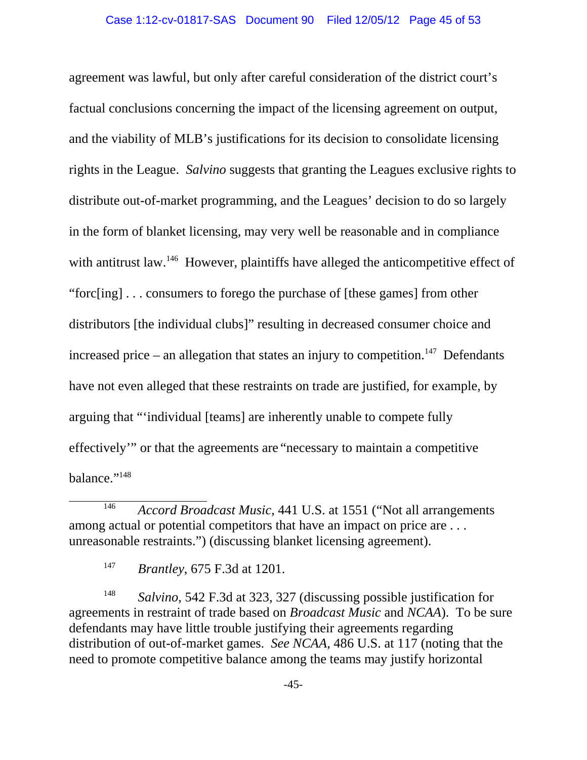agreement was lawful, but only after careful consideration of the district court's factual conclusions concerning the impact of the licensing agreement on output, and the viability of MLB's justifications for its decision to consolidate licensing rights in the League. *Salvino* suggests that granting the Leagues exclusive rights to distribute out-of-market programming, and the Leagues' decision to do so largely in the form of blanket licensing, may very well be reasonable and in compliance with antitrust law.[146] However, plaintiffs have alleged the anticompetitive effect of "forc[ing] . . . consumers to forego the purchase of [these games] from other distributors [the individual clubs]" resulting in decreased consumer choice and increased price – an allegation that states an injury to competition.[147] Defendants have not even alleged that these restraints on trade are justified, for example, by arguing that "'individual [teams] are inherently unable to compete fully effectively'" or that the agreements are "necessary to maintain a competitive balance."[148]

---

[146] *Accord Broadcast Music*, 441 U.S. at 1551 ("Not all arrangements among actual or potential competitors that have an impact on price are . . . unreasonable restraints.") (discussing blanket licensing agreement).

[147] *Brantley*, 675 F.3d at 1201.

[148] *Salvino*, 542 F.3d at 323, 327 (discussing possible justification for agreements in restraint of trade based on *Broadcast Music* and *NCAA*). To be sure defendants may have little trouble justifying their agreements regarding distribution of out-of-market games. *See NCAA*, 486 U.S. at 117 (noting that the need to promote competitive balance among the teams may justify horizontal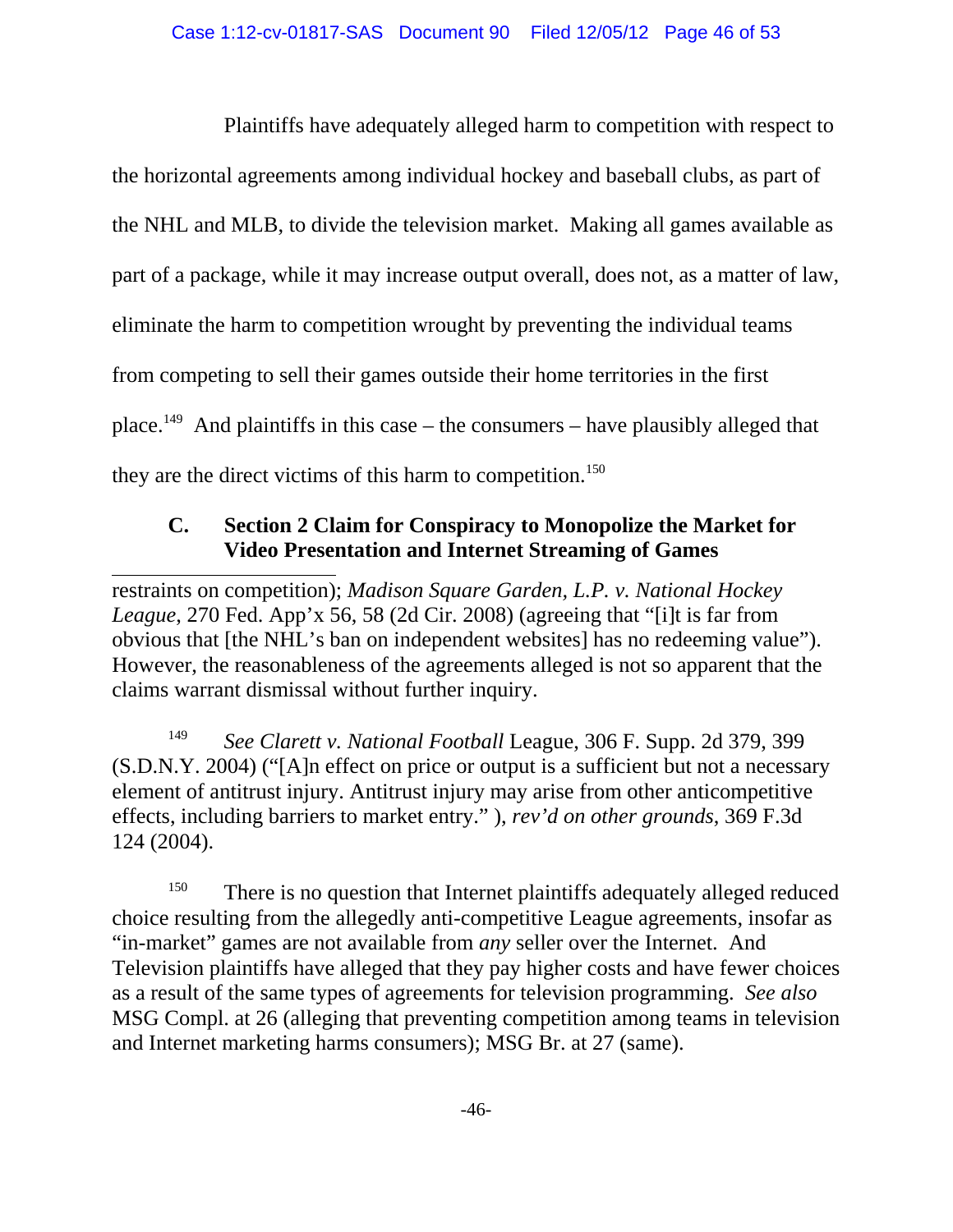Plaintiffs have adequately alleged harm to competition with respect to the horizontal agreements among individual hockey and baseball clubs, as part of the NHL and MLB, to divide the television market. Making all games available as part of a package, while it may increase output overall, does not, as a matter of law, eliminate the harm to competition wrought by preventing the individual teams from competing to sell their games outside their home territories in the first place.[149] And plaintiffs in this case – the consumers – have plausibly alleged that they are the direct victims of this harm to competition.[150]

### C. Section 2 Claim for Conspiracy to Monopolize the Market for Video Presentation and Internet Streaming of Games

---

restraints on competition); *Madison Square Garden, L.P. v. National Hockey League*, 270 Fed. App'x 56, 58 (2d Cir. 2008) (agreeing that "[i]t is far from obvious that [the NHL's ban on independent websites] has no redeeming value"). However, the reasonableness of the agreements alleged is not so apparent that the claims warrant dismissal without further inquiry.

[149] *See Clarett v. National Football* League, 306 F. Supp. 2d 379, 399 (S.D.N.Y. 2004) ("[A]n effect on price or output is a sufficient but not a necessary element of antitrust injury. Antitrust injury may arise from other anticompetitive effects, including barriers to market entry." ), *rev'd on other grounds*, 369 F.3d 124 (2004).

[150] There is no question that Internet plaintiffs adequately alleged reduced choice resulting from the allegedly anti-competitive League agreements, insofar as "in-market" games are not available from *any* seller over the Internet. And Television plaintiffs have alleged that they pay higher costs and have fewer choices as a result of the same types of agreements for television programming. *See also* MSG Compl. at 26 (alleging that preventing competition among teams in television and Internet marketing harms consumers); MSG Br. at 27 (same).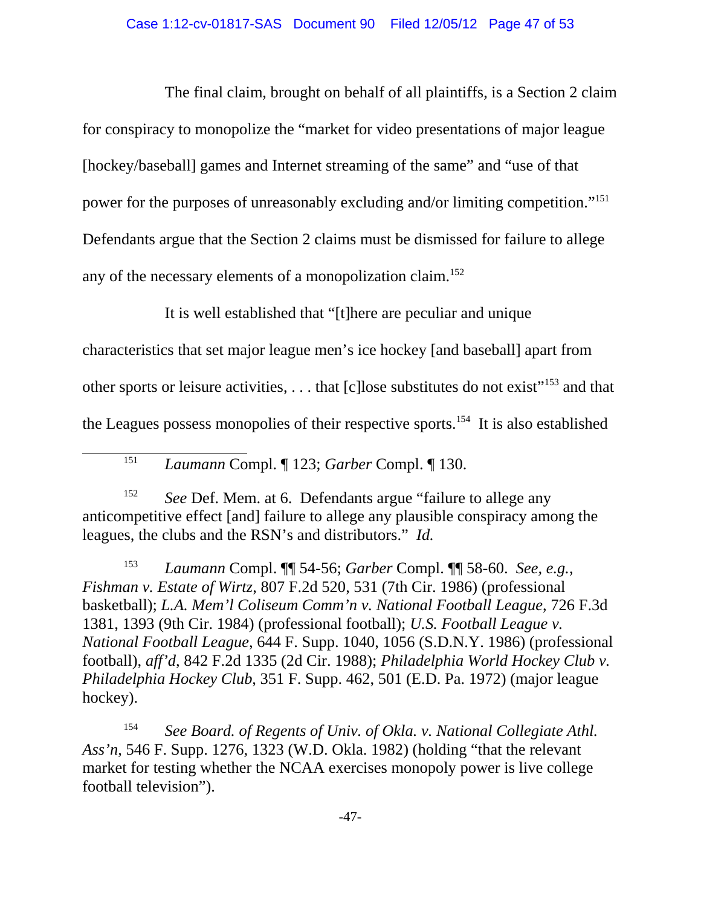The final claim, brought on behalf of all plaintiffs, is a Section 2 claim for conspiracy to monopolize the "market for video presentations of major league [hockey/baseball] games and Internet streaming of the same" and "use of that power for the purposes of unreasonably excluding and/or limiting competition."[151] Defendants argue that the Section 2 claims must be dismissed for failure to allege any of the necessary elements of a monopolization claim.[152]

It is well established that "[t]here are peculiar and unique characteristics that set major league men's ice hockey [and baseball] apart from other sports or leisure activities, . . . that [c]lose substitutes do not exist"[153] and that the Leagues possess monopolies of their respective sports.[154] It is also established

---

[151] *Laumann* Compl. ¶ 123; *Garber* Compl. ¶ 130.

[152] *See* Def. Mem. at 6. Defendants argue "failure to allege any anticompetitive effect [and] failure to allege any plausible conspiracy among the leagues, the clubs and the RSN's and distributors." *Id.*

[153] *Laumann* Compl. ¶¶ 54-56; *Garber* Compl. ¶¶ 58-60. *See, e.g.*, *Fishman v. Estate of Wirtz*, 807 F.2d 520, 531 (7th Cir. 1986) (professional basketball); *L.A. Mem'l Coliseum Comm'n v. National Football League*, 726 F.3d 1381, 1393 (9th Cir. 1984) (professional football); *U.S. Football League v. National Football League*, 644 F. Supp. 1040, 1056 (S.D.N.Y. 1986) (professional football), *aff'd*, 842 F.2d 1335 (2d Cir. 1988); *Philadelphia World Hockey Club v. Philadelphia Hockey Club*, 351 F. Supp. 462, 501 (E.D. Pa. 1972) (major league hockey).

[154] *See Board. of Regents of Univ. of Okla. v. National Collegiate Athl. Ass'n*, 546 F. Supp. 1276, 1323 (W.D. Okla. 1982) (holding "that the relevant market for testing whether the NCAA exercises monopoly power is live college football television").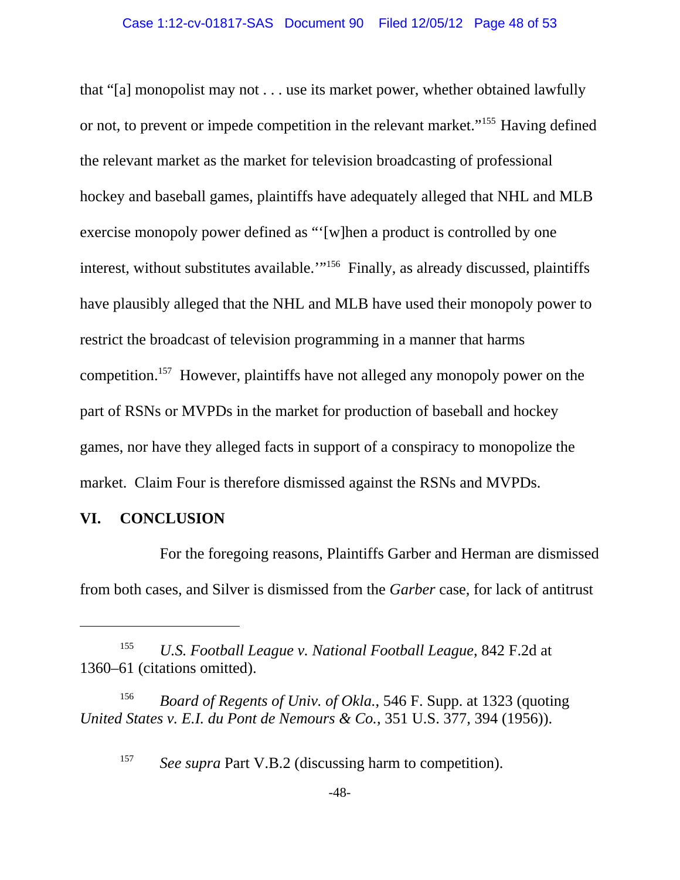that "[a] monopolist may not . . . use its market power, whether obtained lawfully or not, to prevent or impede competition in the relevant market."[155] Having defined the relevant market as the market for television broadcasting of professional hockey and baseball games, plaintiffs have adequately alleged that NHL and MLB exercise monopoly power defined as "'[w]hen a product is controlled by one interest, without substitutes available.'"[156] Finally, as already discussed, plaintiffs have plausibly alleged that the NHL and MLB have used their monopoly power to restrict the broadcast of television programming in a manner that harms competition.[157] However, plaintiffs have not alleged any monopoly power on the part of RSNs or MVPDs in the market for production of baseball and hockey games, nor have they alleged facts in support of a conspiracy to monopolize the market. Claim Four is therefore dismissed against the RSNs and MVPDs.

## VI. CONCLUSION

For the foregoing reasons, Plaintiffs Garber and Herman are dismissed from both cases, and Silver is dismissed from the *Garber* case, for lack of antitrust

---

[155] *U.S. Football League v. National Football League*, 842 F.2d at 1360–61 (citations omitted).

[156] *Board of Regents of Univ. of Okla.*, 546 F. Supp. at 1323 (quoting *United States v. E.I. du Pont de Nemours & Co.*, 351 U.S. 377, 394 (1956)).

[157] *See supra* Part V.B.2 (discussing harm to competition).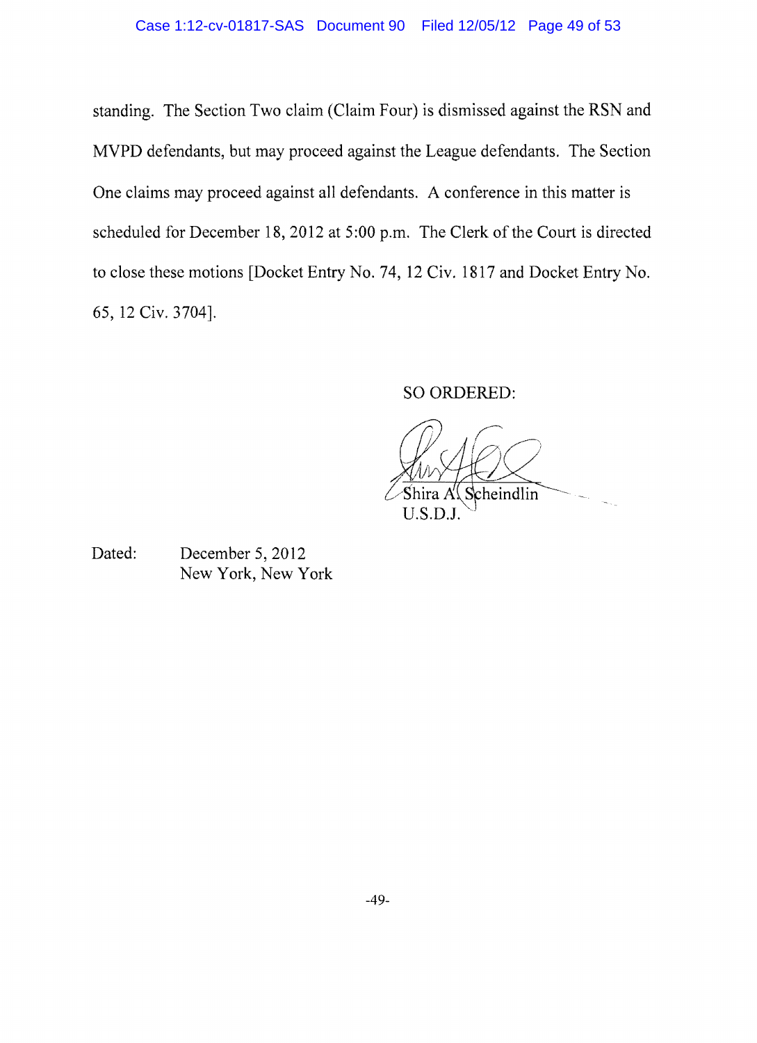standing. The Section Two claim (Claim Four) is dismissed against the RSN and MVPD defendants, but may proceed against the League defendants. The Section One claims may proceed against all defendants. A conference in this matter is scheduled for December 18, 2012 at 5:00 p.m. The Clerk of the Court is directed to close these motions [Docket Entry No. 74, 12 Civ. 1817 and Docket Entry No. 65, 12 Civ. 3704].

SO ORDERED:

Shira A. Scheindlin
U.S.D.J.

Dated: December 5, 2012
New York, New York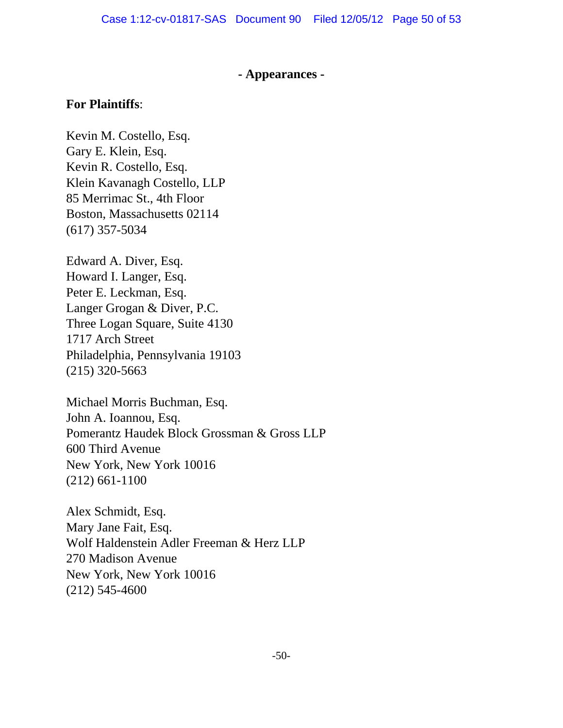**- Appearances -**

**For Plaintiffs**:

Kevin M. Costello, Esq.
Gary E. Klein, Esq.
Kevin R. Costello, Esq.
Klein Kavanagh Costello, LLP
85 Merrimac St., 4th Floor
Boston, Massachusetts 02114
(617) 357-5034

Edward A. Diver, Esq.
Howard I. Langer, Esq.
Peter E. Leckman, Esq.
Langer Grogan & Diver, P.C.
Three Logan Square, Suite 4130
1717 Arch Street
Philadelphia, Pennsylvania 19103
(215) 320-5663

Michael Morris Buchman, Esq.
John A. Ioannou, Esq.
Pomerantz Haudek Block Grossman & Gross LLP
600 Third Avenue
New York, New York 10016
(212) 661-1100

Alex Schmidt, Esq.
Mary Jane Fait, Esq.
Wolf Haldenstein Adler Freeman & Herz LLP
270 Madison Avenue
New York, New York 10016
(212) 545-4600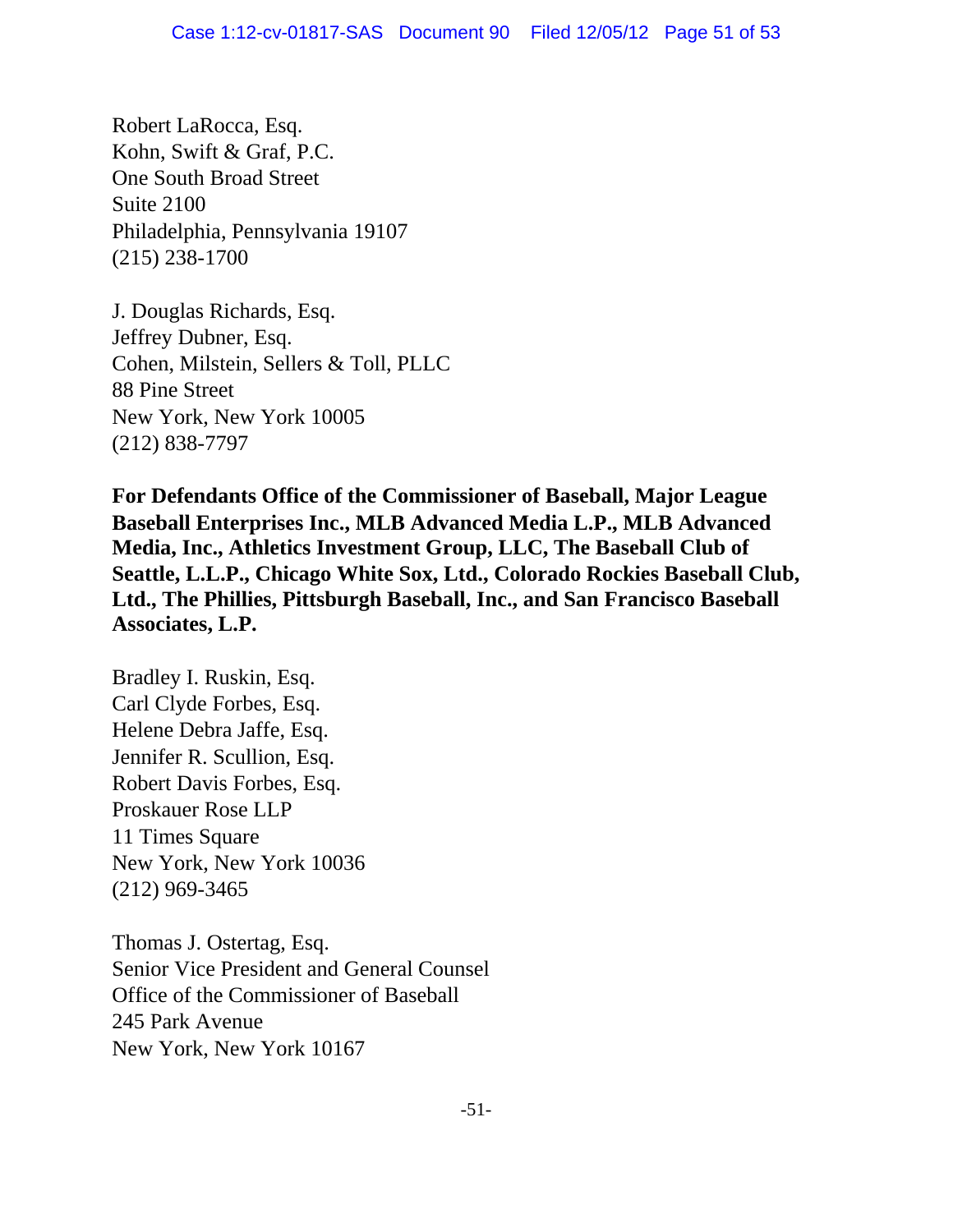Robert LaRocca, Esq.
Kohn, Swift & Graf, P.C.
One South Broad Street
Suite 2100
Philadelphia, Pennsylvania 19107
(215) 238-1700

J. Douglas Richards, Esq.
Jeffrey Dubner, Esq.
Cohen, Milstein, Sellers & Toll, PLLC
88 Pine Street
New York, New York 10005
(212) 838-7797

**For Defendants Office of the Commissioner of Baseball, Major League Baseball Enterprises Inc., MLB Advanced Media L.P., MLB Advanced Media, Inc., Athletics Investment Group, LLC, The Baseball Club of Seattle, L.L.P., Chicago White Sox, Ltd., Colorado Rockies Baseball Club, Ltd., The Phillies, Pittsburgh Baseball, Inc., and San Francisco Baseball Associates, L.P.**

Bradley I. Ruskin, Esq.
Carl Clyde Forbes, Esq.
Helene Debra Jaffe, Esq.
Jennifer R. Scullion, Esq.
Robert Davis Forbes, Esq.
Proskauer Rose LLP
11 Times Square
New York, New York 10036
(212) 969-3465

Thomas J. Ostertag, Esq.
Senior Vice President and General Counsel
Office of the Commissioner of Baseball
245 Park Avenue
New York, New York 10167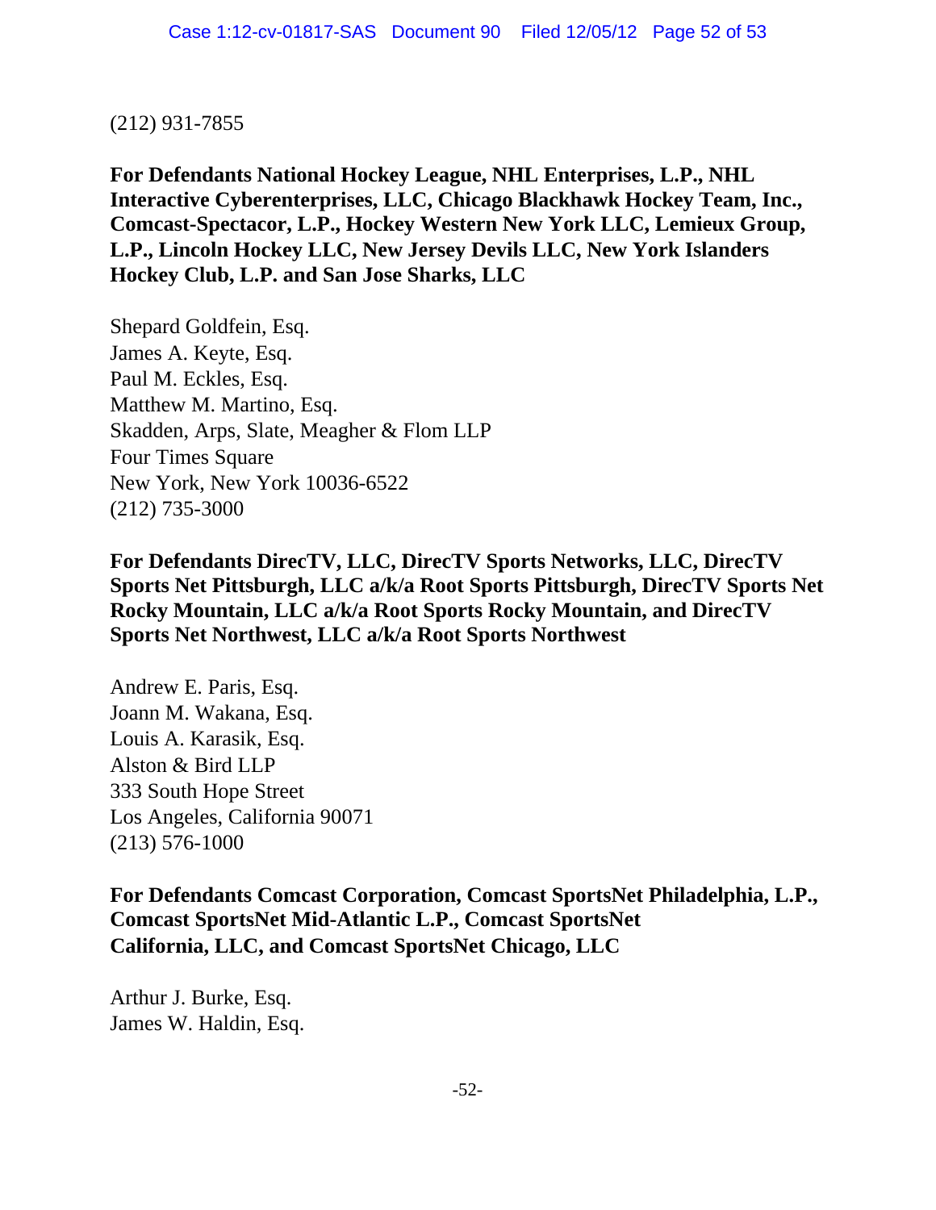(212) 931-7855

**For Defendants National Hockey League, NHL Enterprises, L.P., NHL Interactive Cyberenterprises, LLC, Chicago Blackhawk Hockey Team, Inc., Comcast-Spectacor, L.P., Hockey Western New York LLC, Lemieux Group, L.P., Lincoln Hockey LLC, New Jersey Devils LLC, New York Islanders Hockey Club, L.P. and San Jose Sharks, LLC**

Shepard Goldfein, Esq.
James A. Keyte, Esq.
Paul M. Eckles, Esq.
Matthew M. Martino, Esq.
Skadden, Arps, Slate, Meagher & Flom LLP
Four Times Square
New York, New York 10036-6522
(212) 735-3000

**For Defendants DirecTV, LLC, DirecTV Sports Networks, LLC, DirecTV Sports Net Pittsburgh, LLC a/k/a Root Sports Pittsburgh, DirecTV Sports Net Rocky Mountain, LLC a/k/a Root Sports Rocky Mountain, and DirecTV Sports Net Northwest, LLC a/k/a Root Sports Northwest**

Andrew E. Paris, Esq.
Joann M. Wakana, Esq.
Louis A. Karasik, Esq.
Alston & Bird LLP
333 South Hope Street
Los Angeles, California 90071
(213) 576-1000

**For Defendants Comcast Corporation, Comcast SportsNet Philadelphia, L.P., Comcast SportsNet Mid-Atlantic L.P., Comcast SportsNet California, LLC, and Comcast SportsNet Chicago, LLC**

Arthur J. Burke, Esq.
James W. Haldin, Esq.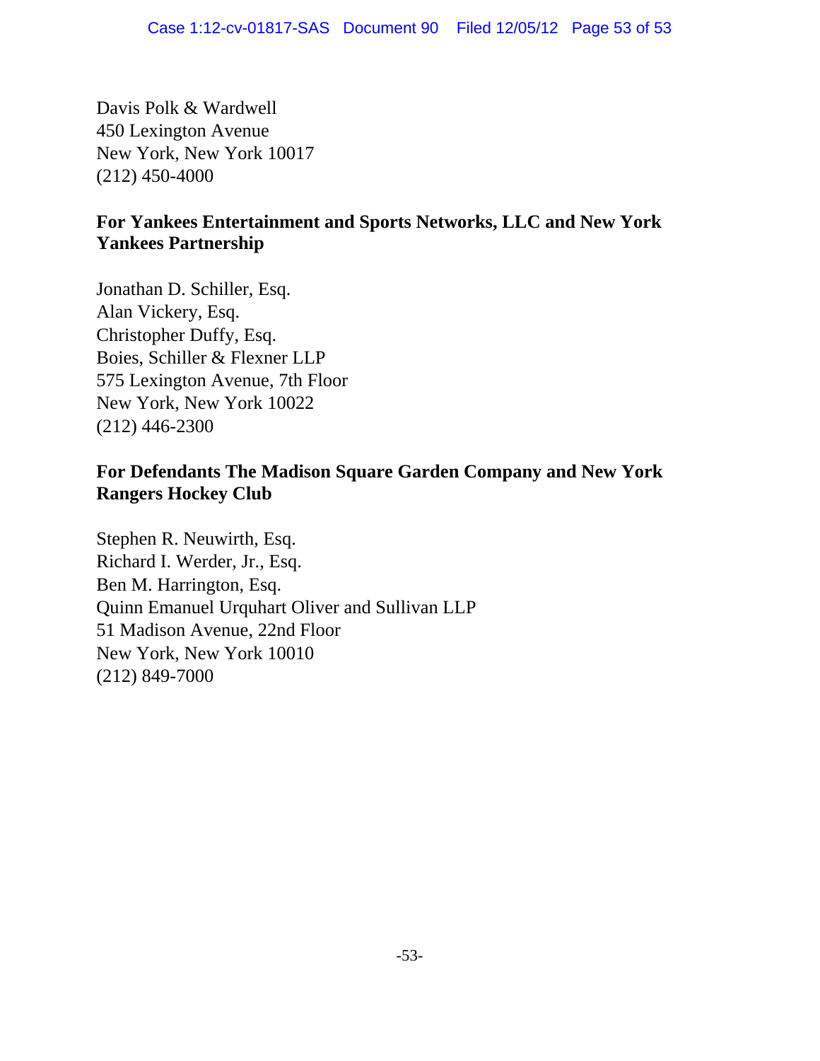Davis Polk & Wardwell
450 Lexington Avenue
New York, New York 10017
(212) 450-4000

**For Yankees Entertainment and Sports Networks, LLC and New York Yankees Partnership**

Jonathan D. Schiller, Esq.
Alan Vickery, Esq.
Christopher Duffy, Esq.
Boies, Schiller & Flexner LLP
575 Lexington Avenue, 7th Floor
New York, New York 10022
(212) 446-2300

**For Defendants The Madison Square Garden Company and New York Rangers Hockey Club**

Stephen R. Neuwirth, Esq.
Richard I. Werder, Jr., Esq.
Ben M. Harrington, Esq.
Quinn Emanuel Urquhart Oliver and Sullivan LLP
51 Madison Avenue, 22nd Floor
New York, New York 10010
(212) 849-7000